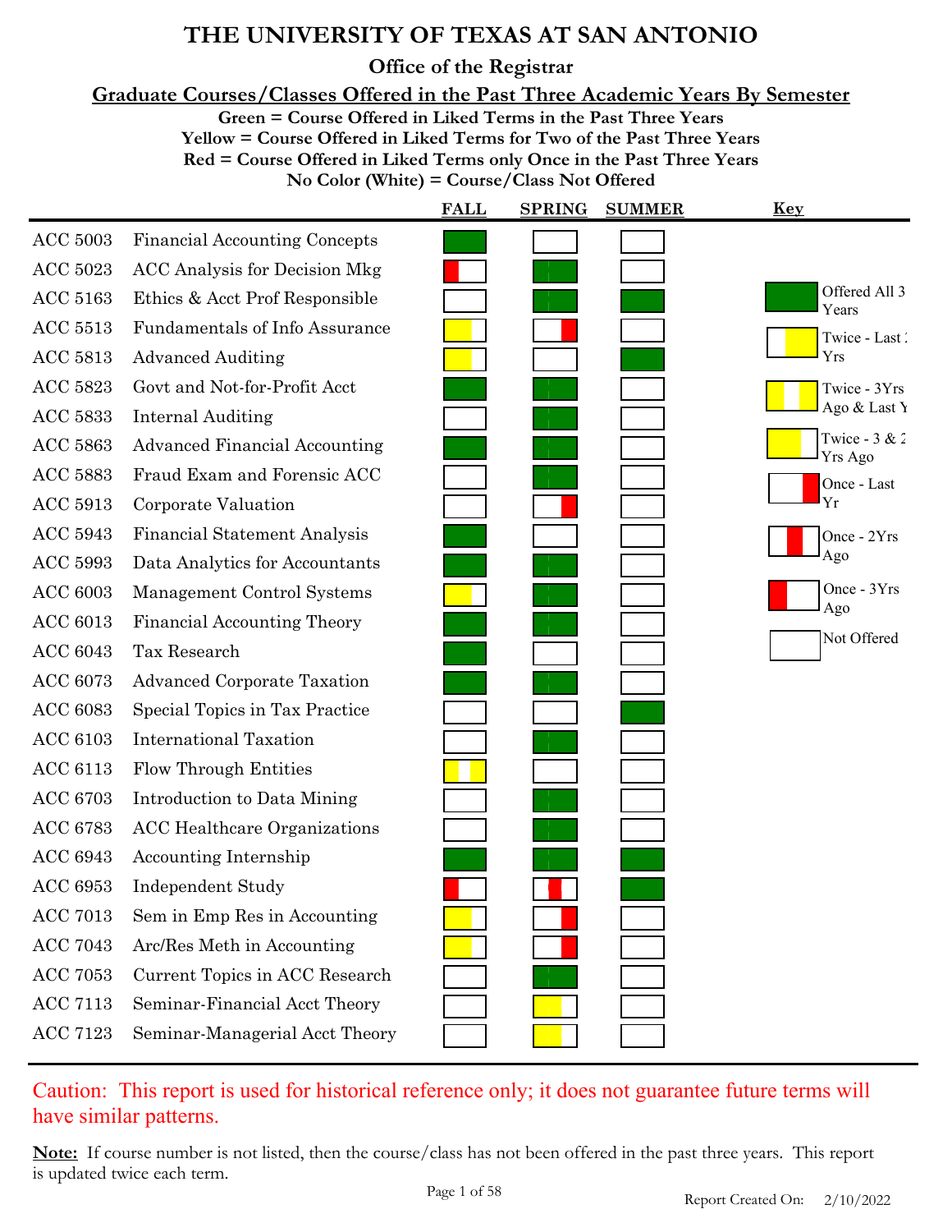# THE UNIVERSITY OF TEXAS AT SAN ANTONIO

## Office of the Registrar

### Graduate Courses/Classes Offered in the Past Three Academic Years By Semester

**Green = Course Offered in Liked Terms in the Past Three Years**
**Yellow = Course Offered in Liked Terms for Two of the Past Three Years**
**Red = Course Offered in Liked Terms only Once in the Past Three Years**
**No Color (White) = Course/Class Not Offered**

| Course | Title | FALL | SPRING | SUMMER |
|---|---|---|---|---|
| ACC 5003 | Financial Accounting Concepts | Offered All 3 Years | Not Offered | Not Offered |
| ACC 5023 | ACC Analysis for Decision Mkg | Once - 3Yrs Ago | Offered All 3 Years | Not Offered |
| ACC 5163 | Ethics & Acct Prof Responsible | Not Offered | Offered All 3 Years | Offered All 3 Years |
| ACC 5513 | Fundamentals of Info Assurance | Twice - 3 & 2 Yrs Ago | Once - Last Yr | Not Offered |
| ACC 5813 | Advanced Auditing | Twice - 3 & 2 Yrs Ago | Not Offered | Offered All 3 Years |
| ACC 5823 | Govt and Not-for-Profit Acct | Offered All 3 Years | Offered All 3 Years | Not Offered |
| ACC 5833 | Internal Auditing | Not Offered | Offered All 3 Years | Not Offered |
| ACC 5863 | Advanced Financial Accounting | Offered All 3 Years | Offered All 3 Years | Not Offered |
| ACC 5883 | Fraud Exam and Forensic ACC | Not Offered | Offered All 3 Years | Not Offered |
| ACC 5913 | Corporate Valuation | Not Offered | Once - Last Yr | Not Offered |
| ACC 5943 | Financial Statement Analysis | Offered All 3 Years | Not Offered | Not Offered |
| ACC 5993 | Data Analytics for Accountants | Offered All 3 Years | Offered All 3 Years | Not Offered |
| ACC 6003 | Management Control Systems | Twice - 3 & 2 Yrs Ago | Offered All 3 Years | Not Offered |
| ACC 6013 | Financial Accounting Theory | Offered All 3 Years | Offered All 3 Years | Not Offered |
| ACC 6043 | Tax Research | Offered All 3 Years | Not Offered | Not Offered |
| ACC 6073 | Advanced Corporate Taxation | Offered All 3 Years | Offered All 3 Years | Not Offered |
| ACC 6083 | Special Topics in Tax Practice | Not Offered | Not Offered | Offered All 3 Years |
| ACC 6103 | International Taxation | Not Offered | Offered All 3 Years | Not Offered |
| ACC 6113 | Flow Through Entities | Twice - 3Yrs Ago & Last Yr | Not Offered | Not Offered |
| ACC 6703 | Introduction to Data Mining | Not Offered | Offered All 3 Years | Not Offered |
| ACC 6783 | ACC Healthcare Organizations | Not Offered | Offered All 3 Years | Not Offered |
| ACC 6943 | Accounting Internship | Offered All 3 Years | Offered All 3 Years | Offered All 3 Years |
| ACC 6953 | Independent Study | Once - 3Yrs Ago | Once - 2Yrs Ago | Offered All 3 Years |
| ACC 7013 | Sem in Emp Res in Accounting | Twice - 3 & 2 Yrs Ago | Once - Last Yr | Not Offered |
| ACC 7043 | Arc/Res Meth in Accounting | Twice - 3 & 2 Yrs Ago | Once - Last Yr | Not Offered |
| ACC 7053 | Current Topics in ACC Research | Not Offered | Offered All 3 Years | Not Offered |
| ACC 7113 | Seminar-Financial Acct Theory | Not Offered | Twice - 3 & 2 Yrs Ago | Not Offered |
| ACC 7123 | Seminar-Managerial Acct Theory | Not Offered | Twice - 3 & 2 Yrs Ago | Not Offered |

**Key**

- Offered All 3 Years
- Twice - Last 2 Yrs
- Twice - 3Yrs Ago & Last Yr
- Twice - 3 & 2 Yrs Ago
- Once - Last Yr
- Once - 2Yrs Ago
- Once - 3Yrs Ago
- Not Offered

Caution: This report is used for historical reference only; it does not guarantee future terms will have similar patterns.

**Note:** If course number is not listed, then the course/class has not been offered in the past three years. This report is updated twice each term.

Report Created On: 2/10/2022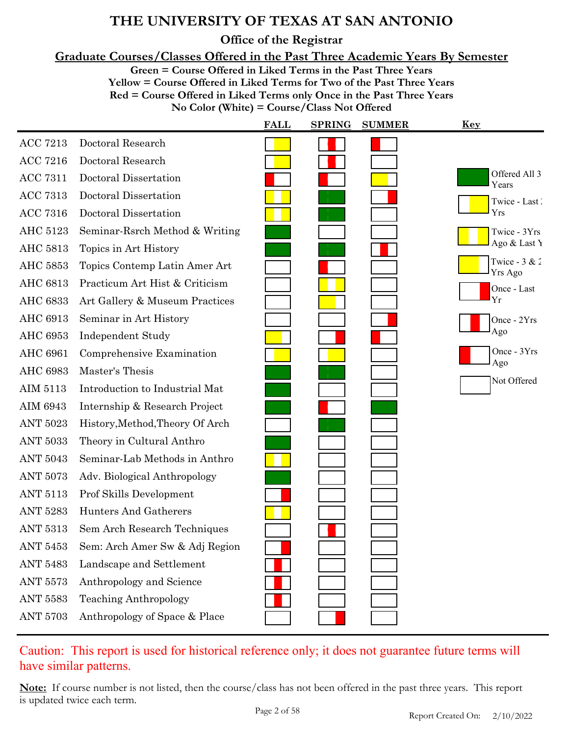# THE UNIVERSITY OF TEXAS AT SAN ANTONIO

## Office of the Registrar

### Graduate Courses/Classes Offered in the Past Three Academic Years By Semester

**Green = Course Offered in Liked Terms in the Past Three Years**
**Yellow = Course Offered in Liked Terms for Two of the Past Three Years**
**Red = Course Offered in Liked Terms only Once in the Past Three Years**
**No Color (White) = Course/Class Not Offered**

| Course | Title | FALL | SPRING | SUMMER |
|---|---|---|---|---|
| ACC 7213 | Doctoral Research | Twice - Last 2 Yrs | Once - 2Yrs Ago | Once - 3Yrs Ago |
| ACC 7216 | Doctoral Research | Twice - Last 2 Yrs | Once - 2Yrs Ago | Not Offered |
| ACC 7311 | Doctoral Dissertation | Once - 3Yrs Ago | Once - 3Yrs Ago | Twice - 3 & 2 Yrs Ago |
| ACC 7313 | Doctoral Dissertation | Twice - 3Yrs Ago & Last Yr | Offered All 3 Years | Once - Last Yr |
| ACC 7316 | Doctoral Dissertation | Twice - 3Yrs Ago & Last Yr | Offered All 3 Years | Not Offered |
| AHC 5123 | Seminar-Rsrch Method & Writing | Offered All 3 Years | Not Offered | Not Offered |
| AHC 5813 | Topics in Art History | Offered All 3 Years | Offered All 3 Years | Once - 2Yrs Ago |
| AHC 5853 | Topics Contemp Latin Amer Art | Not Offered | Once - 3Yrs Ago | Not Offered |
| AHC 6813 | Practicum Art Hist & Criticism | Not Offered | Twice - 3Yrs Ago & Last Yr | Not Offered |
| AHC 6833 | Art Gallery & Museum Practices | Not Offered | Twice - 3 & 2 Yrs Ago | Not Offered |
| AHC 6913 | Seminar in Art History | Not Offered | Not Offered | Once - Last Yr |
| AHC 6953 | Independent Study | Twice - 3 & 2 Yrs Ago | Once - Last Yr | Once - 3Yrs Ago |
| AHC 6961 | Comprehensive Examination | Twice - Last 2 Yrs | Twice - Last 2 Yrs | Not Offered |
| AHC 6983 | Master's Thesis | Offered All 3 Years | Offered All 3 Years | Not Offered |
| AIM 5113 | Introduction to Industrial Mat | Offered All 3 Years | Not Offered | Not Offered |
| AIM 6943 | Internship & Research Project | Offered All 3 Years | Once - 3Yrs Ago | Offered All 3 Years |
| ANT 5023 | History,Method,Theory Of Arch | Not Offered | Offered All 3 Years | Not Offered |
| ANT 5033 | Theory in Cultural Anthro | Offered All 3 Years | Not Offered | Not Offered |
| ANT 5043 | Seminar-Lab Methods in Anthro | Twice - 3Yrs Ago & Last Yr | Not Offered | Not Offered |
| ANT 5073 | Adv. Biological Anthropology | Offered All 3 Years | Not Offered | Not Offered |
| ANT 5113 | Prof Skills Development | Once - Last Yr | Not Offered | Not Offered |
| ANT 5283 | Hunters And Gatherers | Twice - 3Yrs Ago & Last Yr | Not Offered | Not Offered |
| ANT 5313 | Sem Arch Research Techniques | Not Offered | Once - 2Yrs Ago | Not Offered |
| ANT 5453 | Sem: Arch Amer Sw & Adj Region | Once - Last Yr | Not Offered | Not Offered |
| ANT 5483 | Landscape and Settlement | Once - 2Yrs Ago | Not Offered | Not Offered |
| ANT 5573 | Anthropology and Science | Once - 2Yrs Ago | Not Offered | Not Offered |
| ANT 5583 | Teaching Anthropology | Once - 2Yrs Ago | Not Offered | Not Offered |
| ANT 5703 | Anthropology of Space & Place | Not Offered | Once - Last Yr | Not Offered |

**Key**

- Offered All 3 Years (green)
- Twice - Last 2 Yrs (white/yellow)
- Twice - 3Yrs Ago & Last Yr (yellow/white/yellow)
- Twice - 3 & 2 Yrs Ago (yellow/white)
- Once - Last Yr (red at right)
- Once - 2Yrs Ago (red in middle)
- Once - 3Yrs Ago (red at left)
- Not Offered (white)

Caution: This report is used for historical reference only; it does not guarantee future terms will have similar patterns.

**Note:** If course number is not listed, then the course/class has not been offered in the past three years. This report is updated twice each term.

Report Created On: 2/10/2022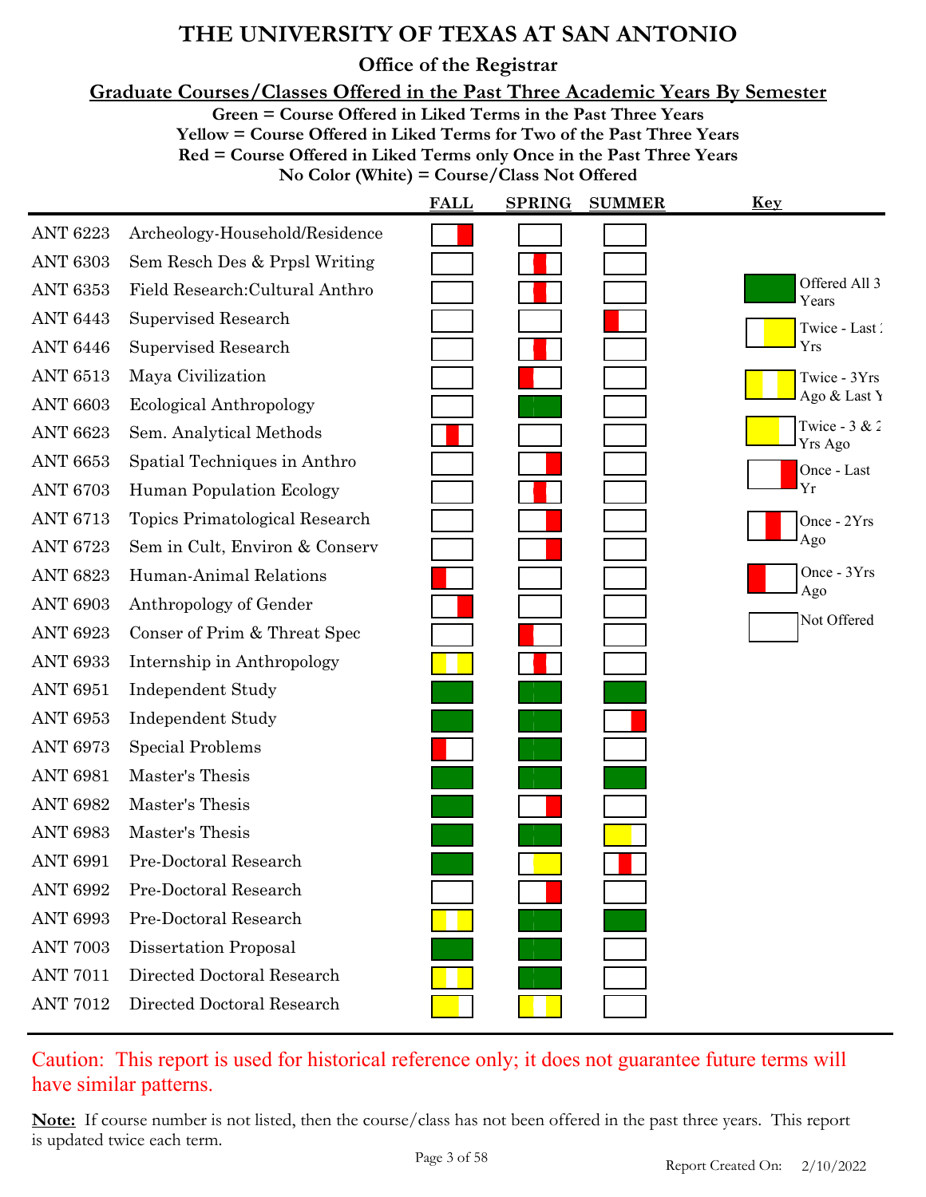# THE UNIVERSITY OF TEXAS AT SAN ANTONIO

## Office of the Registrar

### Graduate Courses/Classes Offered in the Past Three Academic Years By Semester

**Green = Course Offered in Liked Terms in the Past Three Years**
**Yellow = Course Offered in Liked Terms for Two of the Past Three Years**
**Red = Course Offered in Liked Terms only Once in the Past Three Years**
**No Color (White) = Course/Class Not Offered**

| Course | Title | FALL | SPRING | SUMMER |
|---|---|---|---|---|
| ANT 6223 | Archeology-Household/Residence | Once - Last Yr | Not Offered | Not Offered |
| ANT 6303 | Sem Resch Des & Prpsl Writing | Not Offered | Once - 2Yrs Ago | Not Offered |
| ANT 6353 | Field Research:Cultural Anthro | Not Offered | Once - 2Yrs Ago | Not Offered |
| ANT 6443 | Supervised Research | Not Offered | Not Offered | Once - 3Yrs Ago |
| ANT 6446 | Supervised Research | Not Offered | Once - 2Yrs Ago | Not Offered |
| ANT 6513 | Maya Civilization | Not Offered | Once - 3Yrs Ago | Not Offered |
| ANT 6603 | Ecological Anthropology | Not Offered | Offered All 3 Years | Not Offered |
| ANT 6623 | Sem. Analytical Methods | Once - 2Yrs Ago | Not Offered | Not Offered |
| ANT 6653 | Spatial Techniques in Anthro | Not Offered | Once - Last Yr | Not Offered |
| ANT 6703 | Human Population Ecology | Not Offered | Once - 2Yrs Ago | Not Offered |
| ANT 6713 | Topics Primatological Research | Not Offered | Once - Last Yr | Not Offered |
| ANT 6723 | Sem in Cult, Environ & Conserv | Not Offered | Once - Last Yr | Not Offered |
| ANT 6823 | Human-Animal Relations | Once - 3Yrs Ago | Not Offered | Not Offered |
| ANT 6903 | Anthropology of Gender | Once - Last Yr | Not Offered | Not Offered |
| ANT 6923 | Conser of Prim & Threat Spec | Not Offered | Once - 3Yrs Ago | Not Offered |
| ANT 6933 | Internship in Anthropology | Twice - 3Yrs Ago & Last Yr | Once - 2Yrs Ago | Not Offered |
| ANT 6951 | Independent Study | Offered All 3 Years | Offered All 3 Years | Offered All 3 Years |
| ANT 6953 | Independent Study | Offered All 3 Years | Offered All 3 Years | Once - Last Yr |
| ANT 6973 | Special Problems | Once - 3Yrs Ago | Offered All 3 Years | Not Offered |
| ANT 6981 | Master's Thesis | Offered All 3 Years | Offered All 3 Years | Offered All 3 Years |
| ANT 6982 | Master's Thesis | Offered All 3 Years | Once - Last Yr | Not Offered |
| ANT 6983 | Master's Thesis | Offered All 3 Years | Offered All 3 Years | Twice - 3 & 2 Yrs Ago |
| ANT 6991 | Pre-Doctoral Research | Offered All 3 Years | Twice - Last 2 Yrs | Once - 2Yrs Ago |
| ANT 6992 | Pre-Doctoral Research | Not Offered | Once - Last Yr | Not Offered |
| ANT 6993 | Pre-Doctoral Research | Twice - 3Yrs Ago & Last Yr | Offered All 3 Years | Offered All 3 Years |
| ANT 7003 | Dissertation Proposal | Offered All 3 Years | Offered All 3 Years | Not Offered |
| ANT 7011 | Directed Doctoral Research | Twice - 3Yrs Ago & Last Yr | Offered All 3 Years | Not Offered |
| ANT 7012 | Directed Doctoral Research | Twice - 3 & 2 Yrs Ago | Twice - 3Yrs Ago & Last Yr | Not Offered |

**Key**

- Offered All 3 Years
- Twice - Last 2 Yrs
- Twice - 3Yrs Ago & Last Yr
- Twice - 3 & 2 Yrs Ago
- Once - Last Yr
- Once - 2Yrs Ago
- Once - 3Yrs Ago
- Not Offered

Caution: This report is used for historical reference only; it does not guarantee future terms will have similar patterns.

**Note:** If course number is not listed, then the course/class has not been offered in the past three years. This report is updated twice each term.

Report Created On: 2/10/2022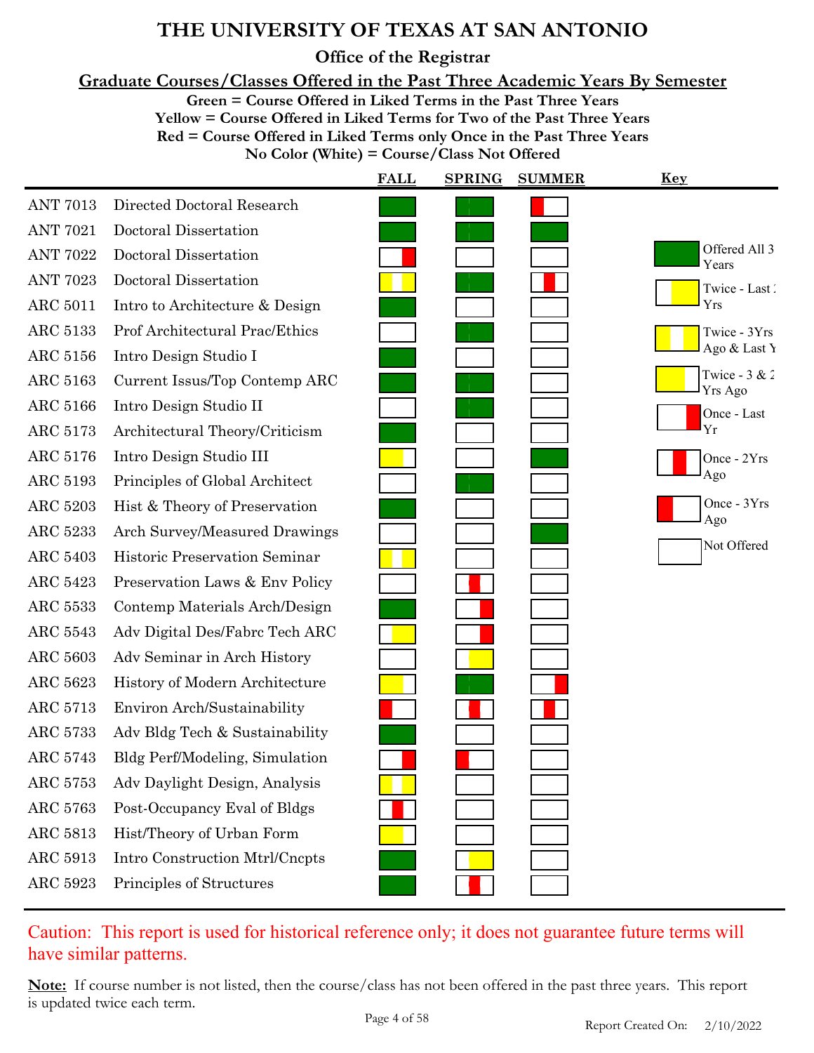# THE UNIVERSITY OF TEXAS AT SAN ANTONIO

## Office of the Registrar

### Graduate Courses/Classes Offered in the Past Three Academic Years By Semester

**Green = Course Offered in Liked Terms in the Past Three Years**
**Yellow = Course Offered in Liked Terms for Two of the Past Three Years**
**Red = Course Offered in Liked Terms only Once in the Past Three Years**
**No Color (White) = Course/Class Not Offered**

| Course | Title | FALL | SPRING | SUMMER |
|---|---|---|---|---|
| ANT 7013 | Directed Doctoral Research | Offered All 3 Years | Offered All 3 Years | Once - 3Yrs Ago |
| ANT 7021 | Doctoral Dissertation | Offered All 3 Years | Offered All 3 Years | Offered All 3 Years |
| ANT 7022 | Doctoral Dissertation | Once - Last Yr | Not Offered | Not Offered |
| ANT 7023 | Doctoral Dissertation | Twice - 3Yrs Ago & Last Yr | Offered All 3 Years | Once - 2Yrs Ago |
| ARC 5011 | Intro to Architecture & Design | Offered All 3 Years | Not Offered | Not Offered |
| ARC 5133 | Prof Architectural Prac/Ethics | Not Offered | Offered All 3 Years | Not Offered |
| ARC 5156 | Intro Design Studio I | Offered All 3 Years | Not Offered | Not Offered |
| ARC 5163 | Current Issus/Top Contemp ARC | Offered All 3 Years | Offered All 3 Years | Not Offered |
| ARC 5166 | Intro Design Studio II | Not Offered | Offered All 3 Years | Not Offered |
| ARC 5173 | Architectural Theory/Criticism | Offered All 3 Years | Not Offered | Not Offered |
| ARC 5176 | Intro Design Studio III | Twice - 3 & 2 Yrs Ago | Not Offered | Offered All 3 Years |
| ARC 5193 | Principles of Global Architect | Not Offered | Offered All 3 Years | Not Offered |
| ARC 5203 | Hist & Theory of Preservation | Offered All 3 Years | Not Offered | Not Offered |
| ARC 5233 | Arch Survey/Measured Drawings | Not Offered | Not Offered | Offered All 3 Years |
| ARC 5403 | Historic Preservation Seminar | Twice - 3Yrs Ago & Last Yr | Not Offered | Not Offered |
| ARC 5423 | Preservation Laws & Env Policy | Not Offered | Once - 2Yrs Ago | Not Offered |
| ARC 5533 | Contemp Materials Arch/Design | Offered All 3 Years | Once - Last Yr | Not Offered |
| ARC 5543 | Adv Digital Des/Fabrc Tech ARC | Twice - Last 2 Yrs | Once - Last Yr | Not Offered |
| ARC 5603 | Adv Seminar in Arch History | Not Offered | Twice - Last 2 Yrs | Not Offered |
| ARC 5623 | History of Modern Architecture | Twice - 3 & 2 Yrs Ago | Offered All 3 Years | Once - Last Yr |
| ARC 5713 | Environ Arch/Sustainability | Once - 3Yrs Ago | Once - 2Yrs Ago | Once - 2Yrs Ago |
| ARC 5733 | Adv Bldg Tech & Sustainability | Offered All 3 Years | Not Offered | Not Offered |
| ARC 5743 | Bldg Perf/Modeling, Simulation | Once - Last Yr | Once - 3Yrs Ago | Not Offered |
| ARC 5753 | Adv Daylight Design, Analysis | Twice - 3Yrs Ago & Last Yr | Not Offered | Not Offered |
| ARC 5763 | Post-Occupancy Eval of Bldgs | Once - 2Yrs Ago | Not Offered | Not Offered |
| ARC 5813 | Hist/Theory of Urban Form | Twice - 3 & 2 Yrs Ago | Not Offered | Not Offered |
| ARC 5913 | Intro Construction Mtrl/Cncpts | Offered All 3 Years | Twice - Last 2 Yrs | Not Offered |
| ARC 5923 | Principles of Structures | Offered All 3 Years | Once - 2Yrs Ago | Not Offered |

**Key**

- Offered All 3 Years
- Twice - Last 2 Yrs
- Twice - 3Yrs Ago & Last Yr
- Twice - 3 & 2 Yrs Ago
- Once - Last Yr
- Once - 2Yrs Ago
- Once - 3Yrs Ago
- Not Offered

Caution: This report is used for historical reference only; it does not guarantee future terms will have similar patterns.

**Note:** If course number is not listed, then the course/class has not been offered in the past three years. This report is updated twice each term.

Report Created On: 2/10/2022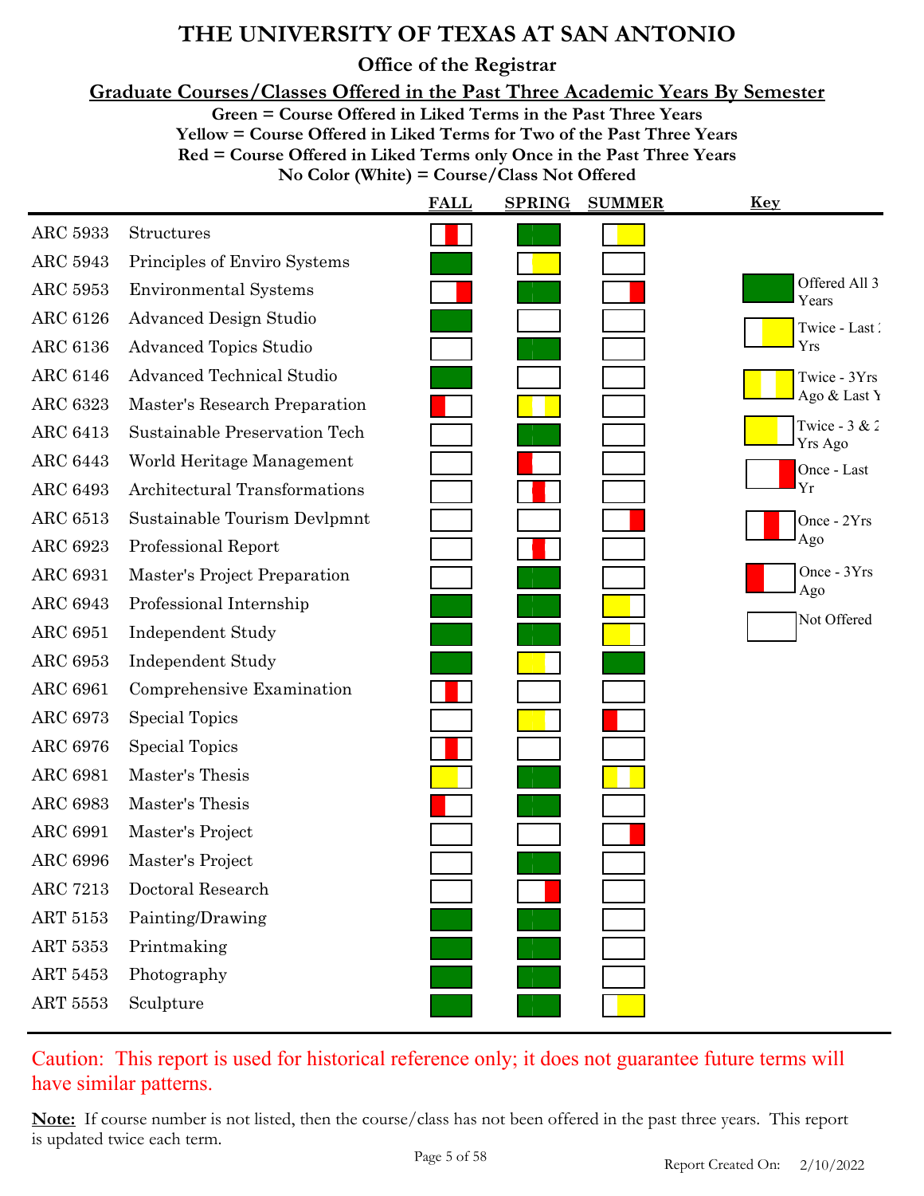# THE UNIVERSITY OF TEXAS AT SAN ANTONIO

## Office of the Registrar

### Graduate Courses/Classes Offered in the Past Three Academic Years By Semester

**Green = Course Offered in Liked Terms in the Past Three Years**
**Yellow = Course Offered in Liked Terms for Two of the Past Three Years**
**Red = Course Offered in Liked Terms only Once in the Past Three Years**
**No Color (White) = Course/Class Not Offered**

| Course | Title | FALL | SPRING | SUMMER |
|---|---|---|---|---|
| ARC 5933 | Structures | Once - 2Yrs Ago | Offered All 3 Years | Twice - Last 2 Yrs |
| ARC 5943 | Principles of Enviro Systems | Offered All 3 Years | Twice - Last 2 Yrs | Not Offered |
| ARC 5953 | Environmental Systems | Once - Last Yr | Offered All 3 Years | Once - Last Yr |
| ARC 6126 | Advanced Design Studio | Offered All 3 Years | Not Offered | Not Offered |
| ARC 6136 | Advanced Topics Studio | Not Offered | Offered All 3 Years | Not Offered |
| ARC 6146 | Advanced Technical Studio | Offered All 3 Years | Not Offered | Not Offered |
| ARC 6323 | Master's Research Preparation | Once - 3Yrs Ago | Twice - 3Yrs Ago & Last Yr | Not Offered |
| ARC 6413 | Sustainable Preservation Tech | Not Offered | Offered All 3 Years | Not Offered |
| ARC 6443 | World Heritage Management | Not Offered | Once - 3Yrs Ago | Not Offered |
| ARC 6493 | Architectural Transformations | Not Offered | Once - 2Yrs Ago | Not Offered |
| ARC 6513 | Sustainable Tourism Devlpmnt | Not Offered | Not Offered | Once - Last Yr |
| ARC 6923 | Professional Report | Not Offered | Once - 2Yrs Ago | Not Offered |
| ARC 6931 | Master's Project Preparation | Not Offered | Offered All 3 Years | Not Offered |
| ARC 6943 | Professional Internship | Offered All 3 Years | Offered All 3 Years | Twice - 3 & 2 Yrs Ago |
| ARC 6951 | Independent Study | Offered All 3 Years | Offered All 3 Years | Twice - 3 & 2 Yrs Ago |
| ARC 6953 | Independent Study | Offered All 3 Years | Twice - 3 & 2 Yrs Ago | Offered All 3 Years |
| ARC 6961 | Comprehensive Examination | Once - 2Yrs Ago | Not Offered | Not Offered |
| ARC 6973 | Special Topics | Not Offered | Twice - 3 & 2 Yrs Ago | Once - 3Yrs Ago |
| ARC 6976 | Special Topics | Once - 2Yrs Ago | Not Offered | Not Offered |
| ARC 6981 | Master's Thesis | Twice - 3 & 2 Yrs Ago | Offered All 3 Years | Twice - 3Yrs Ago & Last Yr |
| ARC 6983 | Master's Thesis | Once - 3Yrs Ago | Offered All 3 Years | Not Offered |
| ARC 6991 | Master's Project | Not Offered | Not Offered | Once - Last Yr |
| ARC 6996 | Master's Project | Not Offered | Offered All 3 Years | Not Offered |
| ARC 7213 | Doctoral Research | Not Offered | Once - Last Yr | Not Offered |
| ART 5153 | Painting/Drawing | Offered All 3 Years | Offered All 3 Years | Not Offered |
| ART 5353 | Printmaking | Offered All 3 Years | Offered All 3 Years | Not Offered |
| ART 5453 | Photography | Offered All 3 Years | Offered All 3 Years | Not Offered |
| ART 5553 | Sculpture | Offered All 3 Years | Offered All 3 Years | Twice - Last 2 Yrs |

**Key**

- Offered All 3 Years
- Twice - Last 2 Yrs
- Twice - 3Yrs Ago & Last Yr
- Twice - 3 & 2 Yrs Ago
- Once - Last Yr
- Once - 2Yrs Ago
- Once - 3Yrs Ago
- Not Offered

Caution: This report is used for historical reference only; it does not guarantee future terms will have similar patterns.

**Note:** If course number is not listed, then the course/class has not been offered in the past three years. This report is updated twice each term.

Report Created On: 2/10/2022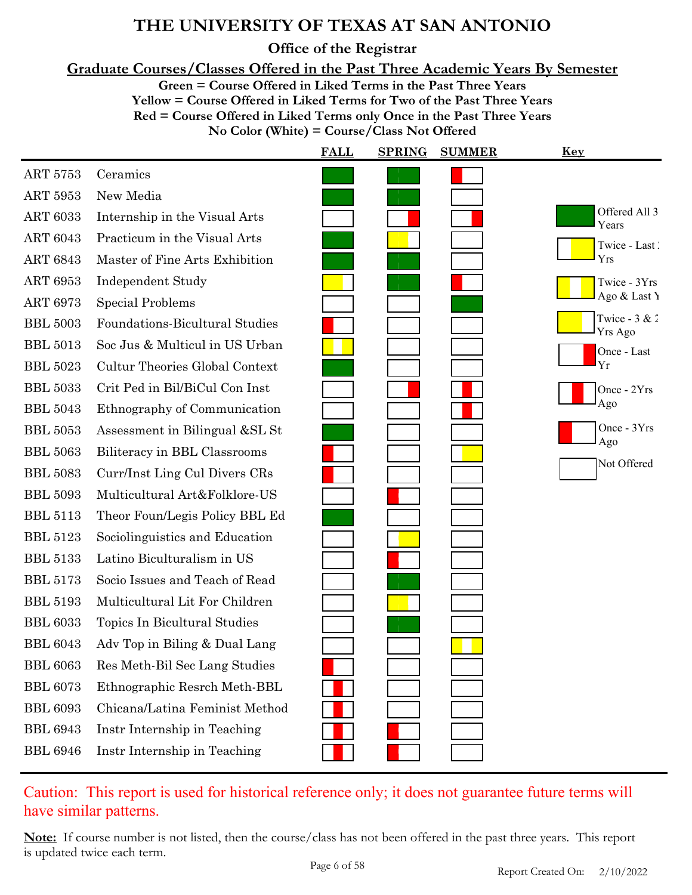# THE UNIVERSITY OF TEXAS AT SAN ANTONIO

## Office of the Registrar

**Graduate Courses/Classes Offered in the Past Three Academic Years By Semester**

**Green = Course Offered in Liked Terms in the Past Three Years**
**Yellow = Course Offered in Liked Terms for Two of the Past Three Years**
**Red = Course Offered in Liked Terms only Once in the Past Three Years**
**No Color (White) = Course/Class Not Offered**

| Course | Title | FALL | SPRING | SUMMER |
|---|---|---|---|---|
| ART 5753 | Ceramics | Offered All 3 Years | Offered All 3 Years | Once - 3Yrs Ago |
| ART 5953 | New Media | Offered All 3 Years | Offered All 3 Years | Not Offered |
| ART 6033 | Internship in the Visual Arts | Not Offered | Once - Last Yr | Once - Last Yr |
| ART 6043 | Practicum in the Visual Arts | Offered All 3 Years | Twice - 3 & 2 Yrs Ago | Not Offered |
| ART 6843 | Master of Fine Arts Exhibition | Offered All 3 Years | Offered All 3 Years | Not Offered |
| ART 6953 | Independent Study | Twice - 3 & 2 Yrs Ago | Offered All 3 Years | Once - 3Yrs Ago |
| ART 6973 | Special Problems | Not Offered | Not Offered | Offered All 3 Years |
| BBL 5003 | Foundations-Bicultural Studies | Once - 3Yrs Ago | Not Offered | Not Offered |
| BBL 5013 | Soc Jus & Multicul in US Urban | Twice - 3Yrs Ago & Last Yr | Not Offered | Not Offered |
| BBL 5023 | Cultur Theories Global Context | Offered All 3 Years | Not Offered | Not Offered |
| BBL 5033 | Crit Ped in Bil/BiCul Con Inst | Not Offered | Once - Last Yr | Once - 2Yrs Ago |
| BBL 5043 | Ethnography of Communication | Not Offered | Not Offered | Once - 2Yrs Ago |
| BBL 5053 | Assessment in Bilingual &SL St | Offered All 3 Years | Not Offered | Not Offered |
| BBL 5063 | Biliteracy in BBL Classrooms | Once - 3Yrs Ago | Not Offered | Twice - Last 2 Yrs |
| BBL 5083 | Curr/Inst Ling Cul Divers CRs | Once - 3Yrs Ago | Not Offered | Not Offered |
| BBL 5093 | Multicultural Art&Folklore-US | Not Offered | Once - 3Yrs Ago | Not Offered |
| BBL 5113 | Theor Foun/Legis Policy BBL Ed | Offered All 3 Years | Not Offered | Not Offered |
| BBL 5123 | Sociolinguistics and Education | Not Offered | Twice - Last 2 Yrs | Not Offered |
| BBL 5133 | Latino Biculturalism in US | Not Offered | Once - 3Yrs Ago | Not Offered |
| BBL 5173 | Socio Issues and Teach of Read | Not Offered | Offered All 3 Years | Not Offered |
| BBL 5193 | Multicultural Lit For Children | Not Offered | Twice - 3 & 2 Yrs Ago | Not Offered |
| BBL 6033 | Topics In Bicultural Studies | Not Offered | Offered All 3 Years | Not Offered |
| BBL 6043 | Adv Top in Biling & Dual Lang | Not Offered | Not Offered | Twice - 3Yrs Ago & Last Yr |
| BBL 6063 | Res Meth-Bil Sec Lang Studies | Once - 3Yrs Ago | Not Offered | Not Offered |
| BBL 6073 | Ethnographic Resrch Meth-BBL | Once - 2Yrs Ago | Not Offered | Not Offered |
| BBL 6093 | Chicana/Latina Feminist Method | Once - 2Yrs Ago | Not Offered | Not Offered |
| BBL 6943 | Instr Internship in Teaching | Once - 2Yrs Ago | Once - 3Yrs Ago | Not Offered |
| BBL 6946 | Instr Internship in Teaching | Once - 2Yrs Ago | Once - 3Yrs Ago | Not Offered |

**Key**

- Offered All 3 Years
- Twice - Last 2 Yrs
- Twice - 3Yrs Ago & Last Yr
- Twice - 3 & 2 Yrs Ago
- Once - Last Yr
- Once - 2Yrs Ago
- Once - 3Yrs Ago
- Not Offered

Caution: This report is used for historical reference only; it does not guarantee future terms will have similar patterns.

**Note:** If course number is not listed, then the course/class has not been offered in the past three years. This report is updated twice each term.

Report Created On: 2/10/2022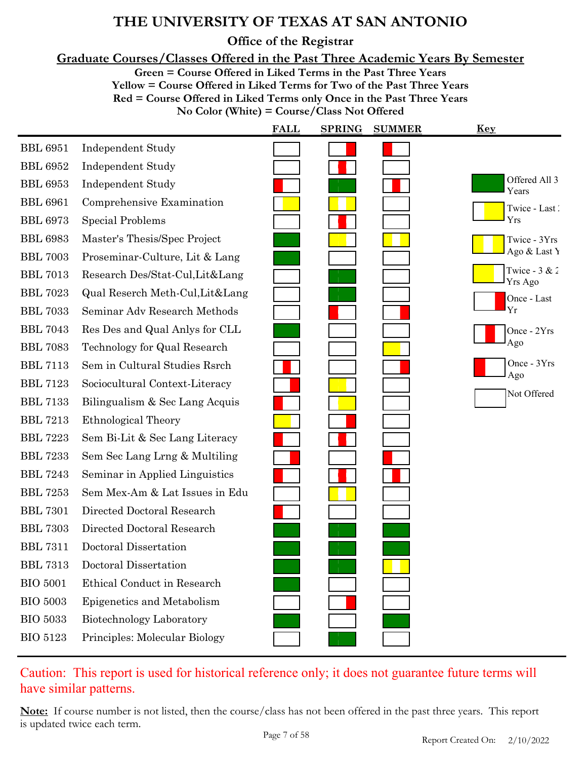# THE UNIVERSITY OF TEXAS AT SAN ANTONIO

## Office of the Registrar

### Graduate Courses/Classes Offered in the Past Three Academic Years By Semester

**Green = Course Offered in Liked Terms in the Past Three Years**
**Yellow = Course Offered in Liked Terms for Two of the Past Three Years**
**Red = Course Offered in Liked Terms only Once in the Past Three Years**
**No Color (White) = Course/Class Not Offered**

| Course | Title | FALL | SPRING | SUMMER |
|---|---|---|---|---|
| BBL 6951 | Independent Study | Not Offered | Once - Last Yr | Once - 3Yrs Ago |
| BBL 6952 | Independent Study | Not Offered | Once - 2Yrs Ago | Not Offered |
| BBL 6953 | Independent Study | Once - 3Yrs Ago | Offered All 3 Years | Once - 2Yrs Ago |
| BBL 6961 | Comprehensive Examination | Twice - Last 2 Yrs | Twice - 3Yrs Ago & Last Yr | Not Offered |
| BBL 6973 | Special Problems | Not Offered | Once - 2Yrs Ago | Not Offered |
| BBL 6983 | Master's Thesis/Spec Project | Offered All 3 Years | Twice - 3 & 2 Yrs Ago | Twice - 3Yrs Ago & Last Yr |
| BBL 7003 | Proseminar-Culture, Lit & Lang | Offered All 3 Years | Not Offered | Not Offered |
| BBL 7013 | Research Des/Stat-Cul,Lit&Lang | Not Offered | Offered All 3 Years | Not Offered |
| BBL 7023 | Qual Reserch Meth-Cul,Lit&Lang | Not Offered | Offered All 3 Years | Not Offered |
| BBL 7033 | Seminar Adv Research Methods | Not Offered | Once - 3Yrs Ago | Once - Last Yr |
| BBL 7043 | Res Des and Qual Anlys for CLL | Offered All 3 Years | Not Offered | Not Offered |
| BBL 7083 | Technology for Qual Research | Not Offered | Not Offered | Twice - 3 & 2 Yrs Ago |
| BBL 7113 | Sem in Cultural Studies Rsrch | Once - 2Yrs Ago | Not Offered | Once - Last Yr |
| BBL 7123 | Sociocultural Context-Literacy | Once - Last Yr | Twice - 3 & 2 Yrs Ago | Not Offered |
| BBL 7133 | Bilingualism & Sec Lang Acquis | Once - 3Yrs Ago | Twice - Last 2 Yrs | Not Offered |
| BBL 7213 | Ethnological Theory | Twice - 3 & 2 Yrs Ago | Once - Last Yr | Not Offered |
| BBL 7223 | Sem Bi-Lit & Sec Lang Literacy | Once - 3Yrs Ago | Once - 2Yrs Ago | Not Offered |
| BBL 7233 | Sem Sec Lang Lrng & Multiling | Once - Last Yr | Not Offered | Once - 3Yrs Ago |
| BBL 7243 | Seminar in Applied Linguistics | Once - 3Yrs Ago | Once - 2Yrs Ago | Once - 2Yrs Ago |
| BBL 7253 | Sem Mex-Am & Lat Issues in Edu | Not Offered | Twice - 3Yrs Ago & Last Yr | Not Offered |
| BBL 7301 | Directed Doctoral Research | Once - 3Yrs Ago | Not Offered | Not Offered |
| BBL 7303 | Directed Doctoral Research | Offered All 3 Years | Offered All 3 Years | Offered All 3 Years |
| BBL 7311 | Doctoral Dissertation | Offered All 3 Years | Offered All 3 Years | Offered All 3 Years |
| BBL 7313 | Doctoral Dissertation | Offered All 3 Years | Offered All 3 Years | Twice - 3Yrs Ago & Last Yr |
| BIO 5001 | Ethical Conduct in Research | Offered All 3 Years | Not Offered | Not Offered |
| BIO 5003 | Epigenetics and Metabolism | Not Offered | Once - Last Yr | Not Offered |
| BIO 5033 | Biotechnology Laboratory | Offered All 3 Years | Not Offered | Offered All 3 Years |
| BIO 5123 | Principles: Molecular Biology | Not Offered | Offered All 3 Years | Not Offered |

**Key**

- Offered All 3 Years
- Twice - Last 2 Yrs
- Twice - 3Yrs Ago & Last Yr
- Twice - 3 & 2 Yrs Ago
- Once - Last Yr
- Once - 2Yrs Ago
- Once - 3Yrs Ago
- Not Offered

Caution: This report is used for historical reference only; it does not guarantee future terms will have similar patterns.

**Note:** If course number is not listed, then the course/class has not been offered in the past three years. This report is updated twice each term.

Report Created On: 2/10/2022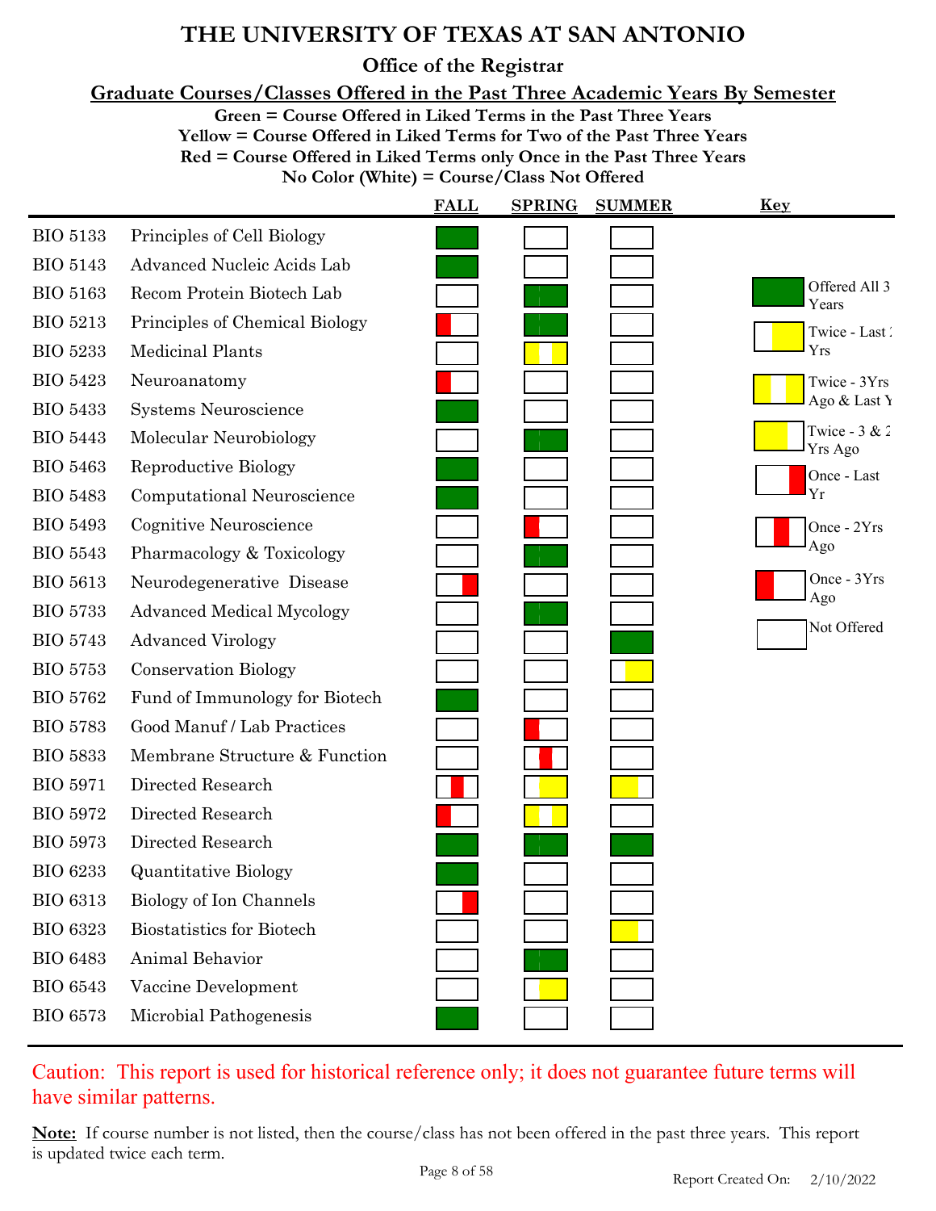# THE UNIVERSITY OF TEXAS AT SAN ANTONIO

## Office of the Registrar

### Graduate Courses/Classes Offered in the Past Three Academic Years By Semester

**Green = Course Offered in Liked Terms in the Past Three Years**
**Yellow = Course Offered in Liked Terms for Two of the Past Three Years**
**Red = Course Offered in Liked Terms only Once in the Past Three Years**
**No Color (White) = Course/Class Not Offered**

| Course | Title | FALL | SPRING | SUMMER |
|---|---|---|---|---|
| BIO 5133 | Principles of Cell Biology | Offered All 3 Years | Not Offered | Not Offered |
| BIO 5143 | Advanced Nucleic Acids Lab | Offered All 3 Years | Not Offered | Not Offered |
| BIO 5163 | Recom Protein Biotech Lab | Not Offered | Offered All 3 Years | Not Offered |
| BIO 5213 | Principles of Chemical Biology | Once - 3Yrs Ago | Offered All 3 Years | Not Offered |
| BIO 5233 | Medicinal Plants | Not Offered | Twice - 3Yrs Ago & Last Yr | Not Offered |
| BIO 5423 | Neuroanatomy | Once - 3Yrs Ago | Not Offered | Not Offered |
| BIO 5433 | Systems Neuroscience | Offered All 3 Years | Not Offered | Not Offered |
| BIO 5443 | Molecular Neurobiology | Not Offered | Offered All 3 Years | Not Offered |
| BIO 5463 | Reproductive Biology | Offered All 3 Years | Not Offered | Not Offered |
| BIO 5483 | Computational Neuroscience | Offered All 3 Years | Not Offered | Not Offered |
| BIO 5493 | Cognitive Neuroscience | Not Offered | Once - 3Yrs Ago | Not Offered |
| BIO 5543 | Pharmacology & Toxicology | Not Offered | Offered All 3 Years | Not Offered |
| BIO 5613 | Neurodegenerative Disease | Once - Last Yr | Not Offered | Not Offered |
| BIO 5733 | Advanced Medical Mycology | Not Offered | Offered All 3 Years | Not Offered |
| BIO 5743 | Advanced Virology | Not Offered | Not Offered | Offered All 3 Years |
| BIO 5753 | Conservation Biology | Not Offered | Not Offered | Twice - Last 2 Yrs |
| BIO 5762 | Fund of Immunology for Biotech | Offered All 3 Years | Not Offered | Not Offered |
| BIO 5783 | Good Manuf / Lab Practices | Not Offered | Once - 3Yrs Ago | Not Offered |
| BIO 5833 | Membrane Structure & Function | Not Offered | Once - 2Yrs Ago | Not Offered |
| BIO 5971 | Directed Research | Once - 2Yrs Ago | Twice - Last 2 Yrs | Twice - 3 & 2 Yrs Ago |
| BIO 5972 | Directed Research | Once - 3Yrs Ago | Twice - 3Yrs Ago & Last Yr | Not Offered |
| BIO 5973 | Directed Research | Offered All 3 Years | Offered All 3 Years | Offered All 3 Years |
| BIO 6233 | Quantitative Biology | Offered All 3 Years | Not Offered | Not Offered |
| BIO 6313 | Biology of Ion Channels | Once - Last Yr | Not Offered | Not Offered |
| BIO 6323 | Biostatistics for Biotech | Not Offered | Not Offered | Twice - 3 & 2 Yrs Ago |
| BIO 6483 | Animal Behavior | Not Offered | Offered All 3 Years | Not Offered |
| BIO 6543 | Vaccine Development | Not Offered | Twice - Last 2 Yrs | Not Offered |
| BIO 6573 | Microbial Pathogenesis | Offered All 3 Years | Not Offered | Not Offered |

**Key**

- Green: Offered All 3 Years
- Yellow (right): Twice - Last 2 Yrs
- Yellow (left and right): Twice - 3Yrs Ago & Last Yr
- Yellow (left): Twice - 3 & 2 Yrs Ago
- Red (right): Once - Last Yr
- Red (middle): Once - 2Yrs Ago
- Red (left): Once - 3Yrs Ago
- White: Not Offered

Caution: This report is used for historical reference only; it does not guarantee future terms will have similar patterns.

**Note:** If course number is not listed, then the course/class has not been offered in the past three years. This report is updated twice each term.

Report Created On: 2/10/2022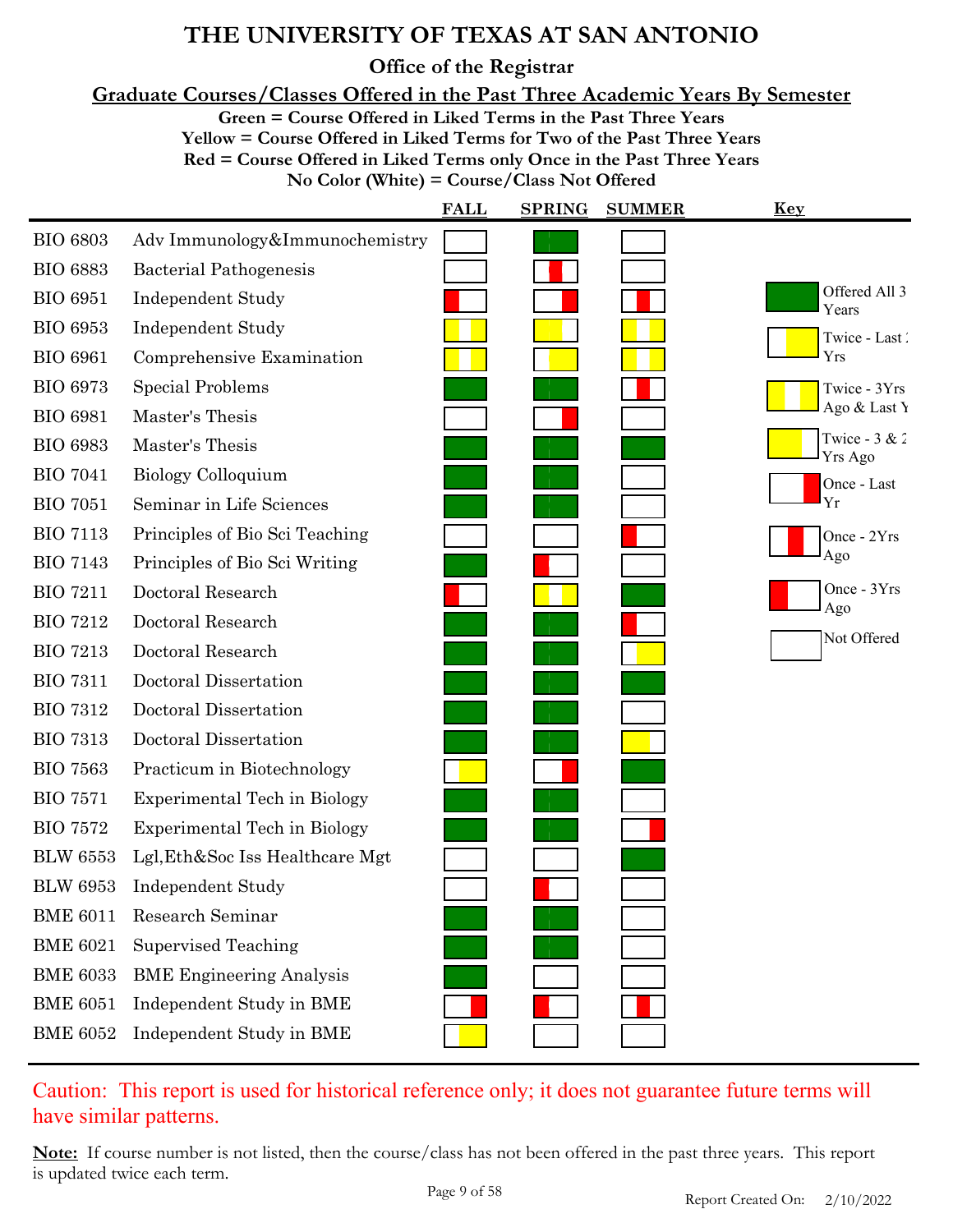# THE UNIVERSITY OF TEXAS AT SAN ANTONIO

## Office of the Registrar

### Graduate Courses/Classes Offered in the Past Three Academic Years By Semester

**Green = Course Offered in Liked Terms in the Past Three Years**
**Yellow = Course Offered in Liked Terms for Two of the Past Three Years**
**Red = Course Offered in Liked Terms only Once in the Past Three Years**
**No Color (White) = Course/Class Not Offered**

| Course | Title | FALL | SPRING | SUMMER |
|---|---|---|---|---|
| BIO 6803 | Adv Immunology&Immunochemistry | Not Offered | Offered All 3 Years | Not Offered |
| BIO 6883 | Bacterial Pathogenesis | Not Offered | Once - 2Yrs Ago | Not Offered |
| BIO 6951 | Independent Study | Once - 3Yrs Ago | Once - Last Yr | Once - 2Yrs Ago |
| BIO 6953 | Independent Study | Twice - 3Yrs Ago & Last Yr | Twice - 3 & 2 Yrs Ago | Twice - 3Yrs Ago & Last Yr |
| BIO 6961 | Comprehensive Examination | Twice - 3Yrs Ago & Last Yr | Twice - Last 2 Yrs | Twice - 3Yrs Ago & Last Yr |
| BIO 6973 | Special Problems | Offered All 3 Years | Offered All 3 Years | Once - 2Yrs Ago |
| BIO 6981 | Master's Thesis | Not Offered | Once - Last Yr | Not Offered |
| BIO 6983 | Master's Thesis | Offered All 3 Years | Offered All 3 Years | Offered All 3 Years |
| BIO 7041 | Biology Colloquium | Offered All 3 Years | Offered All 3 Years | Not Offered |
| BIO 7051 | Seminar in Life Sciences | Offered All 3 Years | Offered All 3 Years | Not Offered |
| BIO 7113 | Principles of Bio Sci Teaching | Not Offered | Not Offered | Once - 3Yrs Ago |
| BIO 7143 | Principles of Bio Sci Writing | Offered All 3 Years | Once - 3Yrs Ago | Not Offered |
| BIO 7211 | Doctoral Research | Once - 3Yrs Ago | Twice - 3Yrs Ago & Last Yr | Offered All 3 Years |
| BIO 7212 | Doctoral Research | Offered All 3 Years | Offered All 3 Years | Once - 3Yrs Ago |
| BIO 7213 | Doctoral Research | Offered All 3 Years | Offered All 3 Years | Twice - Last 2 Yrs |
| BIO 7311 | Doctoral Dissertation | Offered All 3 Years | Offered All 3 Years | Offered All 3 Years |
| BIO 7312 | Doctoral Dissertation | Offered All 3 Years | Offered All 3 Years | Not Offered |
| BIO 7313 | Doctoral Dissertation | Offered All 3 Years | Offered All 3 Years | Twice - 3 & 2 Yrs Ago |
| BIO 7563 | Practicum in Biotechnology | Twice - Last 2 Yrs | Once - Last Yr | Offered All 3 Years |
| BIO 7571 | Experimental Tech in Biology | Offered All 3 Years | Offered All 3 Years | Not Offered |
| BIO 7572 | Experimental Tech in Biology | Offered All 3 Years | Offered All 3 Years | Once - Last Yr |
| BLW 6553 | Lgl,Eth&Soc Iss Healthcare Mgt | Not Offered | Not Offered | Offered All 3 Years |
| BLW 6953 | Independent Study | Not Offered | Once - 3Yrs Ago | Not Offered |
| BME 6011 | Research Seminar | Offered All 3 Years | Offered All 3 Years | Not Offered |
| BME 6021 | Supervised Teaching | Offered All 3 Years | Offered All 3 Years | Not Offered |
| BME 6033 | BME Engineering Analysis | Offered All 3 Years | Not Offered | Not Offered |
| BME 6051 | Independent Study in BME | Once - Last Yr | Once - 3Yrs Ago | Once - 2Yrs Ago |
| BME 6052 | Independent Study in BME | Twice - Last 2 Yrs | Not Offered | Not Offered |

**Key**

- Offered All 3 Years (Green)
- Twice - Last 2 Yrs (Yellow)
- Twice - 3Yrs Ago & Last Yr (Yellow)
- Twice - 3 & 2 Yrs Ago (Yellow)
- Once - Last Yr (Red)
- Once - 2Yrs Ago (Red)
- Once - 3Yrs Ago (Red)
- Not Offered (White)

Caution: This report is used for historical reference only; it does not guarantee future terms will have similar patterns.

**Note:** If course number is not listed, then the course/class has not been offered in the past three years. This report is updated twice each term.

Report Created On: 2/10/2022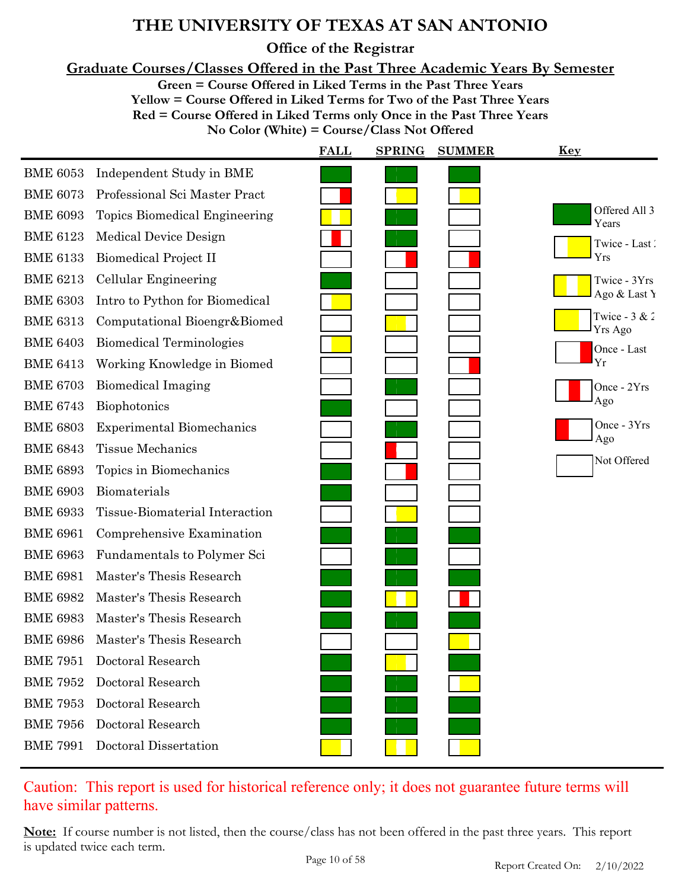# THE UNIVERSITY OF TEXAS AT SAN ANTONIO

## Office of the Registrar

### Graduate Courses/Classes Offered in the Past Three Academic Years By Semester

**Green = Course Offered in Liked Terms in the Past Three Years**
**Yellow = Course Offered in Liked Terms for Two of the Past Three Years**
**Red = Course Offered in Liked Terms only Once in the Past Three Years**
**No Color (White) = Course/Class Not Offered**

| Course | Title | FALL | SPRING | SUMMER |
|---|---|---|---|---|
| BME 6053 | Independent Study in BME | Offered All 3 Years | Offered All 3 Years | Offered All 3 Years |
| BME 6073 | Professional Sci Master Pract | Once - Last Yr | Twice - Last 2 Yrs | Twice - Last 2 Yrs |
| BME 6093 | Topics Biomedical Engineering | Twice - 3Yrs Ago & Last Yr | Offered All 3 Years | Not Offered |
| BME 6123 | Medical Device Design | Once - 2Yrs Ago | Offered All 3 Years | Not Offered |
| BME 6133 | Biomedical Project II | Not Offered | Once - Last Yr | Once - Last Yr |
| BME 6213 | Cellular Engineering | Offered All 3 Years | Not Offered | Not Offered |
| BME 6303 | Intro to Python for Biomedical | Twice - Last 2 Yrs | Not Offered | Not Offered |
| BME 6313 | Computational Bioengr&Biomed | Not Offered | Twice - 3 & 2 Yrs Ago | Not Offered |
| BME 6403 | Biomedical Terminologies | Twice - Last 2 Yrs | Not Offered | Not Offered |
| BME 6413 | Working Knowledge in Biomed | Not Offered | Not Offered | Once - Last Yr |
| BME 6703 | Biomedical Imaging | Not Offered | Offered All 3 Years | Not Offered |
| BME 6743 | Biophotonics | Offered All 3 Years | Not Offered | Not Offered |
| BME 6803 | Experimental Biomechanics | Not Offered | Offered All 3 Years | Not Offered |
| BME 6843 | Tissue Mechanics | Not Offered | Once - 3Yrs Ago | Not Offered |
| BME 6893 | Topics in Biomechanics | Offered All 3 Years | Once - Last Yr | Not Offered |
| BME 6903 | Biomaterials | Offered All 3 Years | Not Offered | Not Offered |
| BME 6933 | Tissue-Biomaterial Interaction | Not Offered | Twice - Last 2 Yrs | Not Offered |
| BME 6961 | Comprehensive Examination | Offered All 3 Years | Offered All 3 Years | Offered All 3 Years |
| BME 6963 | Fundamentals to Polymer Sci | Not Offered | Offered All 3 Years | Not Offered |
| BME 6981 | Master's Thesis Research | Offered All 3 Years | Offered All 3 Years | Offered All 3 Years |
| BME 6982 | Master's Thesis Research | Offered All 3 Years | Twice - 3Yrs Ago & Last Yr | Once - 2Yrs Ago |
| BME 6983 | Master's Thesis Research | Offered All 3 Years | Offered All 3 Years | Offered All 3 Years |
| BME 6986 | Master's Thesis Research | Not Offered | Not Offered | Twice - 3 & 2 Yrs Ago |
| BME 7951 | Doctoral Research | Offered All 3 Years | Twice - 3 & 2 Yrs Ago | Offered All 3 Years |
| BME 7952 | Doctoral Research | Offered All 3 Years | Offered All 3 Years | Twice - Last 2 Yrs |
| BME 7953 | Doctoral Research | Offered All 3 Years | Offered All 3 Years | Offered All 3 Years |
| BME 7956 | Doctoral Research | Offered All 3 Years | Offered All 3 Years | Offered All 3 Years |
| BME 7991 | Doctoral Dissertation | Twice - 3 & 2 Yrs Ago | Twice - 3Yrs Ago & Last Yr | Twice - Last 2 Yrs |

**Key**

- Offered All 3 Years
- Twice - Last 2 Yrs
- Twice - 3Yrs Ago & Last Yr
- Twice - 3 & 2 Yrs Ago
- Once - Last Yr
- Once - 2Yrs Ago
- Once - 3Yrs Ago
- Not Offered

Caution: This report is used for historical reference only; it does not guarantee future terms will have similar patterns.

**Note:** If course number is not listed, then the course/class has not been offered in the past three years. This report is updated twice each term.

Report Created On: 2/10/2022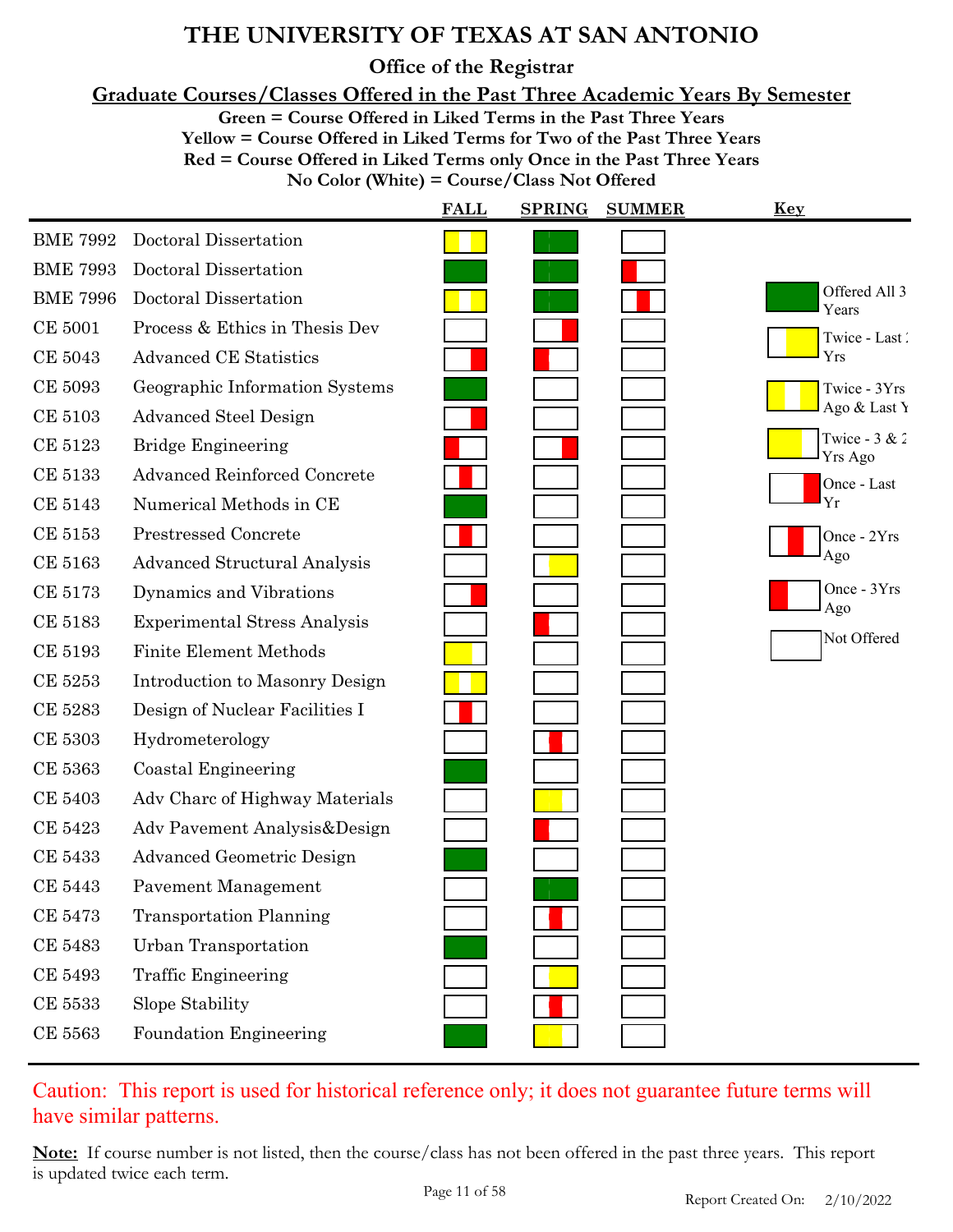# THE UNIVERSITY OF TEXAS AT SAN ANTONIO

## Office of the Registrar

### Graduate Courses/Classes Offered in the Past Three Academic Years By Semester

**Green = Course Offered in Liked Terms in the Past Three Years**
**Yellow = Course Offered in Liked Terms for Two of the Past Three Years**
**Red = Course Offered in Liked Terms only Once in the Past Three Years**
**No Color (White) = Course/Class Not Offered**

| Course | Title | FALL | SPRING | SUMMER |
|---|---|---|---|---|
| BME 7992 | Doctoral Dissertation | Twice - 3Yrs Ago & Last Yr | Offered All 3 Years | Not Offered |
| BME 7993 | Doctoral Dissertation | Offered All 3 Years | Offered All 3 Years | Once - 3Yrs Ago |
| BME 7996 | Doctoral Dissertation | Twice - 3Yrs Ago & Last Yr | Offered All 3 Years | Once - 2Yrs Ago |
| CE 5001 | Process & Ethics in Thesis Dev | Not Offered | Once - Last Yr | Not Offered |
| CE 5043 | Advanced CE Statistics | Once - Last Yr | Once - 3Yrs Ago | Not Offered |
| CE 5093 | Geographic Information Systems | Offered All 3 Years | Not Offered | Not Offered |
| CE 5103 | Advanced Steel Design | Once - Last Yr | Not Offered | Not Offered |
| CE 5123 | Bridge Engineering | Once - 3Yrs Ago | Once - Last Yr | Not Offered |
| CE 5133 | Advanced Reinforced Concrete | Once - 2Yrs Ago | Not Offered | Not Offered |
| CE 5143 | Numerical Methods in CE | Offered All 3 Years | Not Offered | Not Offered |
| CE 5153 | Prestressed Concrete | Once - 2Yrs Ago | Not Offered | Not Offered |
| CE 5163 | Advanced Structural Analysis | Not Offered | Twice - Last 2 Yrs | Not Offered |
| CE 5173 | Dynamics and Vibrations | Once - Last Yr | Not Offered | Not Offered |
| CE 5183 | Experimental Stress Analysis | Not Offered | Once - 3Yrs Ago | Not Offered |
| CE 5193 | Finite Element Methods | Twice - 3 & 2 Yrs Ago | Not Offered | Not Offered |
| CE 5253 | Introduction to Masonry Design | Twice - 3Yrs Ago & Last Yr | Not Offered | Not Offered |
| CE 5283 | Design of Nuclear Facilities I | Once - 2Yrs Ago | Not Offered | Not Offered |
| CE 5303 | Hydrometerology | Not Offered | Once - 2Yrs Ago | Not Offered |
| CE 5363 | Coastal Engineering | Offered All 3 Years | Not Offered | Not Offered |
| CE 5403 | Adv Charc of Highway Materials | Not Offered | Twice - 3 & 2 Yrs Ago | Not Offered |
| CE 5423 | Adv Pavement Analysis&Design | Not Offered | Once - 3Yrs Ago | Not Offered |
| CE 5433 | Advanced Geometric Design | Offered All 3 Years | Not Offered | Not Offered |
| CE 5443 | Pavement Management | Not Offered | Offered All 3 Years | Not Offered |
| CE 5473 | Transportation Planning | Not Offered | Once - 2Yrs Ago | Not Offered |
| CE 5483 | Urban Transportation | Offered All 3 Years | Not Offered | Not Offered |
| CE 5493 | Traffic Engineering | Not Offered | Twice - Last 2 Yrs | Not Offered |
| CE 5533 | Slope Stability | Not Offered | Once - 2Yrs Ago | Not Offered |
| CE 5563 | Foundation Engineering | Offered All 3 Years | Twice - 3 & 2 Yrs Ago | Not Offered |

**Key**

- Offered All 3 Years
- Twice - Last 2 Yrs
- Twice - 3Yrs Ago & Last Yr
- Twice - 3 & 2 Yrs Ago
- Once - Last Yr
- Once - 2Yrs Ago
- Once - 3Yrs Ago
- Not Offered

Caution: This report is used for historical reference only; it does not guarantee future terms will have similar patterns.

**Note:** If course number is not listed, then the course/class has not been offered in the past three years. This report is updated twice each term.

Report Created On: 2/10/2022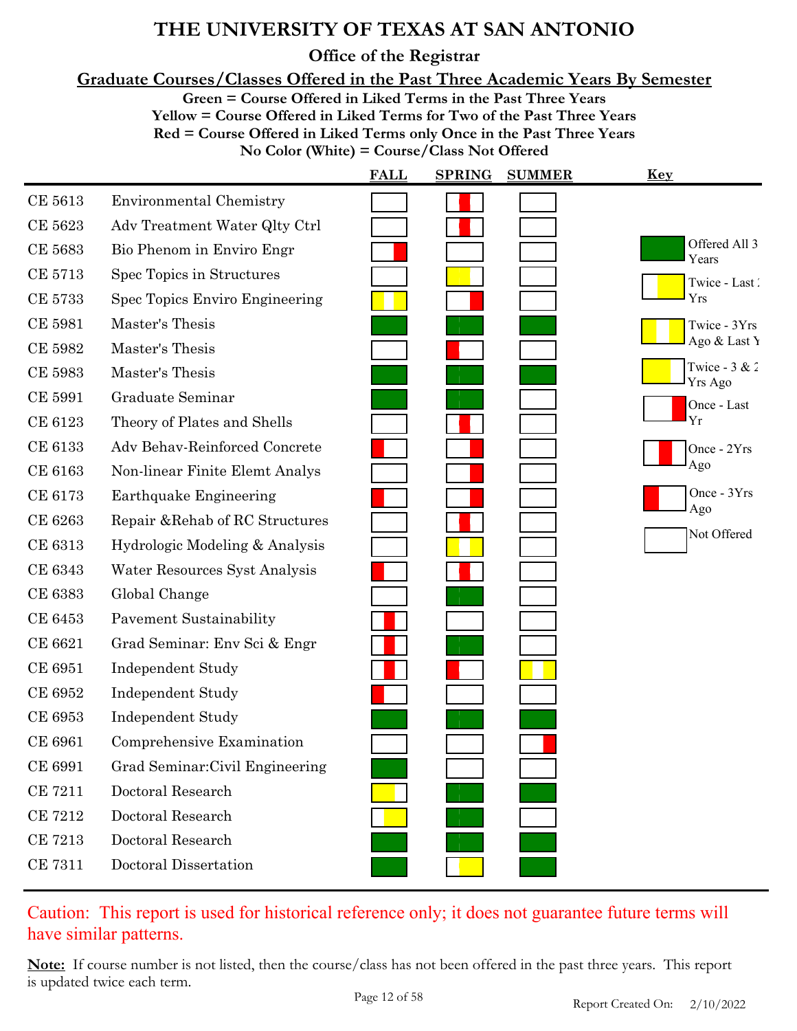# THE UNIVERSITY OF TEXAS AT SAN ANTONIO

## Office of the Registrar

### Graduate Courses/Classes Offered in the Past Three Academic Years By Semester

**Green = Course Offered in Liked Terms in the Past Three Years**
**Yellow = Course Offered in Liked Terms for Two of the Past Three Years**
**Red = Course Offered in Liked Terms only Once in the Past Three Years**
**No Color (White) = Course/Class Not Offered**

| Course | Title | FALL | SPRING | SUMMER |
|---|---|---|---|---|
| CE 5613 | Environmental Chemistry | Not Offered | Once - 2Yrs Ago | Not Offered |
| CE 5623 | Adv Treatment Water Qlty Ctrl | Not Offered | Once - 2Yrs Ago | Not Offered |
| CE 5683 | Bio Phenom in Enviro Engr | Once - Last Yr | Not Offered | Not Offered |
| CE 5713 | Spec Topics in Structures | Not Offered | Twice - 3 & 2 Yrs Ago | Not Offered |
| CE 5733 | Spec Topics Enviro Engineering | Twice - 3Yrs Ago & Last Yr | Once - Last Yr | Not Offered |
| CE 5981 | Master's Thesis | Offered All 3 Years | Offered All 3 Years | Offered All 3 Years |
| CE 5982 | Master's Thesis | Not Offered | Once - 3Yrs Ago | Not Offered |
| CE 5983 | Master's Thesis | Offered All 3 Years | Offered All 3 Years | Offered All 3 Years |
| CE 5991 | Graduate Seminar | Offered All 3 Years | Offered All 3 Years | Not Offered |
| CE 6123 | Theory of Plates and Shells | Not Offered | Once - 2Yrs Ago | Not Offered |
| CE 6133 | Adv Behav-Reinforced Concrete | Once - 3Yrs Ago | Once - Last Yr | Not Offered |
| CE 6163 | Non-linear Finite Elemt Analys | Not Offered | Once - Last Yr | Not Offered |
| CE 6173 | Earthquake Engineering | Once - 3Yrs Ago | Once - Last Yr | Not Offered |
| CE 6263 | Repair &Rehab of RC Structures | Not Offered | Once - 2Yrs Ago | Not Offered |
| CE 6313 | Hydrologic Modeling & Analysis | Not Offered | Twice - 3Yrs Ago & Last Yr | Not Offered |
| CE 6343 | Water Resources Syst Analysis | Once - 3Yrs Ago | Once - 2Yrs Ago | Not Offered |
| CE 6383 | Global Change | Not Offered | Offered All 3 Years | Not Offered |
| CE 6453 | Pavement Sustainability | Once - 2Yrs Ago | Not Offered | Not Offered |
| CE 6621 | Grad Seminar: Env Sci & Engr | Once - 2Yrs Ago | Offered All 3 Years | Not Offered |
| CE 6951 | Independent Study | Once - 2Yrs Ago | Once - 3Yrs Ago | Twice - 3Yrs Ago & Last Yr |
| CE 6952 | Independent Study | Once - 3Yrs Ago | Not Offered | Not Offered |
| CE 6953 | Independent Study | Offered All 3 Years | Offered All 3 Years | Offered All 3 Years |
| CE 6961 | Comprehensive Examination | Not Offered | Not Offered | Once - Last Yr |
| CE 6991 | Grad Seminar:Civil Engineering | Offered All 3 Years | Not Offered | Not Offered |
| CE 7211 | Doctoral Research | Twice - 3 & 2 Yrs Ago | Offered All 3 Years | Offered All 3 Years |
| CE 7212 | Doctoral Research | Twice - Last 2 Yrs | Offered All 3 Years | Not Offered |
| CE 7213 | Doctoral Research | Offered All 3 Years | Offered All 3 Years | Offered All 3 Years |
| CE 7311 | Doctoral Dissertation | Offered All 3 Years | Twice - Last 2 Yrs | Offered All 3 Years |

**Key**

- Offered All 3 Years
- Twice - Last 2 Yrs
- Twice - 3Yrs Ago & Last Yr
- Twice - 3 & 2 Yrs Ago
- Once - Last Yr
- Once - 2Yrs Ago
- Once - 3Yrs Ago
- Not Offered

Caution: This report is used for historical reference only; it does not guarantee future terms will have similar patterns.

**Note:** If course number is not listed, then the course/class has not been offered in the past three years. This report is updated twice each term.

Report Created On: 2/10/2022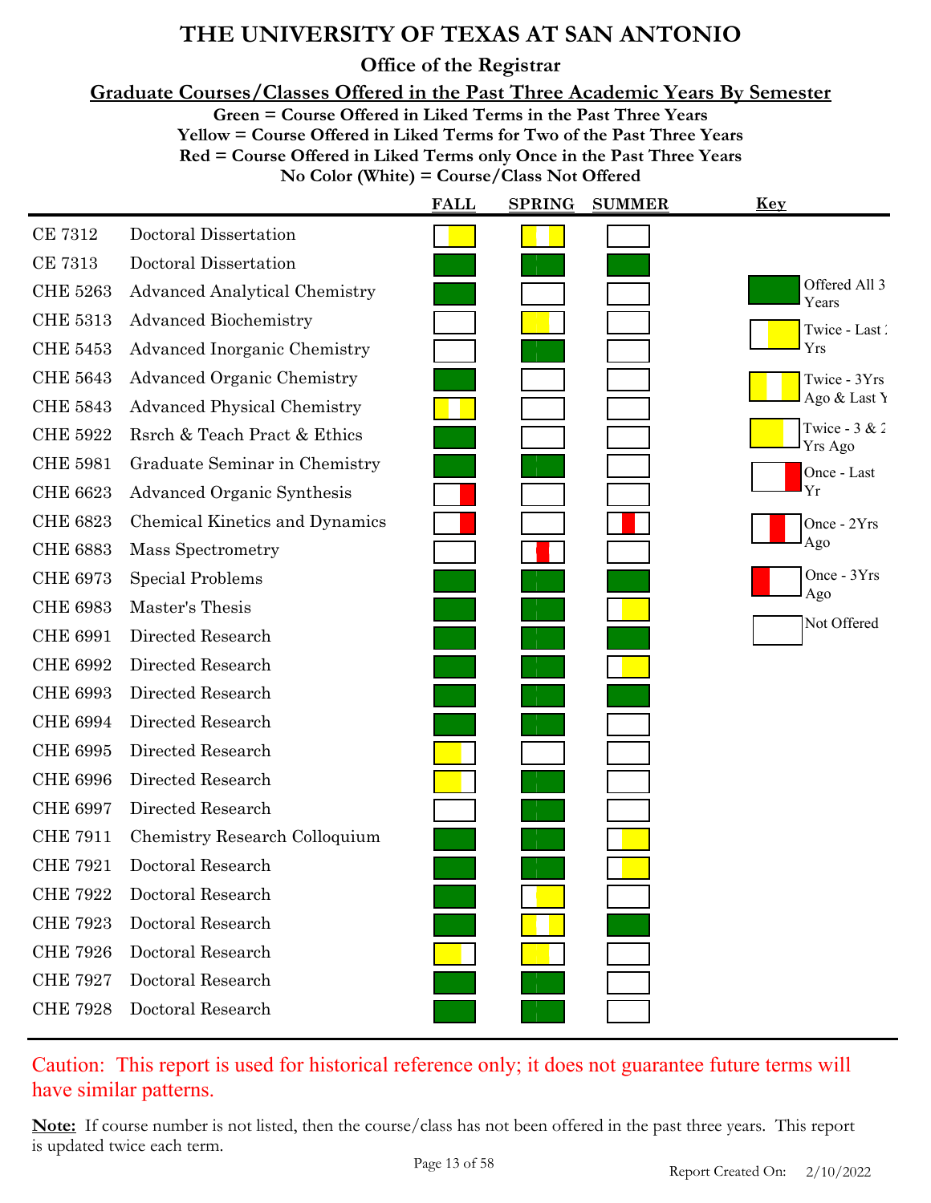# THE UNIVERSITY OF TEXAS AT SAN ANTONIO

## Office of the Registrar

### Graduate Courses/Classes Offered in the Past Three Academic Years By Semester

**Green = Course Offered in Liked Terms in the Past Three Years**
**Yellow = Course Offered in Liked Terms for Two of the Past Three Years**
**Red = Course Offered in Liked Terms only Once in the Past Three Years**
**No Color (White) = Course/Class Not Offered**

| Course | Title | FALL | SPRING | SUMMER |
|---|---|---|---|---|
| CE 7312 | Doctoral Dissertation | Twice - Last 2 Yrs | Twice - 3Yrs Ago & Last Yr | Not Offered |
| CE 7313 | Doctoral Dissertation | Offered All 3 Years | Offered All 3 Years | Offered All 3 Years |
| CHE 5263 | Advanced Analytical Chemistry | Offered All 3 Years | Not Offered | Not Offered |
| CHE 5313 | Advanced Biochemistry | Not Offered | Twice - 3 & 2 Yrs Ago | Not Offered |
| CHE 5453 | Advanced Inorganic Chemistry | Not Offered | Offered All 3 Years | Not Offered |
| CHE 5643 | Advanced Organic Chemistry | Offered All 3 Years | Not Offered | Not Offered |
| CHE 5843 | Advanced Physical Chemistry | Twice - 3Yrs Ago & Last Yr | Not Offered | Not Offered |
| CHE 5922 | Rsrch & Teach Pract & Ethics | Offered All 3 Years | Not Offered | Not Offered |
| CHE 5981 | Graduate Seminar in Chemistry | Offered All 3 Years | Offered All 3 Years | Not Offered |
| CHE 6623 | Advanced Organic Synthesis | Once - Last Yr | Not Offered | Not Offered |
| CHE 6823 | Chemical Kinetics and Dynamics | Once - Last Yr | Not Offered | Once - 2Yrs Ago |
| CHE 6883 | Mass Spectrometry | Not Offered | Once - 2Yrs Ago | Not Offered |
| CHE 6973 | Special Problems | Offered All 3 Years | Offered All 3 Years | Offered All 3 Years |
| CHE 6983 | Master's Thesis | Offered All 3 Years | Offered All 3 Years | Twice - Last 2 Yrs |
| CHE 6991 | Directed Research | Offered All 3 Years | Offered All 3 Years | Offered All 3 Years |
| CHE 6992 | Directed Research | Offered All 3 Years | Offered All 3 Years | Twice - Last 2 Yrs |
| CHE 6993 | Directed Research | Offered All 3 Years | Offered All 3 Years | Offered All 3 Years |
| CHE 6994 | Directed Research | Offered All 3 Years | Offered All 3 Years | Not Offered |
| CHE 6995 | Directed Research | Twice - 3 & 2 Yrs Ago | Not Offered | Not Offered |
| CHE 6996 | Directed Research | Twice - 3 & 2 Yrs Ago | Offered All 3 Years | Not Offered |
| CHE 6997 | Directed Research | Not Offered | Offered All 3 Years | Not Offered |
| CHE 7911 | Chemistry Research Colloquium | Offered All 3 Years | Offered All 3 Years | Twice - Last 2 Yrs |
| CHE 7921 | Doctoral Research | Offered All 3 Years | Offered All 3 Years | Twice - Last 2 Yrs |
| CHE 7922 | Doctoral Research | Offered All 3 Years | Twice - Last 2 Yrs | Not Offered |
| CHE 7923 | Doctoral Research | Offered All 3 Years | Twice - 3Yrs Ago & Last Yr | Offered All 3 Years |
| CHE 7926 | Doctoral Research | Twice - 3 & 2 Yrs Ago | Twice - 3 & 2 Yrs Ago | Not Offered |
| CHE 7927 | Doctoral Research | Offered All 3 Years | Offered All 3 Years | Not Offered |
| CHE 7928 | Doctoral Research | Offered All 3 Years | Offered All 3 Years | Not Offered |

**Key**

- Offered All 3 Years
- Twice - Last 2 Yrs
- Twice - 3Yrs Ago & Last Yr
- Twice - 3 & 2 Yrs Ago
- Once - Last Yr
- Once - 2Yrs Ago
- Once - 3Yrs Ago
- Not Offered

Caution: This report is used for historical reference only; it does not guarantee future terms will have similar patterns.

**Note:** If course number is not listed, then the course/class has not been offered in the past three years. This report is updated twice each term.

Report Created On: 2/10/2022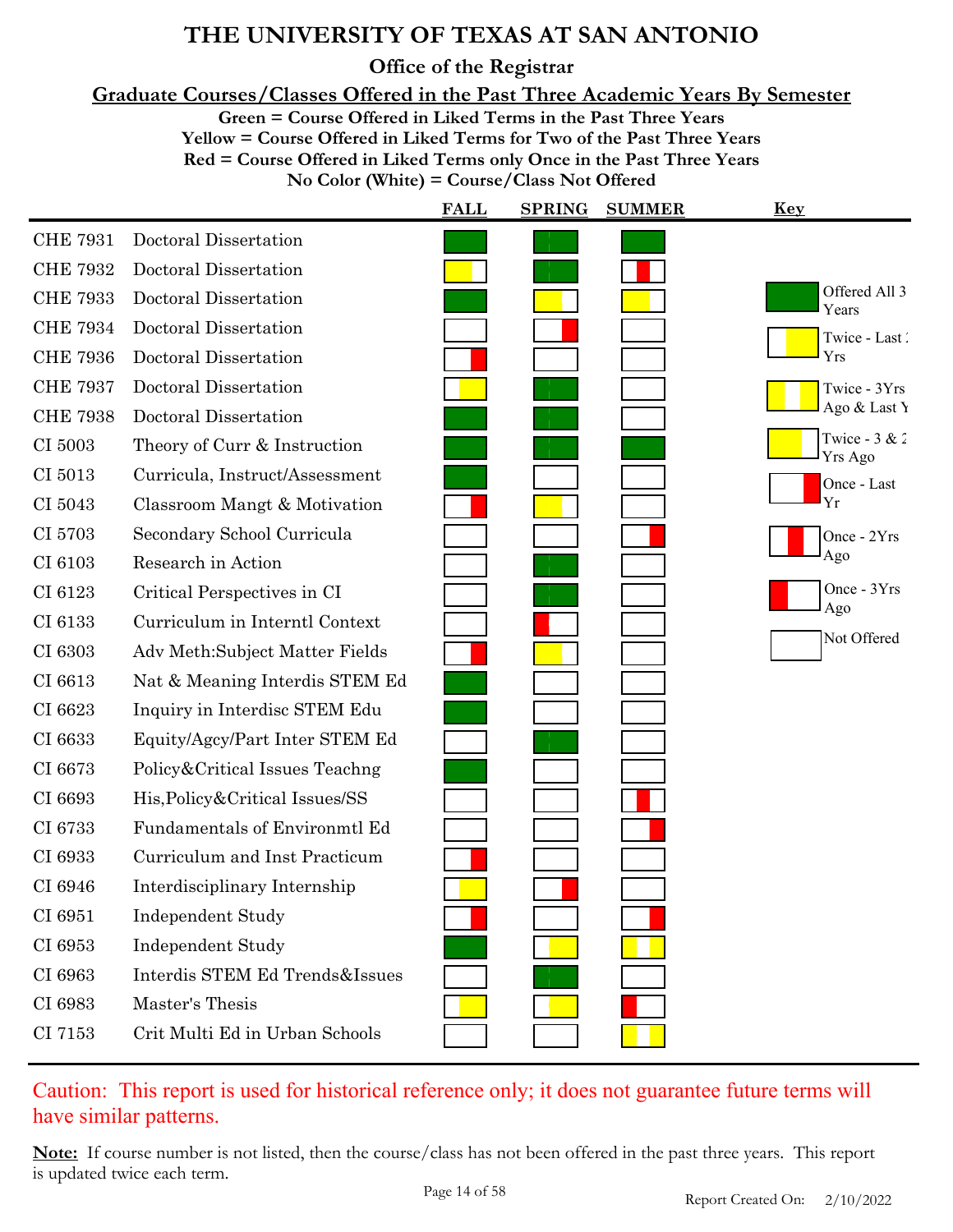# THE UNIVERSITY OF TEXAS AT SAN ANTONIO

## Office of the Registrar

### Graduate Courses/Classes Offered in the Past Three Academic Years By Semester

**Green = Course Offered in Liked Terms in the Past Three Years**
**Yellow = Course Offered in Liked Terms for Two of the Past Three Years**
**Red = Course Offered in Liked Terms only Once in the Past Three Years**
**No Color (White) = Course/Class Not Offered**

| Course | Title | FALL | SPRING | SUMMER |
|---|---|---|---|---|
| CHE 7931 | Doctoral Dissertation | Offered All 3 Years | Offered All 3 Years | Offered All 3 Years |
| CHE 7932 | Doctoral Dissertation | Twice - 3 & 2 Yrs Ago | Offered All 3 Years | Once - 2Yrs Ago |
| CHE 7933 | Doctoral Dissertation | Offered All 3 Years | Twice - 3 & 2 Yrs Ago | Twice - 3 & 2 Yrs Ago |
| CHE 7934 | Doctoral Dissertation | Not Offered | Once - Last Yr | Not Offered |
| CHE 7936 | Doctoral Dissertation | Once - Last Yr | Not Offered | Not Offered |
| CHE 7937 | Doctoral Dissertation | Twice - Last 2 Yrs | Offered All 3 Years | Not Offered |
| CHE 7938 | Doctoral Dissertation | Offered All 3 Years | Offered All 3 Years | Not Offered |
| CI 5003 | Theory of Curr & Instruction | Offered All 3 Years | Offered All 3 Years | Offered All 3 Years |
| CI 5013 | Curricula, Instruct/Assessment | Offered All 3 Years | Not Offered | Not Offered |
| CI 5043 | Classroom Mangt & Motivation | Once - Last Yr | Twice - 3 & 2 Yrs Ago | Not Offered |
| CI 5703 | Secondary School Curricula | Not Offered | Not Offered | Once - Last Yr |
| CI 6103 | Research in Action | Not Offered | Offered All 3 Years | Not Offered |
| CI 6123 | Critical Perspectives in CI | Not Offered | Offered All 3 Years | Not Offered |
| CI 6133 | Curriculum in Interntl Context | Not Offered | Once - 3Yrs Ago | Not Offered |
| CI 6303 | Adv Meth:Subject Matter Fields | Once - Last Yr | Twice - 3 & 2 Yrs Ago | Not Offered |
| CI 6613 | Nat & Meaning Interdis STEM Ed | Offered All 3 Years | Not Offered | Not Offered |
| CI 6623 | Inquiry in Interdisc STEM Edu | Offered All 3 Years | Not Offered | Not Offered |
| CI 6633 | Equity/Agcy/Part Inter STEM Ed | Not Offered | Offered All 3 Years | Not Offered |
| CI 6673 | Policy&Critical Issues Teachng | Offered All 3 Years | Not Offered | Not Offered |
| CI 6693 | His,Policy&Critical Issues/SS | Not Offered | Not Offered | Once - 2Yrs Ago |
| CI 6733 | Fundamentals of Environmtl Ed | Not Offered | Not Offered | Once - Last Yr |
| CI 6933 | Curriculum and Inst Practicum | Once - Last Yr | Not Offered | Not Offered |
| CI 6946 | Interdisciplinary Internship | Twice - Last 2 Yrs | Once - Last Yr | Not Offered |
| CI 6951 | Independent Study | Once - Last Yr | Not Offered | Once - Last Yr |
| CI 6953 | Independent Study | Offered All 3 Years | Twice - Last 2 Yrs | Twice - 3Yrs Ago & Last Yr |
| CI 6963 | Interdis STEM Ed Trends&Issues | Not Offered | Offered All 3 Years | Not Offered |
| CI 6983 | Master's Thesis | Twice - Last 2 Yrs | Twice - Last 2 Yrs | Once - 3Yrs Ago |
| CI 7153 | Crit Multi Ed in Urban Schools | Not Offered | Not Offered | Twice - 3Yrs Ago & Last Yr |

**Key**

- Offered All 3 Years
- Twice - Last 2 Yrs
- Twice - 3Yrs Ago & Last Yr
- Twice - 3 & 2 Yrs Ago
- Once - Last Yr
- Once - 2Yrs Ago
- Once - 3Yrs Ago
- Not Offered

Caution: This report is used for historical reference only; it does not guarantee future terms will have similar patterns.

**Note:** If course number is not listed, then the course/class has not been offered in the past three years. This report is updated twice each term.

Report Created On: 2/10/2022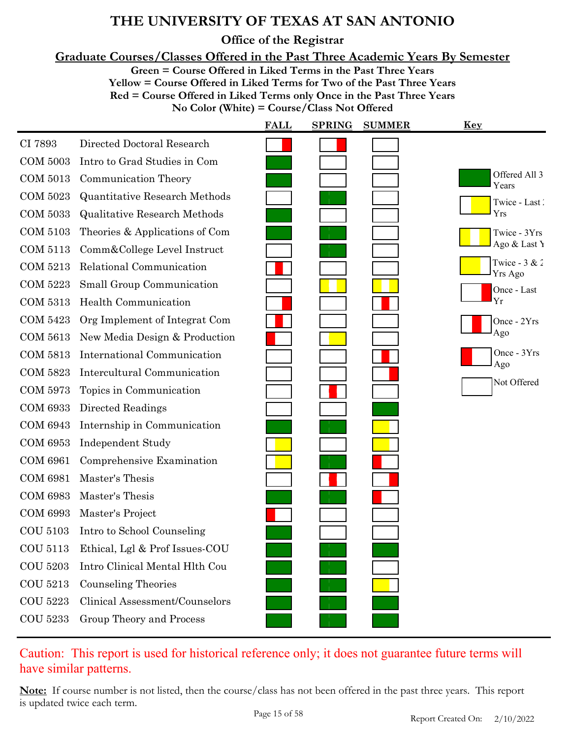# THE UNIVERSITY OF TEXAS AT SAN ANTONIO

## Office of the Registrar

### Graduate Courses/Classes Offered in the Past Three Academic Years By Semester

**Green = Course Offered in Liked Terms in the Past Three Years**
**Yellow = Course Offered in Liked Terms for Two of the Past Three Years**
**Red = Course Offered in Liked Terms only Once in the Past Three Years**
**No Color (White) = Course/Class Not Offered**

| Course | Title | FALL | SPRING | SUMMER |
|---|---|---|---|---|
| CI 7893 | Directed Doctoral Research | Once - Last Yr | Once - Last Yr | Not Offered |
| COM 5003 | Intro to Grad Studies in Com | Offered All 3 Years | Not Offered | Not Offered |
| COM 5013 | Communication Theory | Offered All 3 Years | Not Offered | Not Offered |
| COM 5023 | Quantitative Research Methods | Not Offered | Offered All 3 Years | Not Offered |
| COM 5033 | Qualitative Research Methods | Offered All 3 Years | Not Offered | Not Offered |
| COM 5103 | Theories & Applications of Com | Offered All 3 Years | Offered All 3 Years | Not Offered |
| COM 5113 | Comm&College Level Instruct | Not Offered | Offered All 3 Years | Not Offered |
| COM 5213 | Relational Communication | Once - 2Yrs Ago | Not Offered | Not Offered |
| COM 5223 | Small Group Communication | Not Offered | Twice - 3Yrs Ago & Last Yr | Twice - 3Yrs Ago & Last Yr |
| COM 5313 | Health Communication | Once - Last Yr | Not Offered | Once - 2Yrs Ago |
| COM 5423 | Org Implement of Integrat Com | Once - 2Yrs Ago | Not Offered | Not Offered |
| COM 5613 | New Media Design & Production | Once - 3Yrs Ago | Twice - Last 2 Yrs | Not Offered |
| COM 5813 | International Communication | Not Offered | Not Offered | Once - 2Yrs Ago |
| COM 5823 | Intercultural Communication | Not Offered | Not Offered | Once - Last Yr |
| COM 5973 | Topics in Communication | Not Offered | Once - 2Yrs Ago | Not Offered |
| COM 6933 | Directed Readings | Not Offered | Not Offered | Offered All 3 Years |
| COM 6943 | Internship in Communication | Offered All 3 Years | Offered All 3 Years | Twice - 3 & 2 Yrs Ago |
| COM 6953 | Independent Study | Twice - Last 2 Yrs | Not Offered | Twice - 3 & 2 Yrs Ago |
| COM 6961 | Comprehensive Examination | Twice - Last 2 Yrs | Offered All 3 Years | Once - 3Yrs Ago |
| COM 6981 | Master's Thesis | Not Offered | Once - 2Yrs Ago | Once - Last Yr |
| COM 6983 | Master's Thesis | Offered All 3 Years | Offered All 3 Years | Once - 3Yrs Ago |
| COM 6993 | Master's Project | Once - 3Yrs Ago | Not Offered | Not Offered |
| COU 5103 | Intro to School Counseling | Offered All 3 Years | Not Offered | Not Offered |
| COU 5113 | Ethical, Lgl & Prof Issues-COU | Offered All 3 Years | Offered All 3 Years | Offered All 3 Years |
| COU 5203 | Intro Clinical Mental Hlth Cou | Offered All 3 Years | Offered All 3 Years | Not Offered |
| COU 5213 | Counseling Theories | Offered All 3 Years | Offered All 3 Years | Twice - 3 & 2 Yrs Ago |
| COU 5223 | Clinical Assessment/Counselors | Offered All 3 Years | Offered All 3 Years | Offered All 3 Years |
| COU 5233 | Group Theory and Process | Offered All 3 Years | Offered All 3 Years | Offered All 3 Years |

**Key**

- Offered All 3 Years
- Twice - Last 2 Yrs
- Twice - 3Yrs Ago & Last Yr
- Twice - 3 & 2 Yrs Ago
- Once - Last Yr
- Once - 2Yrs Ago
- Once - 3Yrs Ago
- Not Offered

Caution: This report is used for historical reference only; it does not guarantee future terms will have similar patterns.

**Note:** If course number is not listed, then the course/class has not been offered in the past three years. This report is updated twice each term.

Report Created On: 2/10/2022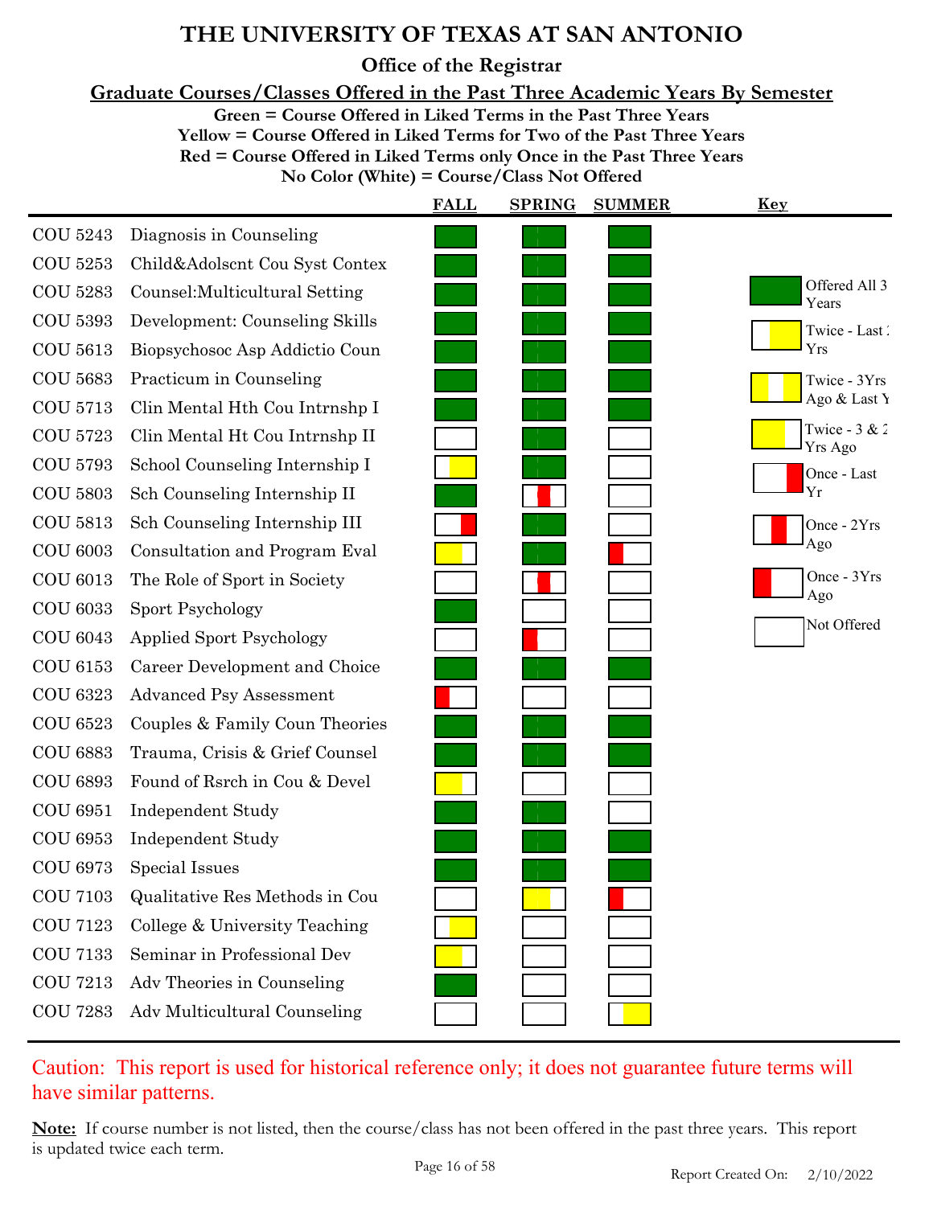# THE UNIVERSITY OF TEXAS AT SAN ANTONIO

## Office of the Registrar

### Graduate Courses/Classes Offered in the Past Three Academic Years By Semester

**Green = Course Offered in Liked Terms in the Past Three Years**
**Yellow = Course Offered in Liked Terms for Two of the Past Three Years**
**Red = Course Offered in Liked Terms only Once in the Past Three Years**
**No Color (White) = Course/Class Not Offered**

| Course | Title | FALL | SPRING | SUMMER |
|---|---|---|---|---|
| COU 5243 | Diagnosis in Counseling | Offered All 3 Years | Offered All 3 Years | Offered All 3 Years |
| COU 5253 | Child&Adolscnt Cou Syst Contex | Offered All 3 Years | Offered All 3 Years | Offered All 3 Years |
| COU 5283 | Counsel:Multicultural Setting | Offered All 3 Years | Offered All 3 Years | Offered All 3 Years |
| COU 5393 | Development: Counseling Skills | Offered All 3 Years | Offered All 3 Years | Offered All 3 Years |
| COU 5613 | Biopsychosoc Asp Addictio Coun | Offered All 3 Years | Offered All 3 Years | Offered All 3 Years |
| COU 5683 | Practicum in Counseling | Offered All 3 Years | Offered All 3 Years | Offered All 3 Years |
| COU 5713 | Clin Mental Hth Cou Intrnshp I | Offered All 3 Years | Offered All 3 Years | Offered All 3 Years |
| COU 5723 | Clin Mental Ht Cou Intrnshp II | Not Offered | Offered All 3 Years | Not Offered |
| COU 5793 | School Counseling Internship I | Twice - Last 2 Yrs | Offered All 3 Years | Not Offered |
| COU 5803 | Sch Counseling Internship II | Offered All 3 Years | Once - 2Yrs Ago | Not Offered |
| COU 5813 | Sch Counseling Internship III | Once - Last Yr | Offered All 3 Years | Not Offered |
| COU 6003 | Consultation and Program Eval | Twice - 3 & 2 Yrs Ago | Offered All 3 Years | Once - 3Yrs Ago |
| COU 6013 | The Role of Sport in Society | Not Offered | Once - 2Yrs Ago | Not Offered |
| COU 6033 | Sport Psychology | Offered All 3 Years | Not Offered | Not Offered |
| COU 6043 | Applied Sport Psychology | Not Offered | Once - 3Yrs Ago | Not Offered |
| COU 6153 | Career Development and Choice | Offered All 3 Years | Offered All 3 Years | Offered All 3 Years |
| COU 6323 | Advanced Psy Assessment | Once - 3Yrs Ago | Not Offered | Not Offered |
| COU 6523 | Couples & Family Coun Theories | Offered All 3 Years | Offered All 3 Years | Offered All 3 Years |
| COU 6883 | Trauma, Crisis & Grief Counsel | Offered All 3 Years | Offered All 3 Years | Offered All 3 Years |
| COU 6893 | Found of Rsrch in Cou & Devel | Twice - 3 & 2 Yrs Ago | Not Offered | Not Offered |
| COU 6951 | Independent Study | Offered All 3 Years | Offered All 3 Years | Not Offered |
| COU 6953 | Independent Study | Offered All 3 Years | Offered All 3 Years | Offered All 3 Years |
| COU 6973 | Special Issues | Offered All 3 Years | Offered All 3 Years | Offered All 3 Years |
| COU 7103 | Qualitative Res Methods in Cou | Not Offered | Twice - 3 & 2 Yrs Ago | Once - 3Yrs Ago |
| COU 7123 | College & University Teaching | Twice - Last 2 Yrs | Not Offered | Not Offered |
| COU 7133 | Seminar in Professional Dev | Twice - 3 & 2 Yrs Ago | Not Offered | Not Offered |
| COU 7213 | Adv Theories in Counseling | Offered All 3 Years | Not Offered | Not Offered |
| COU 7283 | Adv Multicultural Counseling | Not Offered | Not Offered | Twice - Last 2 Yrs |

**Key**

- Offered All 3 Years
- Twice - Last 2 Yrs
- Twice - 3Yrs Ago & Last Yr
- Twice - 3 & 2 Yrs Ago
- Once - Last Yr
- Once - 2Yrs Ago
- Once - 3Yrs Ago
- Not Offered

Caution: This report is used for historical reference only; it does not guarantee future terms will have similar patterns.

**Note:** If course number is not listed, then the course/class has not been offered in the past three years. This report is updated twice each term.

Report Created On: 2/10/2022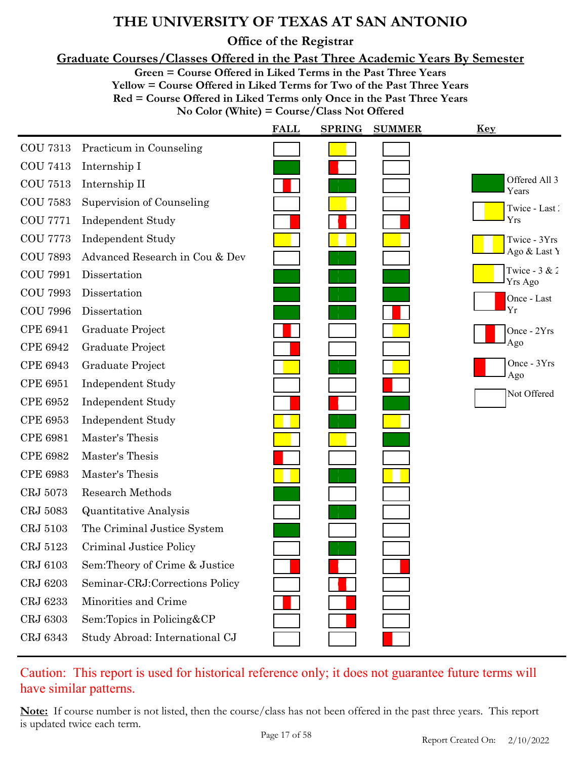# THE UNIVERSITY OF TEXAS AT SAN ANTONIO

## Office of the Registrar

### Graduate Courses/Classes Offered in the Past Three Academic Years By Semester

**Green = Course Offered in Liked Terms in the Past Three Years**
**Yellow = Course Offered in Liked Terms for Two of the Past Three Years**
**Red = Course Offered in Liked Terms only Once in the Past Three Years**
**No Color (White) = Course/Class Not Offered**

| Course | Title | FALL | SPRING | SUMMER |
|---|---|---|---|---|
| COU 7313 | Practicum in Counseling | Not Offered | Twice - 3 & 2 Yrs Ago | Not Offered |
| COU 7413 | Internship I | Offered All 3 Years | Once - 3Yrs Ago | Not Offered |
| COU 7513 | Internship II | Once - 2Yrs Ago | Offered All 3 Years | Not Offered |
| COU 7583 | Supervision of Counseling | Not Offered | Twice - 3 & 2 Yrs Ago | Not Offered |
| COU 7771 | Independent Study | Once - Last Yr | Once - 2Yrs Ago | Once - Last Yr |
| COU 7773 | Independent Study | Twice - 3 & 2 Yrs Ago | Twice - 3Yrs Ago & Last Yr | Twice - 3 & 2 Yrs Ago |
| COU 7893 | Advanced Research in Cou & Dev | Not Offered | Offered All 3 Years | Not Offered |
| COU 7991 | Dissertation | Offered All 3 Years | Offered All 3 Years | Offered All 3 Years |
| COU 7993 | Dissertation | Offered All 3 Years | Offered All 3 Years | Offered All 3 Years |
| COU 7996 | Dissertation | Offered All 3 Years | Offered All 3 Years | Once - 2Yrs Ago |
| CPE 6941 | Graduate Project | Once - 2Yrs Ago | Not Offered | Twice - Last 2 Yrs |
| CPE 6942 | Graduate Project | Once - Last Yr | Not Offered | Not Offered |
| CPE 6943 | Graduate Project | Twice - Last 2 Yrs | Offered All 3 Years | Twice - Last 2 Yrs |
| CPE 6951 | Independent Study | Not Offered | Not Offered | Once - 3Yrs Ago |
| CPE 6952 | Independent Study | Once - Last Yr | Once - 3Yrs Ago | Offered All 3 Years |
| CPE 6953 | Independent Study | Twice - 3Yrs Ago & Last Yr | Offered All 3 Years | Twice - 3 & 2 Yrs Ago |
| CPE 6981 | Master's Thesis | Twice - 3 & 2 Yrs Ago | Twice - 3 & 2 Yrs Ago | Offered All 3 Years |
| CPE 6982 | Master's Thesis | Once - 3Yrs Ago | Not Offered | Not Offered |
| CPE 6983 | Master's Thesis | Twice - 3Yrs Ago & Last Yr | Offered All 3 Years | Twice - 3Yrs Ago & Last Yr |
| CRJ 5073 | Research Methods | Offered All 3 Years | Not Offered | Not Offered |
| CRJ 5083 | Quantitative Analysis | Not Offered | Offered All 3 Years | Not Offered |
| CRJ 5103 | The Criminal Justice System | Offered All 3 Years | Not Offered | Not Offered |
| CRJ 5123 | Criminal Justice Policy | Not Offered | Offered All 3 Years | Not Offered |
| CRJ 6103 | Sem:Theory of Crime & Justice | Once - Last Yr | Once - 3Yrs Ago | Once - Last Yr |
| CRJ 6203 | Seminar-CRJ:Corrections Policy | Not Offered | Once - 2Yrs Ago | Not Offered |
| CRJ 6233 | Minorities and Crime | Once - 2Yrs Ago | Once - Last Yr | Not Offered |
| CRJ 6303 | Sem:Topics in Policing&CP | Not Offered | Once - Last Yr | Not Offered |
| CRJ 6343 | Study Abroad: International CJ | Not Offered | Not Offered | Once - 3Yrs Ago |

**Key**

- Offered All 3 Years
- Twice - Last 2 Yrs
- Twice - 3Yrs Ago & Last Yr
- Twice - 3 & 2 Yrs Ago
- Once - Last Yr
- Once - 2Yrs Ago
- Once - 3Yrs Ago
- Not Offered

Caution: This report is used for historical reference only; it does not guarantee future terms will have similar patterns.

**Note:** If course number is not listed, then the course/class has not been offered in the past three years. This report is updated twice each term.

Report Created On: 2/10/2022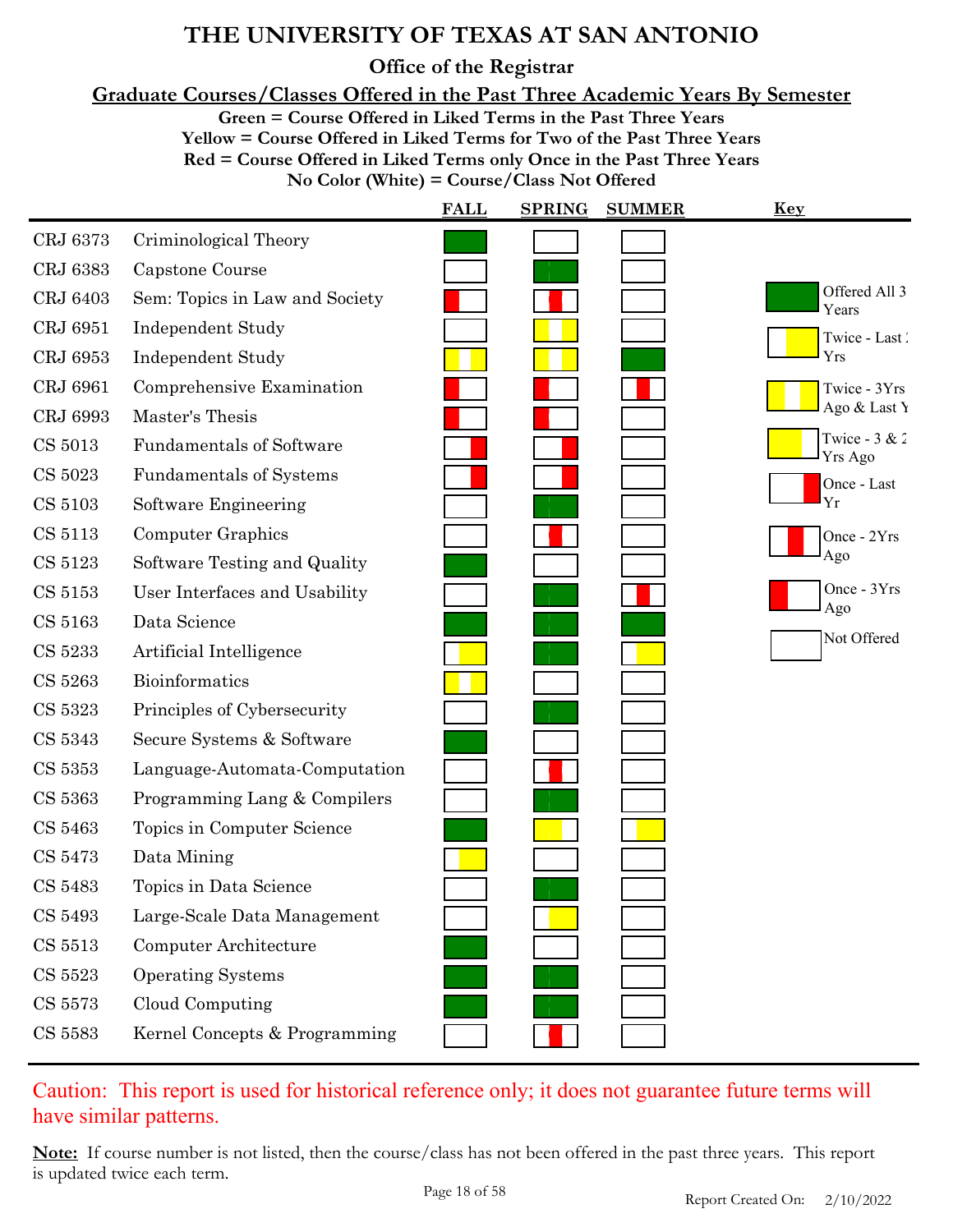# THE UNIVERSITY OF TEXAS AT SAN ANTONIO

## Office of the Registrar

### Graduate Courses/Classes Offered in the Past Three Academic Years By Semester

**Green = Course Offered in Liked Terms in the Past Three Years**
**Yellow = Course Offered in Liked Terms for Two of the Past Three Years**
**Red = Course Offered in Liked Terms only Once in the Past Three Years**
**No Color (White) = Course/Class Not Offered**

| Course | Title | FALL | SPRING | SUMMER |
|---|---|---|---|---|
| CRJ 6373 | Criminological Theory | Offered All 3 Years | Not Offered | Not Offered |
| CRJ 6383 | Capstone Course | Not Offered | Offered All 3 Years | Not Offered |
| CRJ 6403 | Sem: Topics in Law and Society | Once - 3Yrs Ago | Once - 2Yrs Ago | Not Offered |
| CRJ 6951 | Independent Study | Not Offered | Twice - 3Yrs Ago & Last Yr | Not Offered |
| CRJ 6953 | Independent Study | Twice - 3Yrs Ago & Last Yr | Twice - 3Yrs Ago & Last Yr | Offered All 3 Years |
| CRJ 6961 | Comprehensive Examination | Once - 3Yrs Ago | Once - 3Yrs Ago | Once - 2Yrs Ago |
| CRJ 6993 | Master's Thesis | Once - 3Yrs Ago | Once - 3Yrs Ago | Not Offered |
| CS 5013 | Fundamentals of Software | Once - Last Yr | Once - Last Yr | Not Offered |
| CS 5023 | Fundamentals of Systems | Once - Last Yr | Once - Last Yr | Not Offered |
| CS 5103 | Software Engineering | Not Offered | Offered All 3 Years | Not Offered |
| CS 5113 | Computer Graphics | Not Offered | Once - 2Yrs Ago | Not Offered |
| CS 5123 | Software Testing and Quality | Offered All 3 Years | Not Offered | Not Offered |
| CS 5153 | User Interfaces and Usability | Not Offered | Offered All 3 Years | Once - 2Yrs Ago |
| CS 5163 | Data Science | Offered All 3 Years | Offered All 3 Years | Offered All 3 Years |
| CS 5233 | Artificial Intelligence | Twice - Last 2 Yrs | Offered All 3 Years | Twice - Last 2 Yrs |
| CS 5263 | Bioinformatics | Twice - 3Yrs Ago & Last Yr | Not Offered | Not Offered |
| CS 5323 | Principles of Cybersecurity | Not Offered | Offered All 3 Years | Not Offered |
| CS 5343 | Secure Systems & Software | Offered All 3 Years | Not Offered | Not Offered |
| CS 5353 | Language-Automata-Computation | Not Offered | Once - 2Yrs Ago | Not Offered |
| CS 5363 | Programming Lang & Compilers | Not Offered | Offered All 3 Years | Not Offered |
| CS 5463 | Topics in Computer Science | Offered All 3 Years | Twice - 3 & 2 Yrs Ago | Twice - Last 2 Yrs |
| CS 5473 | Data Mining | Twice - Last 2 Yrs | Not Offered | Not Offered |
| CS 5483 | Topics in Data Science | Not Offered | Offered All 3 Years | Not Offered |
| CS 5493 | Large-Scale Data Management | Not Offered | Twice - Last 2 Yrs | Not Offered |
| CS 5513 | Computer Architecture | Offered All 3 Years | Not Offered | Not Offered |
| CS 5523 | Operating Systems | Offered All 3 Years | Offered All 3 Years | Not Offered |
| CS 5573 | Cloud Computing | Offered All 3 Years | Offered All 3 Years | Not Offered |
| CS 5583 | Kernel Concepts & Programming | Not Offered | Once - 2Yrs Ago | Not Offered |

**Key**

- Offered All 3 Years
- Twice - Last 2 Yrs
- Twice - 3Yrs Ago & Last Yr
- Twice - 3 & 2 Yrs Ago
- Once - Last Yr
- Once - 2Yrs Ago
- Once - 3Yrs Ago
- Not Offered

Caution: This report is used for historical reference only; it does not guarantee future terms will have similar patterns.

**Note:** If course number is not listed, then the course/class has not been offered in the past three years. This report is updated twice each term.

Report Created On: 2/10/2022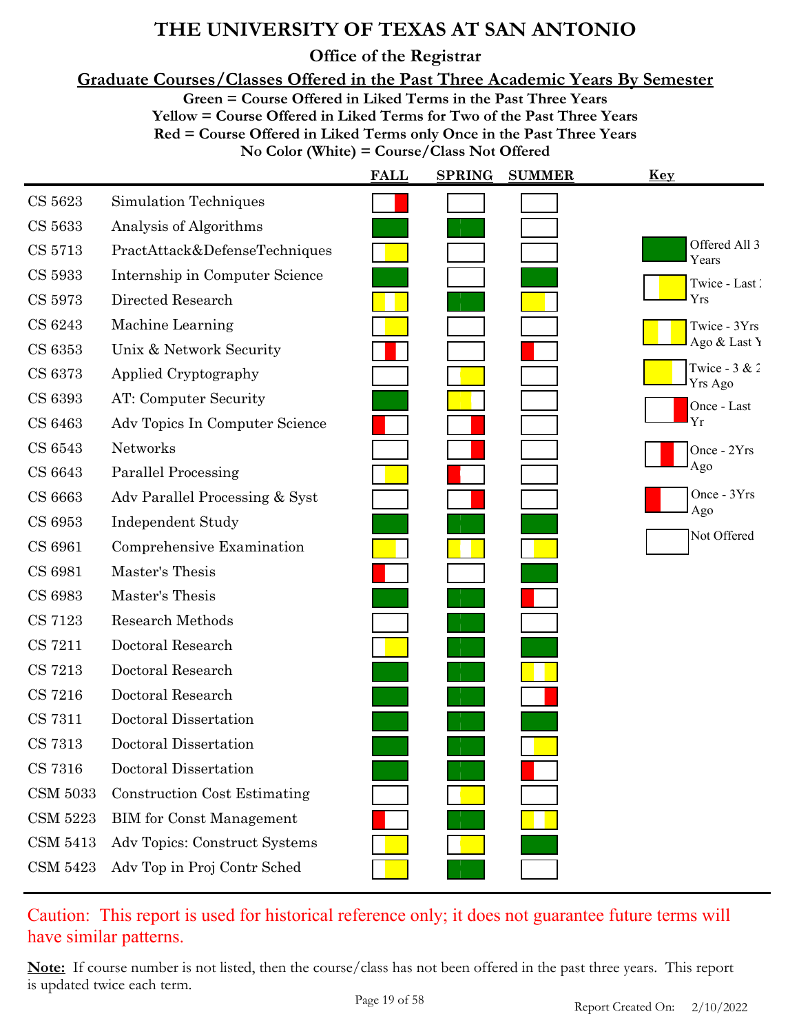# THE UNIVERSITY OF TEXAS AT SAN ANTONIO

## Office of the Registrar

### Graduate Courses/Classes Offered in the Past Three Academic Years By Semester

**Green = Course Offered in Liked Terms in the Past Three Years**
**Yellow = Course Offered in Liked Terms for Two of the Past Three Years**
**Red = Course Offered in Liked Terms only Once in the Past Three Years**
**No Color (White) = Course/Class Not Offered**

| Course | Title | FALL | SPRING | SUMMER |
|---|---|---|---|---|
| CS 5623 | Simulation Techniques | Once - Last Yr | Not Offered | Not Offered |
| CS 5633 | Analysis of Algorithms | Offered All 3 Years | Offered All 3 Years | Not Offered |
| CS 5713 | PractAttack&DefenseTechniques | Twice - Last 2 Yrs | Not Offered | Not Offered |
| CS 5933 | Internship in Computer Science | Offered All 3 Years | Not Offered | Offered All 3 Years |
| CS 5973 | Directed Research | Twice - 3Yrs Ago & Last Yr | Offered All 3 Years | Twice - 3 & 2 Yrs Ago |
| CS 6243 | Machine Learning | Twice - Last 2 Yrs | Not Offered | Not Offered |
| CS 6353 | Unix & Network Security | Once - 2Yrs Ago | Not Offered | Once - 3Yrs Ago |
| CS 6373 | Applied Cryptography | Not Offered | Twice - Last 2 Yrs | Not Offered |
| CS 6393 | AT: Computer Security | Offered All 3 Years | Twice - 3 & 2 Yrs Ago | Not Offered |
| CS 6463 | Adv Topics In Computer Science | Once - 3Yrs Ago | Once - Last Yr | Not Offered |
| CS 6543 | Networks | Not Offered | Once - Last Yr | Not Offered |
| CS 6643 | Parallel Processing | Twice - Last 2 Yrs | Once - 3Yrs Ago | Not Offered |
| CS 6663 | Adv Parallel Processing & Syst | Not Offered | Once - Last Yr | Not Offered |
| CS 6953 | Independent Study | Offered All 3 Years | Offered All 3 Years | Offered All 3 Years |
| CS 6961 | Comprehensive Examination | Twice - 3 & 2 Yrs Ago | Twice - 3Yrs Ago & Last Yr | Twice - Last 2 Yrs |
| CS 6981 | Master's Thesis | Once - 3Yrs Ago | Not Offered | Offered All 3 Years |
| CS 6983 | Master's Thesis | Offered All 3 Years | Offered All 3 Years | Once - 3Yrs Ago |
| CS 7123 | Research Methods | Not Offered | Offered All 3 Years | Not Offered |
| CS 7211 | Doctoral Research | Twice - Last 2 Yrs | Offered All 3 Years | Offered All 3 Years |
| CS 7213 | Doctoral Research | Offered All 3 Years | Offered All 3 Years | Twice - 3Yrs Ago & Last Yr |
| CS 7216 | Doctoral Research | Offered All 3 Years | Offered All 3 Years | Once - Last Yr |
| CS 7311 | Doctoral Dissertation | Offered All 3 Years | Offered All 3 Years | Offered All 3 Years |
| CS 7313 | Doctoral Dissertation | Offered All 3 Years | Offered All 3 Years | Twice - Last 2 Yrs |
| CS 7316 | Doctoral Dissertation | Offered All 3 Years | Offered All 3 Years | Once - 3Yrs Ago |
| CSM 5033 | Construction Cost Estimating | Not Offered | Twice - Last 2 Yrs | Not Offered |
| CSM 5223 | BIM for Const Management | Once - 3Yrs Ago | Offered All 3 Years | Twice - 3Yrs Ago & Last Yr |
| CSM 5413 | Adv Topics: Construct Systems | Twice - Last 2 Yrs | Twice - Last 2 Yrs | Offered All 3 Years |
| CSM 5423 | Adv Top in Proj Contr Sched | Twice - Last 2 Yrs | Offered All 3 Years | Not Offered |

**Key**

- Green: Offered All 3 Years
- White/Yellow: Twice - Last 2 Yrs
- Yellow/White/Yellow: Twice - 3Yrs Ago & Last Yr
- Yellow/White: Twice - 3 & 2 Yrs Ago
- White/Red: Once - Last Yr
- White/Red/White: Once - 2Yrs Ago
- Red/White: Once - 3Yrs Ago
- White: Not Offered

Caution: This report is used for historical reference only; it does not guarantee future terms will have similar patterns.

**Note:** If course number is not listed, then the course/class has not been offered in the past three years. This report is updated twice each term.

Report Created On: 2/10/2022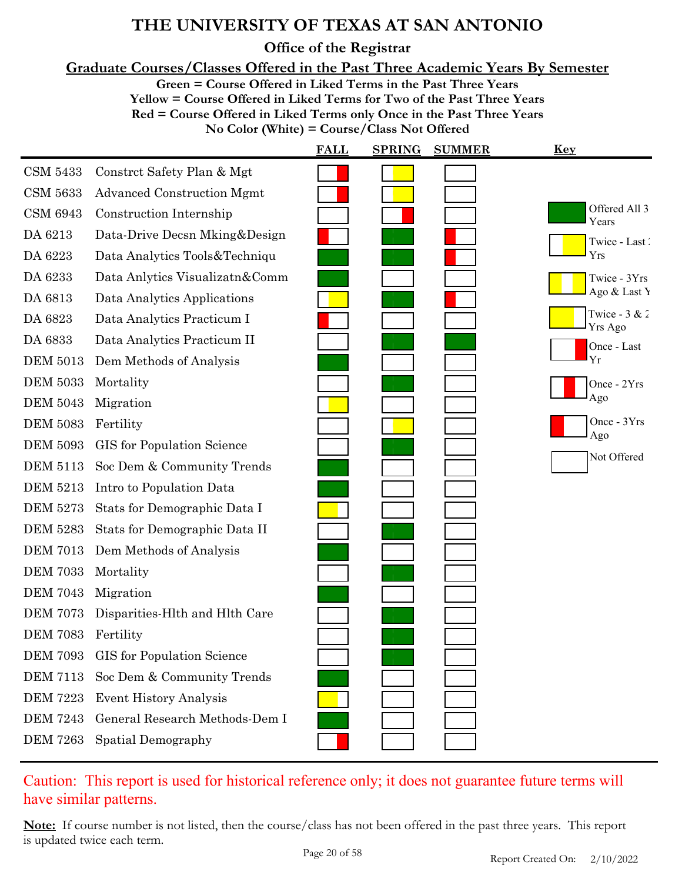# THE UNIVERSITY OF TEXAS AT SAN ANTONIO

## Office of the Registrar

### Graduate Courses/Classes Offered in the Past Three Academic Years By Semester

**Green = Course Offered in Liked Terms in the Past Three Years**
**Yellow = Course Offered in Liked Terms for Two of the Past Three Years**
**Red = Course Offered in Liked Terms only Once in the Past Three Years**
**No Color (White) = Course/Class Not Offered**

| Course | Title | FALL | SPRING | SUMMER |
|---|---|---|---|---|
| CSM 5433 | Constrct Safety Plan & Mgt | Once - Last Yr | Twice - Last 2 Yrs | Not Offered |
| CSM 5633 | Advanced Construction Mgmt | Once - Last Yr | Twice - Last 2 Yrs | Not Offered |
| CSM 6943 | Construction Internship | Not Offered | Once - Last Yr | Not Offered |
| DA 6213 | Data-Drive Decsn Mking&Design | Once - 3Yrs Ago | Offered All 3 Years | Once - 3Yrs Ago |
| DA 6223 | Data Analytics Tools&Techniqu | Offered All 3 Years | Offered All 3 Years | Once - 3Yrs Ago |
| DA 6233 | Data Anlytics Visualizatn&Comm | Offered All 3 Years | Not Offered | Not Offered |
| DA 6813 | Data Analytics Applications | Twice - Last 2 Yrs | Offered All 3 Years | Once - 3Yrs Ago |
| DA 6823 | Data Analytics Practicum I | Once - 3Yrs Ago | Not Offered | Not Offered |
| DA 6833 | Data Analytics Practicum II | Not Offered | Offered All 3 Years | Offered All 3 Years |
| DEM 5013 | Dem Methods of Analysis | Offered All 3 Years | Not Offered | Not Offered |
| DEM 5033 | Mortality | Not Offered | Offered All 3 Years | Not Offered |
| DEM 5043 | Migration | Twice - Last 2 Yrs | Not Offered | Not Offered |
| DEM 5083 | Fertility | Not Offered | Twice - Last 2 Yrs | Not Offered |
| DEM 5093 | GIS for Population Science | Not Offered | Offered All 3 Years | Not Offered |
| DEM 5113 | Soc Dem & Community Trends | Offered All 3 Years | Not Offered | Not Offered |
| DEM 5213 | Intro to Population Data | Offered All 3 Years | Not Offered | Not Offered |
| DEM 5273 | Stats for Demographic Data I | Twice - 3 & 2 Yrs Ago | Not Offered | Not Offered |
| DEM 5283 | Stats for Demographic Data II | Not Offered | Offered All 3 Years | Not Offered |
| DEM 7013 | Dem Methods of Analysis | Offered All 3 Years | Not Offered | Not Offered |
| DEM 7033 | Mortality | Not Offered | Offered All 3 Years | Not Offered |
| DEM 7043 | Migration | Offered All 3 Years | Not Offered | Not Offered |
| DEM 7073 | Disparities-Hlth and Hlth Care | Not Offered | Offered All 3 Years | Not Offered |
| DEM 7083 | Fertility | Not Offered | Offered All 3 Years | Not Offered |
| DEM 7093 | GIS for Population Science | Not Offered | Offered All 3 Years | Not Offered |
| DEM 7113 | Soc Dem & Community Trends | Offered All 3 Years | Not Offered | Not Offered |
| DEM 7223 | Event History Analysis | Twice - 3 & 2 Yrs Ago | Not Offered | Not Offered |
| DEM 7243 | General Research Methods-Dem I | Offered All 3 Years | Not Offered | Not Offered |
| DEM 7263 | Spatial Demography | Once - Last Yr | Not Offered | Not Offered |

**Key**

- Offered All 3 Years
- Twice - Last 2 Yrs
- Twice - 3Yrs Ago & Last Yr
- Twice - 3 & 2 Yrs Ago
- Once - Last Yr
- Once - 2Yrs Ago
- Once - 3Yrs Ago
- Not Offered

Caution: This report is used for historical reference only; it does not guarantee future terms will have similar patterns.

**Note:** If course number is not listed, then the course/class has not been offered in the past three years. This report is updated twice each term.

Report Created On: 2/10/2022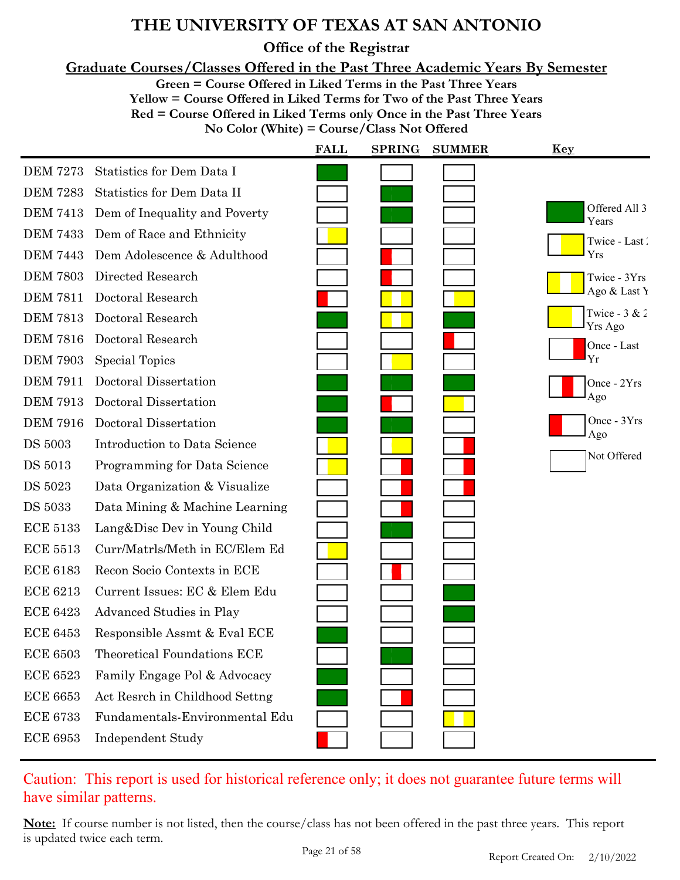# THE UNIVERSITY OF TEXAS AT SAN ANTONIO

## Office of the Registrar

### Graduate Courses/Classes Offered in the Past Three Academic Years By Semester

**Green = Course Offered in Liked Terms in the Past Three Years**
**Yellow = Course Offered in Liked Terms for Two of the Past Three Years**
**Red = Course Offered in Liked Terms only Once in the Past Three Years**
**No Color (White) = Course/Class Not Offered**

| Course | Title | FALL | SPRING | SUMMER |
|---|---|---|---|---|
| DEM 7273 | Statistics for Dem Data I | Offered All 3 Years | Not Offered | Not Offered |
| DEM 7283 | Statistics for Dem Data II | Not Offered | Offered All 3 Years | Not Offered |
| DEM 7413 | Dem of Inequality and Poverty | Not Offered | Offered All 3 Years | Not Offered |
| DEM 7433 | Dem of Race and Ethnicity | Twice - Last 2 Yrs | Not Offered | Not Offered |
| DEM 7443 | Dem Adolescence & Adulthood | Not Offered | Once - 3Yrs Ago | Not Offered |
| DEM 7803 | Directed Research | Not Offered | Once - 3Yrs Ago | Not Offered |
| DEM 7811 | Doctoral Research | Once - 3Yrs Ago | Twice - 3Yrs Ago & Last Yr | Twice - Last 2 Yrs |
| DEM 7813 | Doctoral Research | Offered All 3 Years | Twice - 3Yrs Ago & Last Yr | Offered All 3 Years |
| DEM 7816 | Doctoral Research | Not Offered | Not Offered | Once - 3Yrs Ago |
| DEM 7903 | Special Topics | Not Offered | Twice - Last 2 Yrs | Not Offered |
| DEM 7911 | Doctoral Dissertation | Offered All 3 Years | Offered All 3 Years | Offered All 3 Years |
| DEM 7913 | Doctoral Dissertation | Offered All 3 Years | Once - 3Yrs Ago | Twice - 3 & 2 Yrs Ago |
| DEM 7916 | Doctoral Dissertation | Offered All 3 Years | Offered All 3 Years | Not Offered |
| DS 5003 | Introduction to Data Science | Twice - Last 2 Yrs | Twice - Last 2 Yrs | Once - Last Yr |
| DS 5013 | Programming for Data Science | Twice - Last 2 Yrs | Once - Last Yr | Once - Last Yr |
| DS 5023 | Data Organization & Visualize | Not Offered | Once - Last Yr | Once - Last Yr |
| DS 5033 | Data Mining & Machine Learning | Not Offered | Once - Last Yr | Not Offered |
| ECE 5133 | Lang&Disc Dev in Young Child | Not Offered | Offered All 3 Years | Not Offered |
| ECE 5513 | Curr/Matrls/Meth in EC/Elem Ed | Twice - Last 2 Yrs | Not Offered | Not Offered |
| ECE 6183 | Recon Socio Contexts in ECE | Not Offered | Once - 2Yrs Ago | Not Offered |
| ECE 6213 | Current Issues: EC & Elem Edu | Not Offered | Not Offered | Offered All 3 Years |
| ECE 6423 | Advanced Studies in Play | Not Offered | Not Offered | Offered All 3 Years |
| ECE 6453 | Responsible Assmt & Eval ECE | Offered All 3 Years | Not Offered | Not Offered |
| ECE 6503 | Theoretical Foundations ECE | Not Offered | Offered All 3 Years | Not Offered |
| ECE 6523 | Family Engage Pol & Advocacy | Offered All 3 Years | Not Offered | Not Offered |
| ECE 6653 | Act Resrch in Childhood Settng | Offered All 3 Years | Once - Last Yr | Not Offered |
| ECE 6733 | Fundamentals-Environmental Edu | Not Offered | Not Offered | Twice - 3Yrs Ago & Last Yr |
| ECE 6953 | Independent Study | Once - 3Yrs Ago | Not Offered | Not Offered |

**Key**

- Offered All 3 Years
- Twice - Last 2 Yrs
- Twice - 3Yrs Ago & Last Yr
- Twice - 3 & 2 Yrs Ago
- Once - Last Yr
- Once - 2Yrs Ago
- Once - 3Yrs Ago
- Not Offered

Caution: This report is used for historical reference only; it does not guarantee future terms will have similar patterns.

**Note:** If course number is not listed, then the course/class has not been offered in the past three years. This report is updated twice each term.

Report Created On: 2/10/2022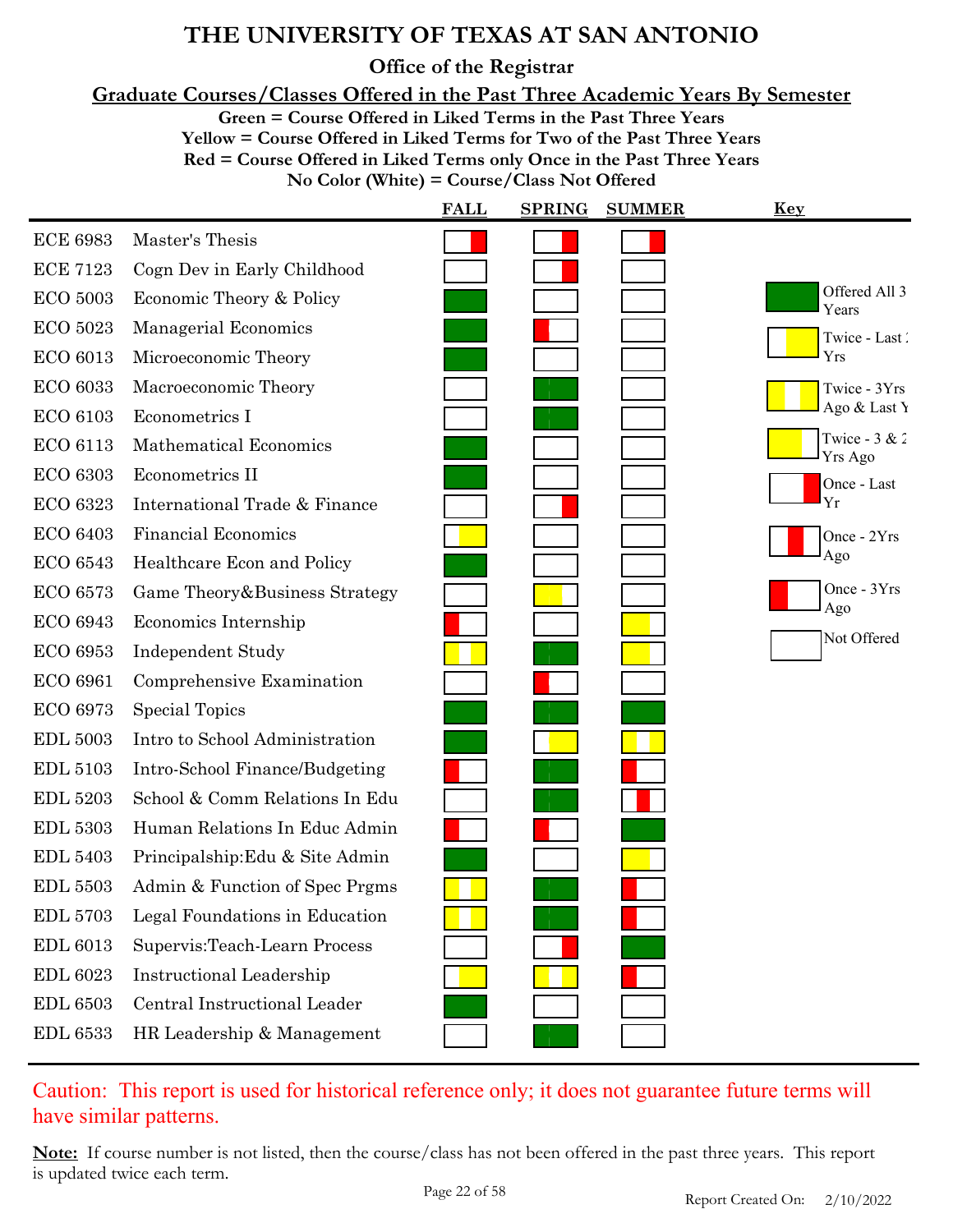# THE UNIVERSITY OF TEXAS AT SAN ANTONIO

## Office of the Registrar

### Graduate Courses/Classes Offered in the Past Three Academic Years By Semester

**Green = Course Offered in Liked Terms in the Past Three Years**
**Yellow = Course Offered in Liked Terms for Two of the Past Three Years**
**Red = Course Offered in Liked Terms only Once in the Past Three Years**
**No Color (White) = Course/Class Not Offered**

| Course | Title | FALL | SPRING | SUMMER |
|---|---|---|---|---|
| ECE 6983 | Master's Thesis | Once - Last Yr | Once - Last Yr | Once - Last Yr |
| ECE 7123 | Cogn Dev in Early Childhood | Not Offered | Once - Last Yr | Not Offered |
| ECO 5003 | Economic Theory & Policy | Offered All 3 Years | Not Offered | Not Offered |
| ECO 5023 | Managerial Economics | Offered All 3 Years | Once - 3Yrs Ago | Not Offered |
| ECO 6013 | Microeconomic Theory | Offered All 3 Years | Not Offered | Not Offered |
| ECO 6033 | Macroeconomic Theory | Not Offered | Offered All 3 Years | Not Offered |
| ECO 6103 | Econometrics I | Not Offered | Offered All 3 Years | Not Offered |
| ECO 6113 | Mathematical Economics | Offered All 3 Years | Not Offered | Not Offered |
| ECO 6303 | Econometrics II | Offered All 3 Years | Not Offered | Not Offered |
| ECO 6323 | International Trade & Finance | Not Offered | Once - Last Yr | Not Offered |
| ECO 6403 | Financial Economics | Twice - Last 2 Yrs | Not Offered | Not Offered |
| ECO 6543 | Healthcare Econ and Policy | Offered All 3 Years | Not Offered | Not Offered |
| ECO 6573 | Game Theory&Business Strategy | Not Offered | Twice - 3 & 2 Yrs Ago | Not Offered |
| ECO 6943 | Economics Internship | Once - 3Yrs Ago | Not Offered | Twice - 3 & 2 Yrs Ago |
| ECO 6953 | Independent Study | Twice - 3Yrs Ago & Last Yr | Offered All 3 Years | Twice - 3 & 2 Yrs Ago |
| ECO 6961 | Comprehensive Examination | Not Offered | Once - 3Yrs Ago | Not Offered |
| ECO 6973 | Special Topics | Offered All 3 Years | Offered All 3 Years | Offered All 3 Years |
| EDL 5003 | Intro to School Administration | Offered All 3 Years | Twice - Last 2 Yrs | Twice - 3Yrs Ago & Last Yr |
| EDL 5103 | Intro-School Finance/Budgeting | Once - 3Yrs Ago | Offered All 3 Years | Once - 3Yrs Ago |
| EDL 5203 | School & Comm Relations In Edu | Not Offered | Offered All 3 Years | Once - 2Yrs Ago |
| EDL 5303 | Human Relations In Educ Admin | Once - 3Yrs Ago | Once - 3Yrs Ago | Offered All 3 Years |
| EDL 5403 | Principalship:Edu & Site Admin | Offered All 3 Years | Not Offered | Twice - 3 & 2 Yrs Ago |
| EDL 5503 | Admin & Function of Spec Prgms | Twice - 3Yrs Ago & Last Yr | Offered All 3 Years | Once - 3Yrs Ago |
| EDL 5703 | Legal Foundations in Education | Twice - 3Yrs Ago & Last Yr | Offered All 3 Years | Once - 3Yrs Ago |
| EDL 6013 | Supervis:Teach-Learn Process | Not Offered | Once - Last Yr | Offered All 3 Years |
| EDL 6023 | Instructional Leadership | Twice - Last 2 Yrs | Twice - 3Yrs Ago & Last Yr | Once - 3Yrs Ago |
| EDL 6503 | Central Instructional Leader | Offered All 3 Years | Not Offered | Not Offered |
| EDL 6533 | HR Leadership & Management | Not Offered | Offered All 3 Years | Not Offered |

**Key**

- Offered All 3 Years
- Twice - Last 2 Yrs
- Twice - 3Yrs Ago & Last Yr
- Twice - 3 & 2 Yrs Ago
- Once - Last Yr
- Once - 2Yrs Ago
- Once - 3Yrs Ago
- Not Offered

Caution: This report is used for historical reference only; it does not guarantee future terms will have similar patterns.

**Note:** If course number is not listed, then the course/class has not been offered in the past three years. This report is updated twice each term.

Report Created On: 2/10/2022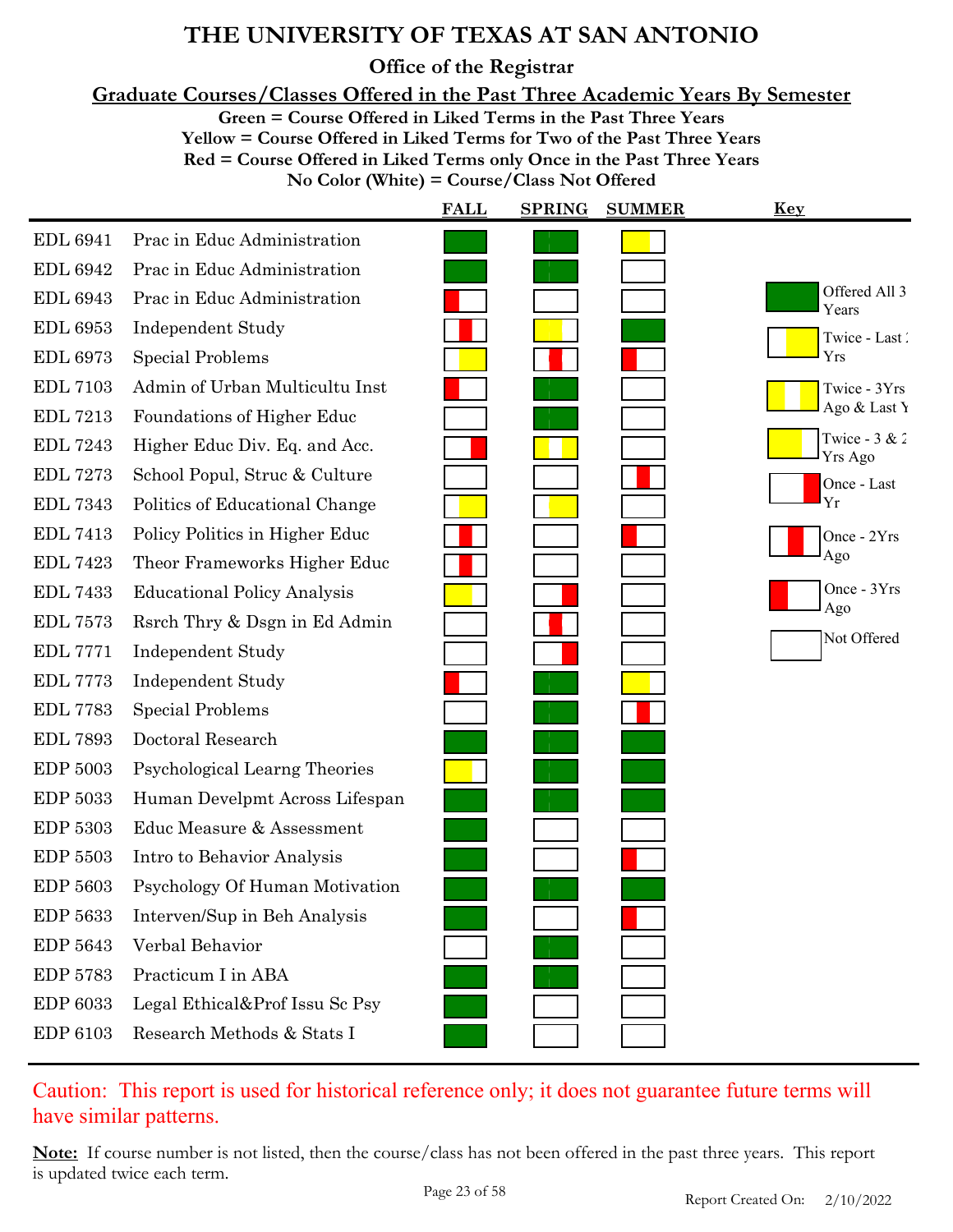# THE UNIVERSITY OF TEXAS AT SAN ANTONIO

## Office of the Registrar

### Graduate Courses/Classes Offered in the Past Three Academic Years By Semester

**Green = Course Offered in Liked Terms in the Past Three Years**
**Yellow = Course Offered in Liked Terms for Two of the Past Three Years**
**Red = Course Offered in Liked Terms only Once in the Past Three Years**
**No Color (White) = Course/Class Not Offered**

| Course | Title | FALL | SPRING | SUMMER |
|---|---|---|---|---|
| EDL 6941 | Prac in Educ Administration | Offered All 3 Years | Offered All 3 Years | Twice - 3 & 2 Yrs Ago |
| EDL 6942 | Prac in Educ Administration | Offered All 3 Years | Offered All 3 Years | Not Offered |
| EDL 6943 | Prac in Educ Administration | Once - 3Yrs Ago | Not Offered | Not Offered |
| EDL 6953 | Independent Study | Once - 2Yrs Ago | Twice - 3 & 2 Yrs Ago | Offered All 3 Years |
| EDL 6973 | Special Problems | Twice - Last 2 Yrs | Once - 2Yrs Ago | Once - 3Yrs Ago |
| EDL 7103 | Admin of Urban Multicultu Inst | Once - 3Yrs Ago | Offered All 3 Years | Not Offered |
| EDL 7213 | Foundations of Higher Educ | Not Offered | Offered All 3 Years | Not Offered |
| EDL 7243 | Higher Educ Div. Eq. and Acc. | Once - Last Yr | Twice - 3Yrs Ago & Last Yr | Not Offered |
| EDL 7273 | School Popul, Struc & Culture | Not Offered | Not Offered | Once - 2Yrs Ago |
| EDL 7343 | Politics of Educational Change | Twice - Last 2 Yrs | Twice - Last 2 Yrs | Not Offered |
| EDL 7413 | Policy Politics in Higher Educ | Once - 2Yrs Ago | Not Offered | Once - 3Yrs Ago |
| EDL 7423 | Theor Frameworks Higher Educ | Once - 2Yrs Ago | Not Offered | Not Offered |
| EDL 7433 | Educational Policy Analysis | Twice - 3 & 2 Yrs Ago | Once - Last Yr | Not Offered |
| EDL 7573 | Rsrch Thry & Dsgn in Ed Admin | Not Offered | Once - 2Yrs Ago | Not Offered |
| EDL 7771 | Independent Study | Not Offered | Once - Last Yr | Not Offered |
| EDL 7773 | Independent Study | Once - 3Yrs Ago | Offered All 3 Years | Twice - 3 & 2 Yrs Ago |
| EDL 7783 | Special Problems | Not Offered | Offered All 3 Years | Once - 2Yrs Ago |
| EDL 7893 | Doctoral Research | Offered All 3 Years | Offered All 3 Years | Offered All 3 Years |
| EDP 5003 | Psychological Learng Theories | Twice - 3 & 2 Yrs Ago | Offered All 3 Years | Offered All 3 Years |
| EDP 5033 | Human Develpmt Across Lifespan | Offered All 3 Years | Offered All 3 Years | Offered All 3 Years |
| EDP 5303 | Educ Measure & Assessment | Offered All 3 Years | Not Offered | Not Offered |
| EDP 5503 | Intro to Behavior Analysis | Offered All 3 Years | Not Offered | Once - 3Yrs Ago |
| EDP 5603 | Psychology Of Human Motivation | Offered All 3 Years | Offered All 3 Years | Offered All 3 Years |
| EDP 5633 | Interven/Sup in Beh Analysis | Offered All 3 Years | Not Offered | Once - 3Yrs Ago |
| EDP 5643 | Verbal Behavior | Not Offered | Offered All 3 Years | Not Offered |
| EDP 5783 | Practicum I in ABA | Offered All 3 Years | Offered All 3 Years | Not Offered |
| EDP 6033 | Legal Ethical&Prof Issu Sc Psy | Offered All 3 Years | Not Offered | Not Offered |
| EDP 6103 | Research Methods & Stats I | Offered All 3 Years | Not Offered | Not Offered |

**Key**

- Offered All 3 Years
- Twice - Last 2 Yrs
- Twice - 3Yrs Ago & Last Yr
- Twice - 3 & 2 Yrs Ago
- Once - Last Yr
- Once - 2Yrs Ago
- Once - 3Yrs Ago
- Not Offered

Caution: This report is used for historical reference only; it does not guarantee future terms will have similar patterns.

**Note:** If course number is not listed, then the course/class has not been offered in the past three years. This report is updated twice each term.

Report Created On: 2/10/2022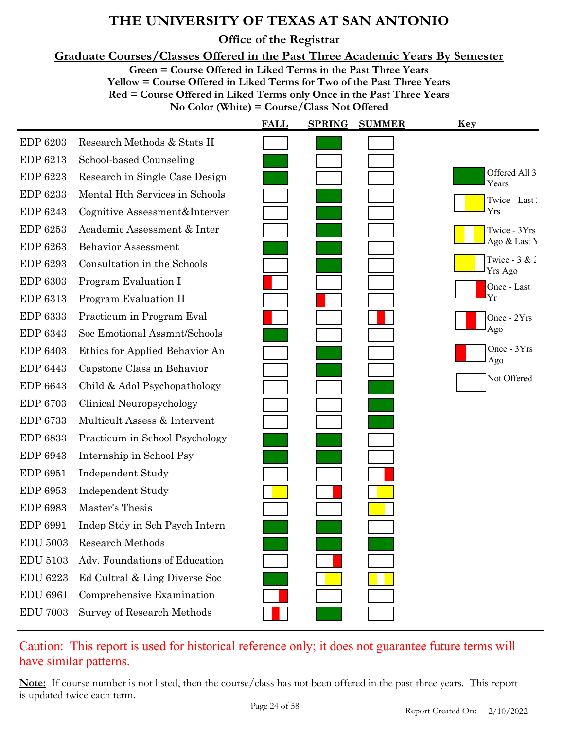# THE UNIVERSITY OF TEXAS AT SAN ANTONIO

## Office of the Registrar

### Graduate Courses/Classes Offered in the Past Three Academic Years By Semester

**Green = Course Offered in Liked Terms in the Past Three Years**
**Yellow = Course Offered in Liked Terms for Two of the Past Three Years**
**Red = Course Offered in Liked Terms only Once in the Past Three Years**
**No Color (White) = Course/Class Not Offered**

| Course | Title | FALL | SPRING | SUMMER |
|---|---|---|---|---|
| EDP 6203 | Research Methods & Stats II | Not Offered | Offered All 3 Years | Not Offered |
| EDP 6213 | School-based Counseling | Offered All 3 Years | Not Offered | Not Offered |
| EDP 6223 | Research in Single Case Design | Offered All 3 Years | Not Offered | Not Offered |
| EDP 6233 | Mental Hth Services in Schools | Not Offered | Offered All 3 Years | Not Offered |
| EDP 6243 | Cognitive Assessment&Interven | Not Offered | Offered All 3 Years | Not Offered |
| EDP 6253 | Academic Assessment & Inter | Not Offered | Offered All 3 Years | Not Offered |
| EDP 6263 | Behavior Assessment | Offered All 3 Years | Offered All 3 Years | Not Offered |
| EDP 6293 | Consultation in the Schools | Not Offered | Offered All 3 Years | Not Offered |
| EDP 6303 | Program Evaluation I | Once - 3Yrs Ago | Not Offered | Not Offered |
| EDP 6313 | Program Evaluation II | Not Offered | Once - 3Yrs Ago | Not Offered |
| EDP 6333 | Practicum in Program Eval | Once - 3Yrs Ago | Not Offered | Once - 2Yrs Ago |
| EDP 6343 | Soc Emotional Assmnt/Schools | Offered All 3 Years | Not Offered | Not Offered |
| EDP 6403 | Ethics for Applied Behavior An | Not Offered | Offered All 3 Years | Not Offered |
| EDP 6443 | Capstone Class in Behavior | Not Offered | Offered All 3 Years | Not Offered |
| EDP 6643 | Child & Adol Psychopathology | Not Offered | Not Offered | Offered All 3 Years |
| EDP 6703 | Clinical Neuropsychology | Not Offered | Not Offered | Offered All 3 Years |
| EDP 6733 | Multicult Assess & Intervent | Not Offered | Not Offered | Offered All 3 Years |
| EDP 6833 | Practicum in School Psychology | Offered All 3 Years | Offered All 3 Years | Not Offered |
| EDP 6943 | Internship in School Psy | Offered All 3 Years | Offered All 3 Years | Not Offered |
| EDP 6951 | Independent Study | Not Offered | Not Offered | Once - Last Yr |
| EDP 6953 | Independent Study | Twice - Last 2 Yrs | Once - Last Yr | Twice - Last 2 Yrs |
| EDP 6983 | Master's Thesis | Not Offered | Not Offered | Twice - 3 & 2 Yrs Ago |
| EDP 6991 | Indep Stdy in Sch Psych Intern | Offered All 3 Years | Offered All 3 Years | Not Offered |
| EDU 5003 | Research Methods | Offered All 3 Years | Offered All 3 Years | Offered All 3 Years |
| EDU 5103 | Adv. Foundations of Education | Not Offered | Once - Last Yr | Not Offered |
| EDU 6223 | Ed Cultral & Ling Diverse Soc | Offered All 3 Years | Twice - Last 2 Yrs | Twice - 3Yrs Ago & Last Yr |
| EDU 6961 | Comprehensive Examination | Once - Last Yr | Not Offered | Not Offered |
| EDU 7003 | Survey of Research Methods | Once - 2Yrs Ago | Offered All 3 Years | Not Offered |

**Key**

- Offered All 3 Years
- Twice - Last 2 Yrs
- Twice - 3Yrs Ago & Last Yr
- Twice - 3 & 2 Yrs Ago
- Once - Last Yr
- Once - 2Yrs Ago
- Once - 3Yrs Ago
- Not Offered

Caution: This report is used for historical reference only; it does not guarantee future terms will have similar patterns.

**Note:** If course number is not listed, then the course/class has not been offered in the past three years. This report is updated twice each term.

Report Created On: 2/10/2022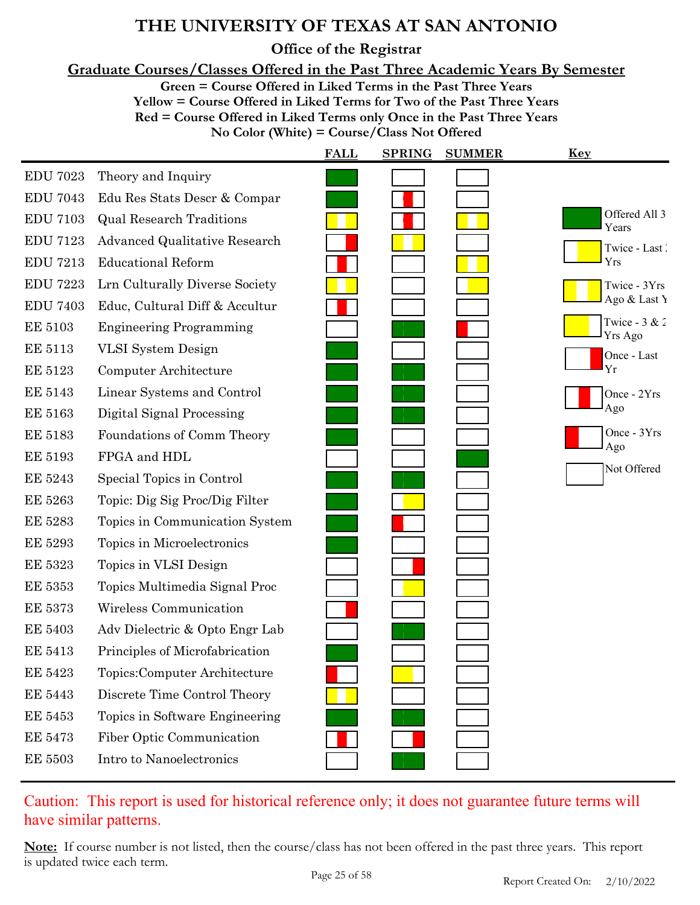# THE UNIVERSITY OF TEXAS AT SAN ANTONIO

## Office of the Registrar

### Graduate Courses/Classes Offered in the Past Three Academic Years By Semester

**Green = Course Offered in Liked Terms in the Past Three Years**
**Yellow = Course Offered in Liked Terms for Two of the Past Three Years**
**Red = Course Offered in Liked Terms only Once in the Past Three Years**
**No Color (White) = Course/Class Not Offered**

| Course | Title | FALL | SPRING | SUMMER |
|---|---|---|---|---|
| EDU 7023 | Theory and Inquiry | Offered All 3 Years | Not Offered | Not Offered |
| EDU 7043 | Edu Res Stats Descr & Compar | Offered All 3 Years | Once - 2Yrs Ago | Not Offered |
| EDU 7103 | Qual Research Traditions | Twice - 3Yrs Ago & Last Yr | Once - 2Yrs Ago | Twice - 3Yrs Ago & Last Yr |
| EDU 7123 | Advanced Qualitative Research | Once - Last Yr | Twice - 3Yrs Ago & Last Yr | Not Offered |
| EDU 7213 | Educational Reform | Once - 2Yrs Ago | Not Offered | Twice - 3Yrs Ago & Last Yr |
| EDU 7223 | Lrn Culturally Diverse Society | Twice - 3Yrs Ago & Last Yr | Not Offered | Twice - Last 2 Yrs |
| EDU 7403 | Educ, Cultural Diff & Accultur | Once - 2Yrs Ago | Not Offered | Not Offered |
| EE 5103 | Engineering Programming | Not Offered | Offered All 3 Years | Once - 3Yrs Ago |
| EE 5113 | VLSI System Design | Offered All 3 Years | Not Offered | Not Offered |
| EE 5123 | Computer Architecture | Offered All 3 Years | Offered All 3 Years | Not Offered |
| EE 5143 | Linear Systems and Control | Offered All 3 Years | Offered All 3 Years | Not Offered |
| EE 5163 | Digital Signal Processing | Offered All 3 Years | Offered All 3 Years | Not Offered |
| EE 5183 | Foundations of Comm Theory | Offered All 3 Years | Not Offered | Not Offered |
| EE 5193 | FPGA and HDL | Not Offered | Not Offered | Offered All 3 Years |
| EE 5243 | Special Topics in Control | Offered All 3 Years | Offered All 3 Years | Not Offered |
| EE 5263 | Topic: Dig Sig Proc/Dig Filter | Offered All 3 Years | Twice - Last 2 Yrs | Not Offered |
| EE 5283 | Topics in Communication System | Offered All 3 Years | Once - 3Yrs Ago | Not Offered |
| EE 5293 | Topics in Microelectronics | Offered All 3 Years | Not Offered | Not Offered |
| EE 5323 | Topics in VLSI Design | Not Offered | Once - Last Yr | Not Offered |
| EE 5353 | Topics Multimedia Signal Proc | Not Offered | Twice - Last 2 Yrs | Not Offered |
| EE 5373 | Wireless Communication | Once - Last Yr | Not Offered | Not Offered |
| EE 5403 | Adv Dielectric & Opto Engr Lab | Not Offered | Offered All 3 Years | Not Offered |
| EE 5413 | Principles of Microfabrication | Offered All 3 Years | Not Offered | Not Offered |
| EE 5423 | Topics:Computer Architecture | Once - 3Yrs Ago | Twice - 3 & 2 Yrs Ago | Not Offered |
| EE 5443 | Discrete Time Control Theory | Twice - 3Yrs Ago & Last Yr | Not Offered | Not Offered |
| EE 5453 | Topics in Software Engineering | Offered All 3 Years | Offered All 3 Years | Not Offered |
| EE 5473 | Fiber Optic Communication | Once - 2Yrs Ago | Once - Last Yr | Not Offered |
| EE 5503 | Intro to Nanoelectronics | Not Offered | Offered All 3 Years | Not Offered |

**Key**

- Offered All 3 Years
- Twice - Last 2 Yrs
- Twice - 3Yrs Ago & Last Yr
- Twice - 3 & 2 Yrs Ago
- Once - Last Yr
- Once - 2Yrs Ago
- Once - 3Yrs Ago
- Not Offered

Caution: This report is used for historical reference only; it does not guarantee future terms will have similar patterns.

**Note:** If course number is not listed, then the course/class has not been offered in the past three years. This report is updated twice each term.

Report Created On: 2/10/2022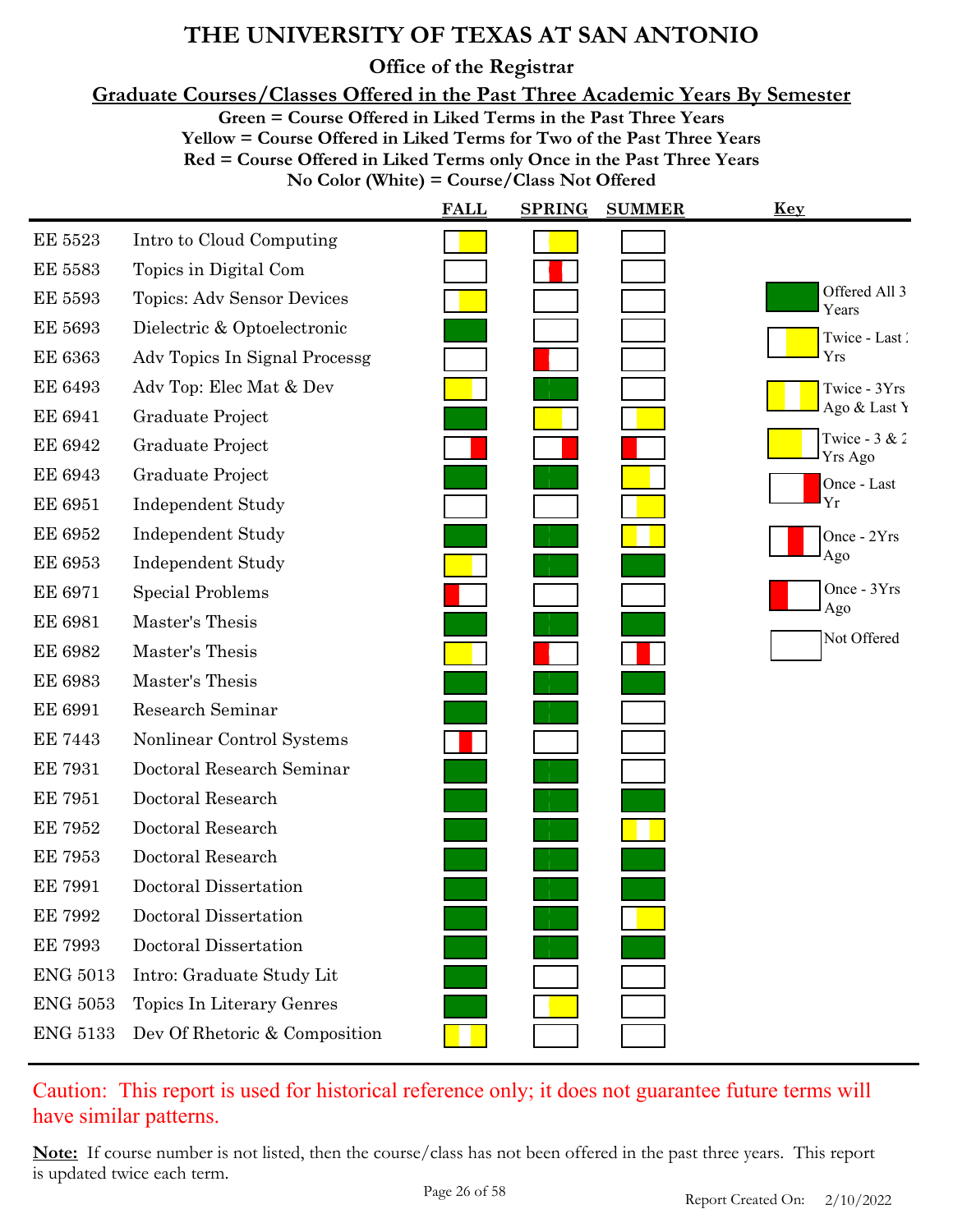# THE UNIVERSITY OF TEXAS AT SAN ANTONIO

## Office of the Registrar

### Graduate Courses/Classes Offered in the Past Three Academic Years By Semester

**Green = Course Offered in Liked Terms in the Past Three Years**
**Yellow = Course Offered in Liked Terms for Two of the Past Three Years**
**Red = Course Offered in Liked Terms only Once in the Past Three Years**
**No Color (White) = Course/Class Not Offered**

| Course | Title | FALL | SPRING | SUMMER |
|---|---|---|---|---|
| EE 5523 | Intro to Cloud Computing | Twice - Last 2 Yrs | Twice - Last 2 Yrs | Not Offered |
| EE 5583 | Topics in Digital Com | Not Offered | Once - 2Yrs Ago | Not Offered |
| EE 5593 | Topics: Adv Sensor Devices | Twice - Last 2 Yrs | Not Offered | Not Offered |
| EE 5693 | Dielectric & Optoelectronic | Offered All 3 Years | Not Offered | Not Offered |
| EE 6363 | Adv Topics In Signal Processg | Not Offered | Once - 3Yrs Ago | Not Offered |
| EE 6493 | Adv Top: Elec Mat & Dev | Twice - 3 & 2 Yrs Ago | Offered All 3 Years | Not Offered |
| EE 6941 | Graduate Project | Offered All 3 Years | Twice - 3 & 2 Yrs Ago | Twice - Last 2 Yrs |
| EE 6942 | Graduate Project | Once - Last Yr | Once - Last Yr | Once - 3Yrs Ago |
| EE 6943 | Graduate Project | Offered All 3 Years | Offered All 3 Years | Twice - 3 & 2 Yrs Ago |
| EE 6951 | Independent Study | Not Offered | Not Offered | Twice - Last 2 Yrs |
| EE 6952 | Independent Study | Offered All 3 Years | Offered All 3 Years | Twice - 3Yrs Ago & Last Yr |
| EE 6953 | Independent Study | Twice - 3 & 2 Yrs Ago | Offered All 3 Years | Offered All 3 Years |
| EE 6971 | Special Problems | Once - 3Yrs Ago | Not Offered | Not Offered |
| EE 6981 | Master's Thesis | Offered All 3 Years | Offered All 3 Years | Offered All 3 Years |
| EE 6982 | Master's Thesis | Twice - 3 & 2 Yrs Ago | Once - 3Yrs Ago | Once - 2Yrs Ago |
| EE 6983 | Master's Thesis | Offered All 3 Years | Offered All 3 Years | Offered All 3 Years |
| EE 6991 | Research Seminar | Offered All 3 Years | Offered All 3 Years | Not Offered |
| EE 7443 | Nonlinear Control Systems | Once - 2Yrs Ago | Not Offered | Not Offered |
| EE 7931 | Doctoral Research Seminar | Offered All 3 Years | Offered All 3 Years | Not Offered |
| EE 7951 | Doctoral Research | Offered All 3 Years | Offered All 3 Years | Offered All 3 Years |
| EE 7952 | Doctoral Research | Offered All 3 Years | Offered All 3 Years | Twice - 3Yrs Ago & Last Yr |
| EE 7953 | Doctoral Research | Offered All 3 Years | Offered All 3 Years | Offered All 3 Years |
| EE 7991 | Doctoral Dissertation | Offered All 3 Years | Offered All 3 Years | Offered All 3 Years |
| EE 7992 | Doctoral Dissertation | Offered All 3 Years | Offered All 3 Years | Twice - Last 2 Yrs |
| EE 7993 | Doctoral Dissertation | Offered All 3 Years | Offered All 3 Years | Offered All 3 Years |
| ENG 5013 | Intro: Graduate Study Lit | Offered All 3 Years | Not Offered | Not Offered |
| ENG 5053 | Topics In Literary Genres | Offered All 3 Years | Twice - Last 2 Yrs | Not Offered |
| ENG 5133 | Dev Of Rhetoric & Composition | Twice - 3Yrs Ago & Last Yr | Not Offered | Not Offered |

**Key**

- Offered All 3 Years
- Twice - Last 2 Yrs
- Twice - 3Yrs Ago & Last Yr
- Twice - 3 & 2 Yrs Ago
- Once - Last Yr
- Once - 2Yrs Ago
- Once - 3Yrs Ago
- Not Offered

Caution: This report is used for historical reference only; it does not guarantee future terms will have similar patterns.

**Note:** If course number is not listed, then the course/class has not been offered in the past three years. This report is updated twice each term.

Report Created On: 2/10/2022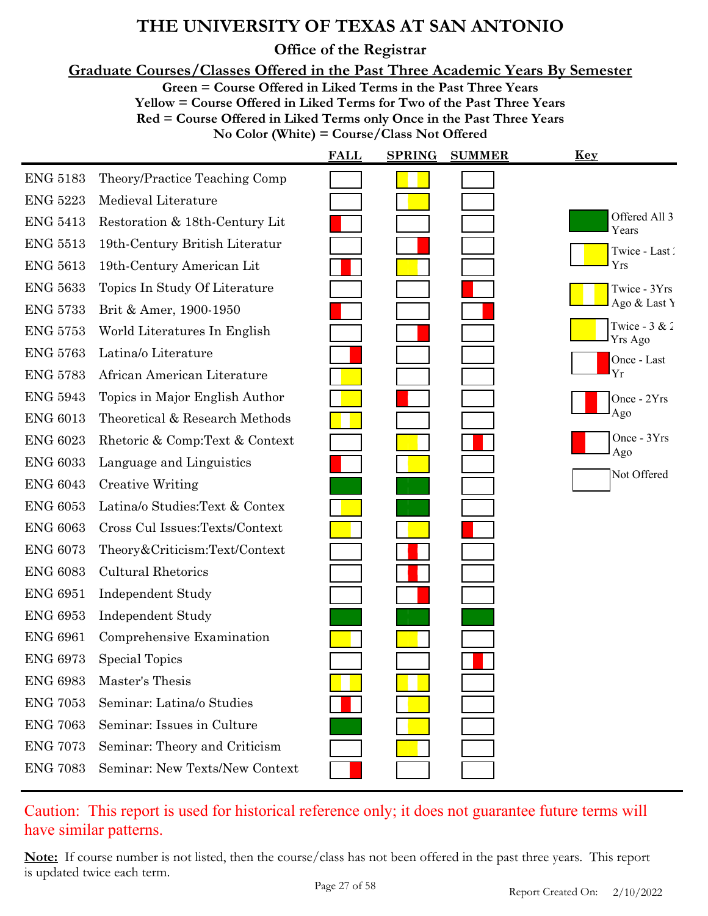# THE UNIVERSITY OF TEXAS AT SAN ANTONIO

## Office of the Registrar

### Graduate Courses/Classes Offered in the Past Three Academic Years By Semester

**Green = Course Offered in Liked Terms in the Past Three Years**
**Yellow = Course Offered in Liked Terms for Two of the Past Three Years**
**Red = Course Offered in Liked Terms only Once in the Past Three Years**
**No Color (White) = Course/Class Not Offered**

| Course | Title | FALL | SPRING | SUMMER |
|---|---|---|---|---|
| ENG 5183 | Theory/Practice Teaching Comp | Not Offered | Twice - 3Yrs Ago & Last Yr | Not Offered |
| ENG 5223 | Medieval Literature | Not Offered | Twice - Last 2 Yrs | Not Offered |
| ENG 5413 | Restoration & 18th-Century Lit | Once - 3Yrs Ago | Not Offered | Not Offered |
| ENG 5513 | 19th-Century British Literatur | Not Offered | Once - Last Yr | Not Offered |
| ENG 5613 | 19th-Century American Lit | Once - 2Yrs Ago | Twice - 3 & 2 Yrs Ago | Not Offered |
| ENG 5633 | Topics In Study Of Literature | Not Offered | Not Offered | Once - 3Yrs Ago |
| ENG 5733 | Brit & Amer, 1900-1950 | Once - 3Yrs Ago | Not Offered | Once - Last Yr |
| ENG 5753 | World Literatures In English | Not Offered | Once - Last Yr | Not Offered |
| ENG 5763 | Latina/o Literature | Once - Last Yr | Not Offered | Not Offered |
| ENG 5783 | African American Literature | Twice - Last 2 Yrs | Not Offered | Not Offered |
| ENG 5943 | Topics in Major English Author | Twice - Last 2 Yrs | Once - 3Yrs Ago | Not Offered |
| ENG 6013 | Theoretical & Research Methods | Twice - 3Yrs Ago & Last Yr | Not Offered | Not Offered |
| ENG 6023 | Rhetoric & Comp:Text & Context | Not Offered | Twice - 3 & 2 Yrs Ago | Once - 2Yrs Ago |
| ENG 6033 | Language and Linguistics | Once - 3Yrs Ago | Twice - Last 2 Yrs | Not Offered |
| ENG 6043 | Creative Writing | Offered All 3 Years | Offered All 3 Years | Not Offered |
| ENG 6053 | Latina/o Studies:Text & Contex | Twice - Last 2 Yrs | Offered All 3 Years | Not Offered |
| ENG 6063 | Cross Cul Issues:Texts/Context | Twice - 3 & 2 Yrs Ago | Twice - Last 2 Yrs | Once - 3Yrs Ago |
| ENG 6073 | Theory&Criticism:Text/Context | Not Offered | Once - 2Yrs Ago | Not Offered |
| ENG 6083 | Cultural Rhetorics | Not Offered | Once - 2Yrs Ago | Not Offered |
| ENG 6951 | Independent Study | Not Offered | Once - Last Yr | Not Offered |
| ENG 6953 | Independent Study | Offered All 3 Years | Offered All 3 Years | Offered All 3 Years |
| ENG 6961 | Comprehensive Examination | Twice - 3 & 2 Yrs Ago | Twice - 3 & 2 Yrs Ago | Not Offered |
| ENG 6973 | Special Topics | Not Offered | Not Offered | Once - 2Yrs Ago |
| ENG 6983 | Master's Thesis | Twice - 3Yrs Ago & Last Yr | Twice - 3Yrs Ago & Last Yr | Not Offered |
| ENG 7053 | Seminar: Latina/o Studies | Once - 2Yrs Ago | Twice - Last 2 Yrs | Not Offered |
| ENG 7063 | Seminar: Issues in Culture | Offered All 3 Years | Twice - Last 2 Yrs | Not Offered |
| ENG 7073 | Seminar: Theory and Criticism | Not Offered | Twice - 3 & 2 Yrs Ago | Not Offered |
| ENG 7083 | Seminar: New Texts/New Context | Once - Last Yr | Not Offered | Not Offered |

**Key**

- Offered All 3 Years
- Twice - Last 2 Yrs
- Twice - 3Yrs Ago & Last Yr
- Twice - 3 & 2 Yrs Ago
- Once - Last Yr
- Once - 2Yrs Ago
- Once - 3Yrs Ago
- Not Offered

Caution: This report is used for historical reference only; it does not guarantee future terms will have similar patterns.

**Note:** If course number is not listed, then the course/class has not been offered in the past three years. This report is updated twice each term.

Report Created On: 2/10/2022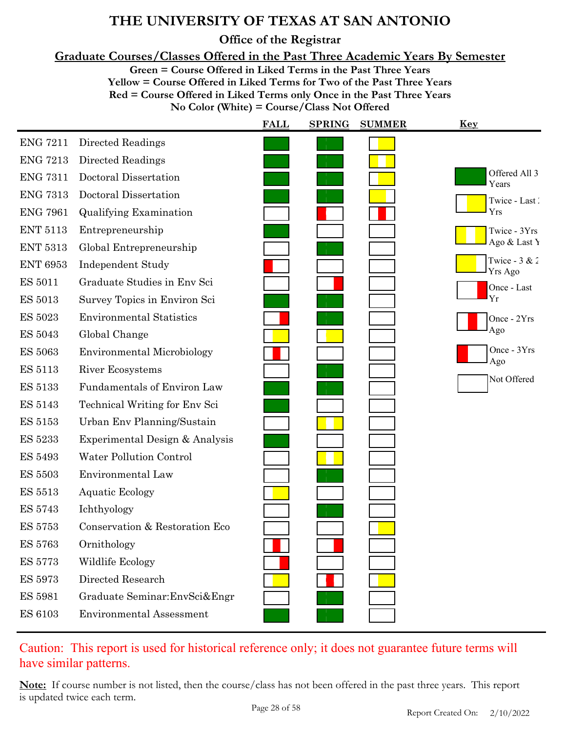# THE UNIVERSITY OF TEXAS AT SAN ANTONIO

## Office of the Registrar

### Graduate Courses/Classes Offered in the Past Three Academic Years By Semester

**Green = Course Offered in Liked Terms in the Past Three Years**
**Yellow = Course Offered in Liked Terms for Two of the Past Three Years**
**Red = Course Offered in Liked Terms only Once in the Past Three Years**
**No Color (White) = Course/Class Not Offered**

| Course | Title | FALL | SPRING | SUMMER |
|---|---|---|---|---|
| ENG 7211 | Directed Readings | Offered All 3 Years | Offered All 3 Years | Twice - Last 2 Yrs |
| ENG 7213 | Directed Readings | Offered All 3 Years | Offered All 3 Years | Twice - 3Yrs Ago & Last Yr |
| ENG 7311 | Doctoral Dissertation | Offered All 3 Years | Offered All 3 Years | Twice - Last 2 Yrs |
| ENG 7313 | Doctoral Dissertation | Offered All 3 Years | Offered All 3 Years | Twice - 3 & 2 Yrs Ago |
| ENG 7961 | Qualifying Examination | Not Offered | Once - 3Yrs Ago | Once - 2Yrs Ago |
| ENT 5113 | Entrepreneurship | Offered All 3 Years | Not Offered | Not Offered |
| ENT 5313 | Global Entrepreneurship | Not Offered | Offered All 3 Years | Not Offered |
| ENT 6953 | Independent Study | Once - 3Yrs Ago | Not Offered | Not Offered |
| ES 5011 | Graduate Studies in Env Sci | Not Offered | Once - Last Yr | Not Offered |
| ES 5013 | Survey Topics in Environ Sci | Offered All 3 Years | Offered All 3 Years | Not Offered |
| ES 5023 | Environmental Statistics | Once - Last Yr | Offered All 3 Years | Not Offered |
| ES 5043 | Global Change | Twice - Last 2 Yrs | Twice - Last 2 Yrs | Not Offered |
| ES 5063 | Environmental Microbiology | Once - 2Yrs Ago | Not Offered | Not Offered |
| ES 5113 | River Ecosystems | Not Offered | Offered All 3 Years | Not Offered |
| ES 5133 | Fundamentals of Environ Law | Offered All 3 Years | Offered All 3 Years | Not Offered |
| ES 5143 | Technical Writing for Env Sci | Offered All 3 Years | Not Offered | Not Offered |
| ES 5153 | Urban Env Planning/Sustain | Not Offered | Twice - 3Yrs Ago & Last Yr | Not Offered |
| ES 5233 | Experimental Design & Analysis | Offered All 3 Years | Not Offered | Not Offered |
| ES 5493 | Water Pollution Control | Not Offered | Twice - 3Yrs Ago & Last Yr | Not Offered |
| ES 5503 | Environmental Law | Not Offered | Offered All 3 Years | Not Offered |
| ES 5513 | Aquatic Ecology | Twice - Last 2 Yrs | Not Offered | Not Offered |
| ES 5743 | Ichthyology | Not Offered | Offered All 3 Years | Not Offered |
| ES 5753 | Conservation & Restoration Eco | Not Offered | Not Offered | Twice - Last 2 Yrs |
| ES 5763 | Ornithology | Once - 2Yrs Ago | Once - Last Yr | Not Offered |
| ES 5773 | Wildlife Ecology | Once - Last Yr | Not Offered | Not Offered |
| ES 5973 | Directed Research | Twice - Last 2 Yrs | Once - 2Yrs Ago | Twice - Last 2 Yrs |
| ES 5981 | Graduate Seminar:EnvSci&Engr | Not Offered | Offered All 3 Years | Not Offered |
| ES 6103 | Environmental Assessment | Offered All 3 Years | Offered All 3 Years | Not Offered |

**Key**

- Offered All 3 Years
- Twice - Last 2 Yrs
- Twice - 3Yrs Ago & Last Yr
- Twice - 3 & 2 Yrs Ago
- Once - Last Yr
- Once - 2Yrs Ago
- Once - 3Yrs Ago
- Not Offered

Caution: This report is used for historical reference only; it does not guarantee future terms will have similar patterns.

**Note:** If course number is not listed, then the course/class has not been offered in the past three years. This report is updated twice each term.

Report Created On: 2/10/2022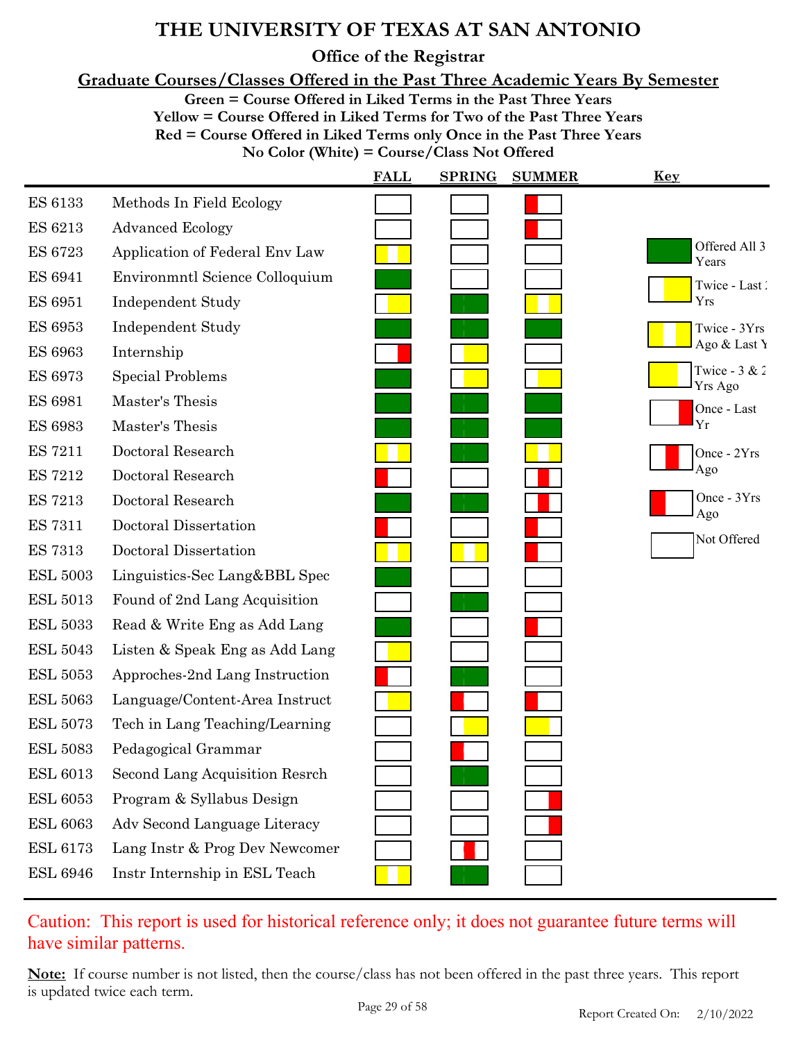# THE UNIVERSITY OF TEXAS AT SAN ANTONIO

## Office of the Registrar

### Graduate Courses/Classes Offered in the Past Three Academic Years By Semester

**Green = Course Offered in Liked Terms in the Past Three Years**
**Yellow = Course Offered in Liked Terms for Two of the Past Three Years**
**Red = Course Offered in Liked Terms only Once in the Past Three Years**
**No Color (White) = Course/Class Not Offered**

| Course | Title | FALL | SPRING | SUMMER |
|---|---|---|---|---|
| ES 6133 | Methods In Field Ecology | Not Offered | Not Offered | Once - 3Yrs Ago |
| ES 6213 | Advanced Ecology | Not Offered | Not Offered | Once - 3Yrs Ago |
| ES 6723 | Application of Federal Env Law | Twice - 3Yrs Ago & Last Yr | Not Offered | Not Offered |
| ES 6941 | Environmntl Science Colloquium | Offered All 3 Years | Not Offered | Not Offered |
| ES 6951 | Independent Study | Twice - Last 2 Yrs | Offered All 3 Years | Twice - 3Yrs Ago & Last Yr |
| ES 6953 | Independent Study | Offered All 3 Years | Offered All 3 Years | Offered All 3 Years |
| ES 6963 | Internship | Once - Last Yr | Twice - Last 2 Yrs | Not Offered |
| ES 6973 | Special Problems | Offered All 3 Years | Twice - Last 2 Yrs | Twice - Last 2 Yrs |
| ES 6981 | Master's Thesis | Offered All 3 Years | Offered All 3 Years | Offered All 3 Years |
| ES 6983 | Master's Thesis | Offered All 3 Years | Offered All 3 Years | Offered All 3 Years |
| ES 7211 | Doctoral Research | Twice - 3Yrs Ago & Last Yr | Offered All 3 Years | Twice - 3Yrs Ago & Last Yr |
| ES 7212 | Doctoral Research | Once - 3Yrs Ago | Not Offered | Once - 2Yrs Ago |
| ES 7213 | Doctoral Research | Offered All 3 Years | Offered All 3 Years | Once - 2Yrs Ago |
| ES 7311 | Doctoral Dissertation | Once - 3Yrs Ago | Not Offered | Once - 3Yrs Ago |
| ES 7313 | Doctoral Dissertation | Twice - 3Yrs Ago & Last Yr | Twice - 3Yrs Ago & Last Yr | Once - 3Yrs Ago |
| ESL 5003 | Linguistics-Sec Lang&BBL Spec | Offered All 3 Years | Not Offered | Not Offered |
| ESL 5013 | Found of 2nd Lang Acquisition | Not Offered | Offered All 3 Years | Not Offered |
| ESL 5033 | Read & Write Eng as Add Lang | Offered All 3 Years | Not Offered | Once - 3Yrs Ago |
| ESL 5043 | Listen & Speak Eng as Add Lang | Twice - Last 2 Yrs | Not Offered | Not Offered |
| ESL 5053 | Approches-2nd Lang Instruction | Once - 3Yrs Ago | Offered All 3 Years | Not Offered |
| ESL 5063 | Language/Content-Area Instruct | Twice - Last 2 Yrs | Once - 3Yrs Ago | Once - 3Yrs Ago |
| ESL 5073 | Tech in Lang Teaching/Learning | Not Offered | Twice - Last 2 Yrs | Twice - 3 & 2 Yrs Ago |
| ESL 5083 | Pedagogical Grammar | Not Offered | Once - 3Yrs Ago | Not Offered |
| ESL 6013 | Second Lang Acquisition Resrch | Not Offered | Offered All 3 Years | Not Offered |
| ESL 6053 | Program & Syllabus Design | Not Offered | Not Offered | Once - Last Yr |
| ESL 6063 | Adv Second Language Literacy | Not Offered | Not Offered | Once - Last Yr |
| ESL 6173 | Lang Instr & Prog Dev Newcomer | Not Offered | Once - 2Yrs Ago | Not Offered |
| ESL 6946 | Instr Internship in ESL Teach | Twice - 3Yrs Ago & Last Yr | Offered All 3 Years | Not Offered |

**Key**

- Offered All 3 Years
- Twice - Last 2 Yrs
- Twice - 3Yrs Ago & Last Yr
- Twice - 3 & 2 Yrs Ago
- Once - Last Yr
- Once - 2Yrs Ago
- Once - 3Yrs Ago
- Not Offered

Caution: This report is used for historical reference only; it does not guarantee future terms will have similar patterns.

**Note:** If course number is not listed, then the course/class has not been offered in the past three years. This report is updated twice each term.

Report Created On: 2/10/2022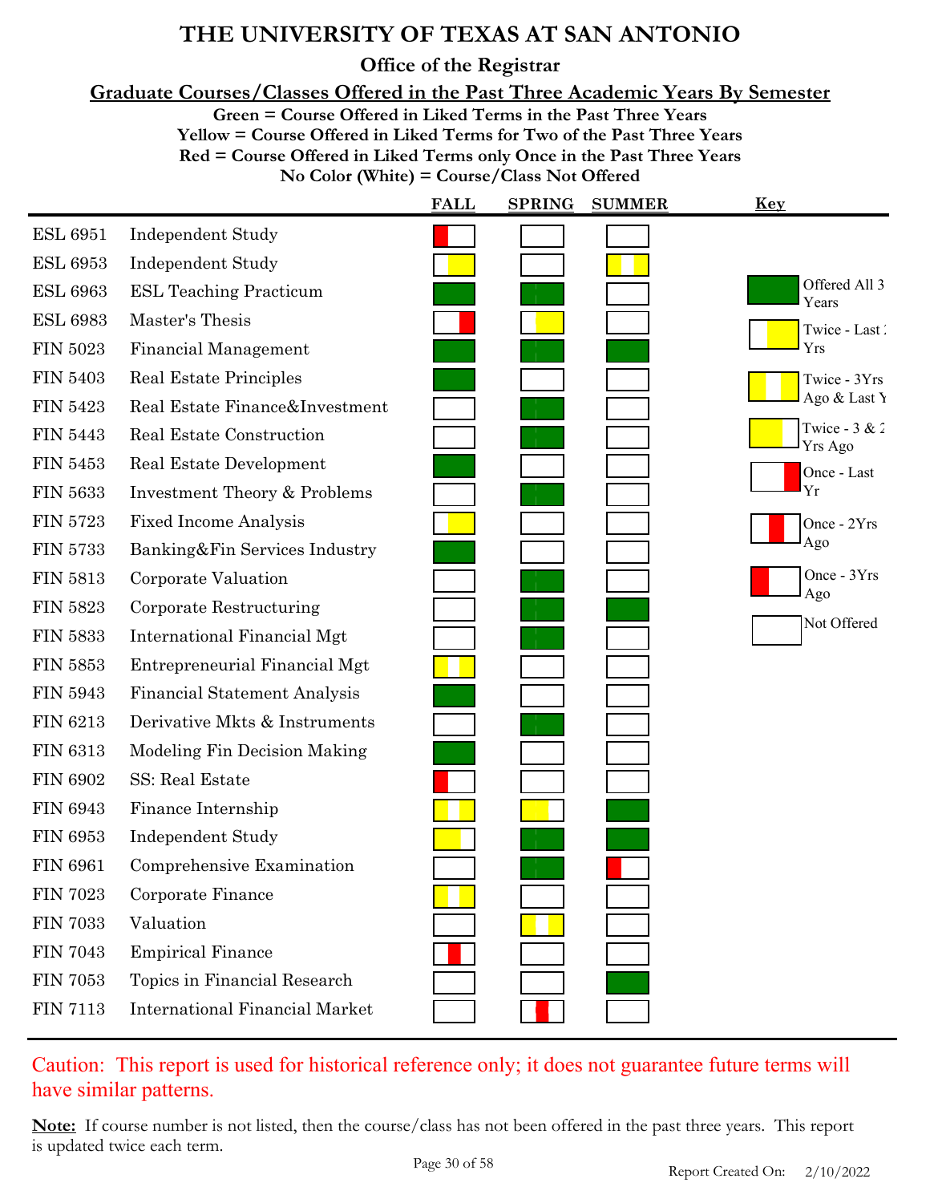# THE UNIVERSITY OF TEXAS AT SAN ANTONIO

## Office of the Registrar

### Graduate Courses/Classes Offered in the Past Three Academic Years By Semester

**Green = Course Offered in Liked Terms in the Past Three Years**
**Yellow = Course Offered in Liked Terms for Two of the Past Three Years**
**Red = Course Offered in Liked Terms only Once in the Past Three Years**
**No Color (White) = Course/Class Not Offered**

| Course | Title | FALL | SPRING | SUMMER |
|---|---|---|---|---|
| ESL 6951 | Independent Study | Once - 3Yrs Ago | Not Offered | Not Offered |
| ESL 6953 | Independent Study | Twice - Last 2 Yrs | Not Offered | Twice - 3Yrs Ago & Last Yr |
| ESL 6963 | ESL Teaching Practicum | Offered All 3 Years | Offered All 3 Years | Not Offered |
| ESL 6983 | Master's Thesis | Once - Last Yr | Twice - Last 2 Yrs | Not Offered |
| FIN 5023 | Financial Management | Offered All 3 Years | Offered All 3 Years | Offered All 3 Years |
| FIN 5403 | Real Estate Principles | Offered All 3 Years | Not Offered | Not Offered |
| FIN 5423 | Real Estate Finance&Investment | Not Offered | Offered All 3 Years | Not Offered |
| FIN 5443 | Real Estate Construction | Not Offered | Offered All 3 Years | Not Offered |
| FIN 5453 | Real Estate Development | Offered All 3 Years | Not Offered | Not Offered |
| FIN 5633 | Investment Theory & Problems | Not Offered | Offered All 3 Years | Not Offered |
| FIN 5723 | Fixed Income Analysis | Twice - Last 2 Yrs | Not Offered | Not Offered |
| FIN 5733 | Banking&Fin Services Industry | Offered All 3 Years | Not Offered | Not Offered |
| FIN 5813 | Corporate Valuation | Not Offered | Offered All 3 Years | Not Offered |
| FIN 5823 | Corporate Restructuring | Not Offered | Offered All 3 Years | Offered All 3 Years |
| FIN 5833 | International Financial Mgt | Not Offered | Offered All 3 Years | Not Offered |
| FIN 5853 | Entrepreneurial Financial Mgt | Twice - 3Yrs Ago & Last Yr | Not Offered | Not Offered |
| FIN 5943 | Financial Statement Analysis | Offered All 3 Years | Not Offered | Not Offered |
| FIN 6213 | Derivative Mkts & Instruments | Not Offered | Offered All 3 Years | Not Offered |
| FIN 6313 | Modeling Fin Decision Making | Offered All 3 Years | Not Offered | Not Offered |
| FIN 6902 | SS: Real Estate | Once - 3Yrs Ago | Not Offered | Not Offered |
| FIN 6943 | Finance Internship | Twice - 3Yrs Ago & Last Yr | Twice - 3 & 2 Yrs Ago | Offered All 3 Years |
| FIN 6953 | Independent Study | Twice - 3 & 2 Yrs Ago | Offered All 3 Years | Offered All 3 Years |
| FIN 6961 | Comprehensive Examination | Not Offered | Offered All 3 Years | Once - 3Yrs Ago |
| FIN 7023 | Corporate Finance | Twice - 3Yrs Ago & Last Yr | Not Offered | Not Offered |
| FIN 7033 | Valuation | Not Offered | Twice - 3Yrs Ago & Last Yr | Not Offered |
| FIN 7043 | Empirical Finance | Once - 2Yrs Ago | Not Offered | Not Offered |
| FIN 7053 | Topics in Financial Research | Not Offered | Not Offered | Offered All 3 Years |
| FIN 7113 | International Financial Market | Not Offered | Once - 2Yrs Ago | Not Offered |

**Key**

- Offered All 3 Years
- Twice - Last 2 Yrs
- Twice - 3Yrs Ago & Last Yr
- Twice - 3 & 2 Yrs Ago
- Once - Last Yr
- Once - 2Yrs Ago
- Once - 3Yrs Ago
- Not Offered

Caution: This report is used for historical reference only; it does not guarantee future terms will have similar patterns.

**Note:** If course number is not listed, then the course/class has not been offered in the past three years. This report is updated twice each term.

Report Created On: 2/10/2022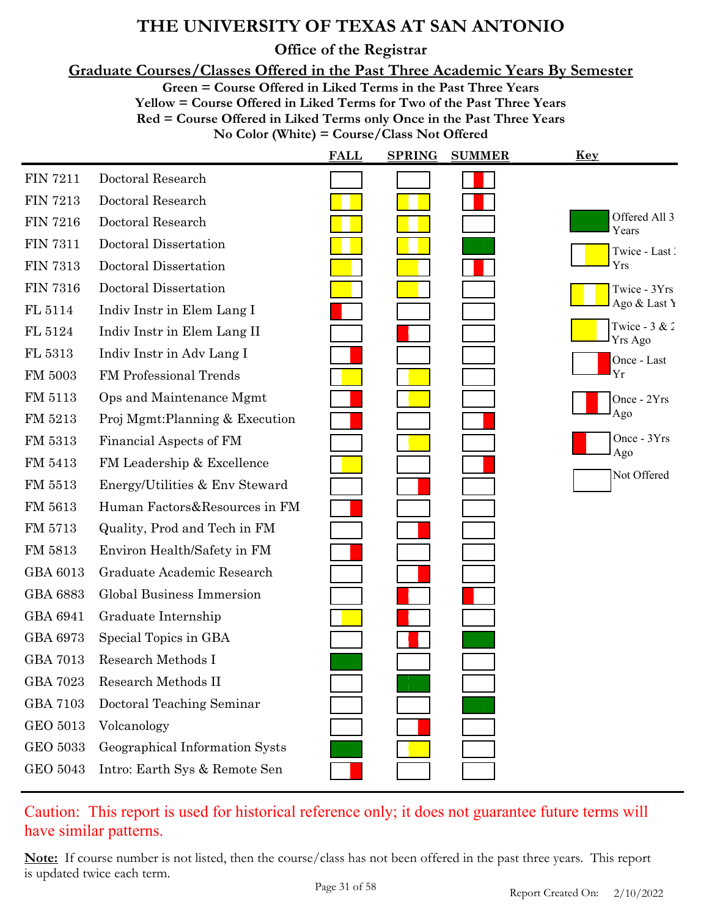# THE UNIVERSITY OF TEXAS AT SAN ANTONIO

## Office of the Registrar

### Graduate Courses/Classes Offered in the Past Three Academic Years By Semester

**Green = Course Offered in Liked Terms in the Past Three Years**
**Yellow = Course Offered in Liked Terms for Two of the Past Three Years**
**Red = Course Offered in Liked Terms only Once in the Past Three Years**
**No Color (White) = Course/Class Not Offered**

| Course | Title | FALL | SPRING | SUMMER |
|---|---|---|---|---|
| FIN 7211 | Doctoral Research | Not Offered | Not Offered | Once - 2Yrs Ago |
| FIN 7213 | Doctoral Research | Twice - 3Yrs Ago & Last Yr | Twice - 3Yrs Ago & Last Yr | Once - 2Yrs Ago |
| FIN 7216 | Doctoral Research | Twice - 3Yrs Ago & Last Yr | Twice - 3Yrs Ago & Last Yr | Not Offered |
| FIN 7311 | Doctoral Dissertation | Twice - 3Yrs Ago & Last Yr | Twice - 3Yrs Ago & Last Yr | Offered All 3 Years |
| FIN 7313 | Doctoral Dissertation | Twice - 3 & 2 Yrs Ago | Twice - 3 & 2 Yrs Ago | Once - 2Yrs Ago |
| FIN 7316 | Doctoral Dissertation | Twice - 3 & 2 Yrs Ago | Twice - 3 & 2 Yrs Ago | Not Offered |
| FL 5114 | Indiv Instr in Elem Lang I | Once - 3Yrs Ago | Not Offered | Not Offered |
| FL 5124 | Indiv Instr in Elem Lang II | Not Offered | Once - 3Yrs Ago | Not Offered |
| FL 5313 | Indiv Instr in Adv Lang I | Once - Last Yr | Not Offered | Not Offered |
| FM 5003 | FM Professional Trends | Twice - Last 2 Yrs | Twice - Last 2 Yrs | Not Offered |
| FM 5113 | Ops and Maintenance Mgmt | Once - Last Yr | Twice - Last 2 Yrs | Not Offered |
| FM 5213 | Proj Mgmt:Planning & Execution | Once - Last Yr | Not Offered | Once - Last Yr |
| FM 5313 | Financial Aspects of FM | Not Offered | Twice - Last 2 Yrs | Not Offered |
| FM 5413 | FM Leadership & Excellence | Twice - Last 2 Yrs | Not Offered | Once - Last Yr |
| FM 5513 | Energy/Utilities & Env Steward | Not Offered | Once - Last Yr | Not Offered |
| FM 5613 | Human Factors&Resources in FM | Once - Last Yr | Not Offered | Not Offered |
| FM 5713 | Quality, Prod and Tech in FM | Not Offered | Once - Last Yr | Not Offered |
| FM 5813 | Environ Health/Safety in FM | Once - Last Yr | Not Offered | Not Offered |
| GBA 6013 | Graduate Academic Research | Not Offered | Once - Last Yr | Not Offered |
| GBA 6883 | Global Business Immersion | Not Offered | Once - 3Yrs Ago | Once - 3Yrs Ago |
| GBA 6941 | Graduate Internship | Twice - Last 2 Yrs | Once - 3Yrs Ago | Not Offered |
| GBA 6973 | Special Topics in GBA | Not Offered | Once - 2Yrs Ago | Offered All 3 Years |
| GBA 7013 | Research Methods I | Offered All 3 Years | Not Offered | Not Offered |
| GBA 7023 | Research Methods II | Not Offered | Offered All 3 Years | Not Offered |
| GBA 7103 | Doctoral Teaching Seminar | Not Offered | Not Offered | Offered All 3 Years |
| GEO 5013 | Volcanology | Not Offered | Once - Last Yr | Not Offered |
| GEO 5033 | Geographical Information Systs | Offered All 3 Years | Twice - Last 2 Yrs | Not Offered |
| GEO 5043 | Intro: Earth Sys & Remote Sen | Once - Last Yr | Not Offered | Not Offered |

**Key**

- Offered All 3 Years
- Twice - Last 2 Yrs
- Twice - 3Yrs Ago & Last Yr
- Twice - 3 & 2 Yrs Ago
- Once - Last Yr
- Once - 2Yrs Ago
- Once - 3Yrs Ago
- Not Offered

Caution: This report is used for historical reference only; it does not guarantee future terms will have similar patterns.

**Note:** If course number is not listed, then the course/class has not been offered in the past three years. This report is updated twice each term.

Report Created On: 2/10/2022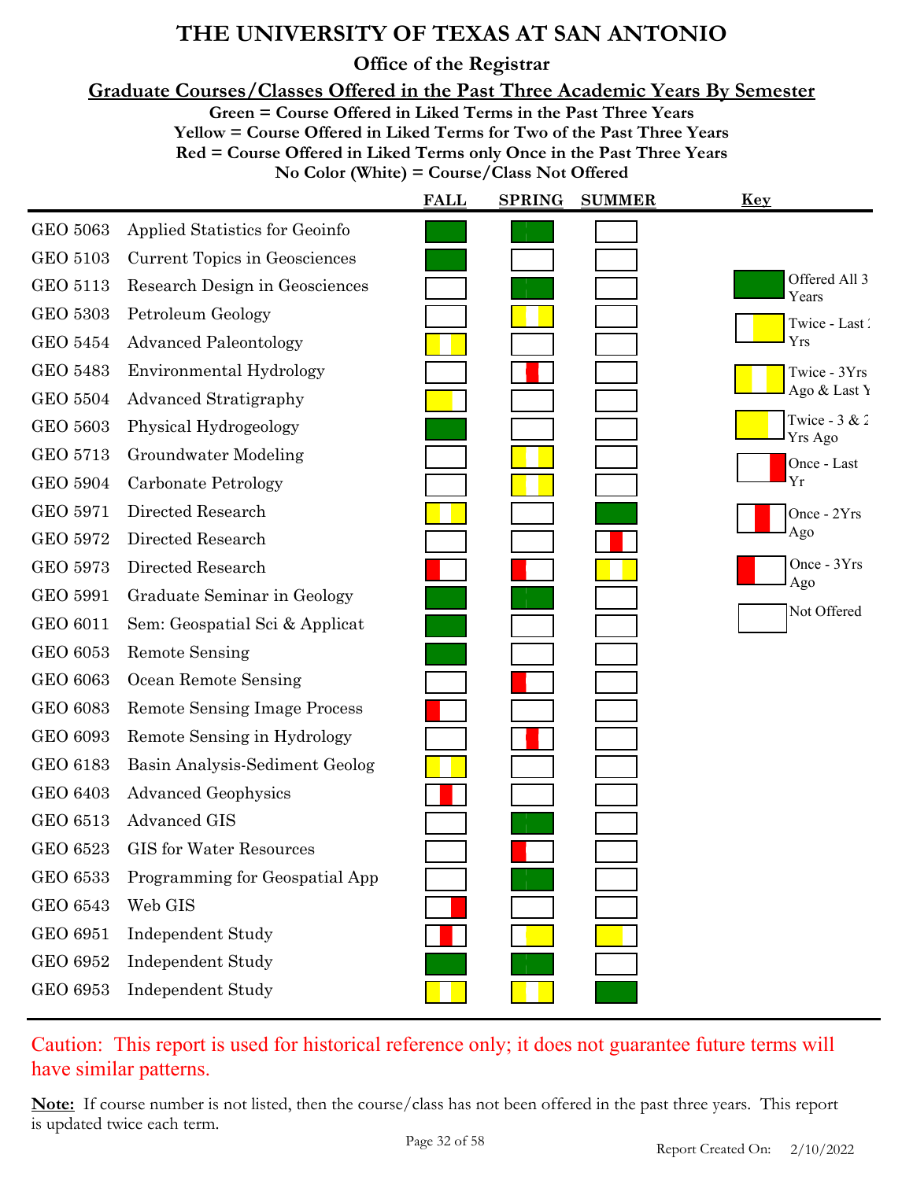# THE UNIVERSITY OF TEXAS AT SAN ANTONIO

## Office of the Registrar

### Graduate Courses/Classes Offered in the Past Three Academic Years By Semester

**Green = Course Offered in Liked Terms in the Past Three Years**
**Yellow = Course Offered in Liked Terms for Two of the Past Three Years**
**Red = Course Offered in Liked Terms only Once in the Past Three Years**
**No Color (White) = Course/Class Not Offered**

| Course | Title | FALL | SPRING | SUMMER |
|---|---|---|---|---|
| GEO 5063 | Applied Statistics for Geoinfo | Offered All 3 Years | Offered All 3 Years | Not Offered |
| GEO 5103 | Current Topics in Geosciences | Offered All 3 Years | Not Offered | Not Offered |
| GEO 5113 | Research Design in Geosciences | Not Offered | Offered All 3 Years | Not Offered |
| GEO 5303 | Petroleum Geology | Not Offered | Twice - 3Yrs Ago & Last Yr | Not Offered |
| GEO 5454 | Advanced Paleontology | Twice - 3Yrs Ago & Last Yr | Not Offered | Not Offered |
| GEO 5483 | Environmental Hydrology | Not Offered | Once - 2Yrs Ago | Not Offered |
| GEO 5504 | Advanced Stratigraphy | Twice - 3 & 2 Yrs Ago | Not Offered | Not Offered |
| GEO 5603 | Physical Hydrogeology | Offered All 3 Years | Not Offered | Not Offered |
| GEO 5713 | Groundwater Modeling | Not Offered | Twice - 3Yrs Ago & Last Yr | Not Offered |
| GEO 5904 | Carbonate Petrology | Not Offered | Twice - 3Yrs Ago & Last Yr | Not Offered |
| GEO 5971 | Directed Research | Twice - 3Yrs Ago & Last Yr | Not Offered | Offered All 3 Years |
| GEO 5972 | Directed Research | Not Offered | Not Offered | Once - 2Yrs Ago |
| GEO 5973 | Directed Research | Once - 3Yrs Ago | Once - 3Yrs Ago | Twice - 3Yrs Ago & Last Yr |
| GEO 5991 | Graduate Seminar in Geology | Offered All 3 Years | Offered All 3 Years | Not Offered |
| GEO 6011 | Sem: Geospatial Sci & Applicat | Offered All 3 Years | Not Offered | Not Offered |
| GEO 6053 | Remote Sensing | Offered All 3 Years | Not Offered | Not Offered |
| GEO 6063 | Ocean Remote Sensing | Not Offered | Once - 3Yrs Ago | Not Offered |
| GEO 6083 | Remote Sensing Image Process | Once - 3Yrs Ago | Not Offered | Not Offered |
| GEO 6093 | Remote Sensing in Hydrology | Not Offered | Once - 2Yrs Ago | Not Offered |
| GEO 6183 | Basin Analysis-Sediment Geolog | Twice - 3Yrs Ago & Last Yr | Not Offered | Not Offered |
| GEO 6403 | Advanced Geophysics | Once - 2Yrs Ago | Not Offered | Not Offered |
| GEO 6513 | Advanced GIS | Not Offered | Offered All 3 Years | Not Offered |
| GEO 6523 | GIS for Water Resources | Not Offered | Once - 3Yrs Ago | Not Offered |
| GEO 6533 | Programming for Geospatial App | Not Offered | Offered All 3 Years | Not Offered |
| GEO 6543 | Web GIS | Once - Last Yr | Not Offered | Not Offered |
| GEO 6951 | Independent Study | Once - 2Yrs Ago | Twice - Last 2 Yrs | Twice - 3 & 2 Yrs Ago |
| GEO 6952 | Independent Study | Offered All 3 Years | Offered All 3 Years | Not Offered |
| GEO 6953 | Independent Study | Twice - 3Yrs Ago & Last Yr | Twice - 3Yrs Ago & Last Yr | Offered All 3 Years |

**Key**

- Offered All 3 Years (green)
- Twice - Last 2 Yrs (yellow)
- Twice - 3Yrs Ago & Last Yr (yellow)
- Twice - 3 & 2 Yrs Ago (yellow)
- Once - Last Yr (red)
- Once - 2Yrs Ago (red)
- Once - 3Yrs Ago (red)
- Not Offered (white)

Caution: This report is used for historical reference only; it does not guarantee future terms will have similar patterns.

**Note:** If course number is not listed, then the course/class has not been offered in the past three years. This report is updated twice each term.

Report Created On: 2/10/2022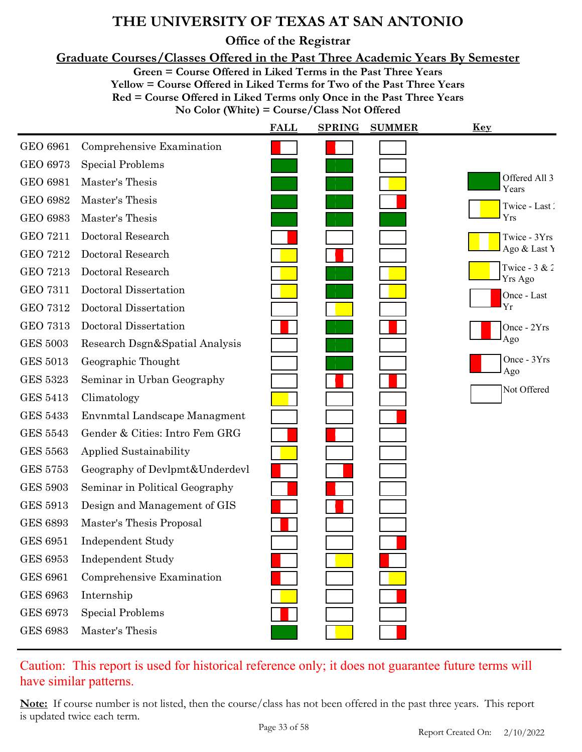# THE UNIVERSITY OF TEXAS AT SAN ANTONIO

## Office of the Registrar

### Graduate Courses/Classes Offered in the Past Three Academic Years By Semester

**Green = Course Offered in Liked Terms in the Past Three Years**
**Yellow = Course Offered in Liked Terms for Two of the Past Three Years**
**Red = Course Offered in Liked Terms only Once in the Past Three Years**
**No Color (White) = Course/Class Not Offered**

| Course | Title | FALL | SPRING | SUMMER |
|---|---|---|---|---|
| GEO 6961 | Comprehensive Examination | Once - 3Yrs Ago | Once - 3Yrs Ago | Not Offered |
| GEO 6973 | Special Problems | Offered All 3 Years | Offered All 3 Years | Not Offered |
| GEO 6981 | Master's Thesis | Offered All 3 Years | Offered All 3 Years | Twice - Last 2 Yrs |
| GEO 6982 | Master's Thesis | Offered All 3 Years | Offered All 3 Years | Once - Last Yr |
| GEO 6983 | Master's Thesis | Offered All 3 Years | Offered All 3 Years | Offered All 3 Years |
| GEO 7211 | Doctoral Research | Once - Last Yr | Not Offered | Not Offered |
| GEO 7212 | Doctoral Research | Twice - Last 2 Yrs | Once - 2Yrs Ago | Not Offered |
| GEO 7213 | Doctoral Research | Twice - Last 2 Yrs | Offered All 3 Years | Twice - Last 2 Yrs |
| GEO 7311 | Doctoral Dissertation | Twice - Last 2 Yrs | Offered All 3 Years | Twice - Last 2 Yrs |
| GEO 7312 | Doctoral Dissertation | Not Offered | Twice - Last 2 Yrs | Not Offered |
| GEO 7313 | Doctoral Dissertation | Once - 2Yrs Ago | Offered All 3 Years | Once - 2Yrs Ago |
| GES 5003 | Research Dsgn&Spatial Analysis | Not Offered | Offered All 3 Years | Not Offered |
| GES 5013 | Geographic Thought | Not Offered | Offered All 3 Years | Not Offered |
| GES 5323 | Seminar in Urban Geography | Not Offered | Once - 2Yrs Ago | Once - 2Yrs Ago |
| GES 5413 | Climatology | Twice - 3 & 2 Yrs Ago | Not Offered | Not Offered |
| GES 5433 | Envnmtal Landscape Managment | Not Offered | Not Offered | Once - Last Yr |
| GES 5543 | Gender & Cities: Intro Fem GRG | Once - Last Yr | Once - 3Yrs Ago | Not Offered |
| GES 5563 | Applied Sustainability | Twice - Last 2 Yrs | Not Offered | Not Offered |
| GES 5753 | Geography of Devlpmt&Underdevl | Once - 3Yrs Ago | Once - Last Yr | Not Offered |
| GES 5903 | Seminar in Political Geography | Once - Last Yr | Once - 3Yrs Ago | Not Offered |
| GES 5913 | Design and Management of GIS | Once - 3Yrs Ago | Once - 2Yrs Ago | Not Offered |
| GES 6893 | Master's Thesis Proposal | Once - 2Yrs Ago | Not Offered | Not Offered |
| GES 6951 | Independent Study | Not Offered | Not Offered | Once - Last Yr |
| GES 6953 | Independent Study | Once - 3Yrs Ago | Twice - Last 2 Yrs | Once - 3Yrs Ago |
| GES 6961 | Comprehensive Examination | Once - 3Yrs Ago | Not Offered | Twice - Last 2 Yrs |
| GES 6963 | Internship | Twice - Last 2 Yrs | Not Offered | Once - Last Yr |
| GES 6973 | Special Problems | Once - 2Yrs Ago | Not Offered | Not Offered |
| GES 6983 | Master's Thesis | Offered All 3 Years | Twice - Last 2 Yrs | Once - Last Yr |

**Key**

- Offered All 3 Years
- Twice - Last 2 Yrs
- Twice - 3Yrs Ago & Last Yr
- Twice - 3 & 2 Yrs Ago
- Once - Last Yr
- Once - 2Yrs Ago
- Once - 3Yrs Ago
- Not Offered

Caution: This report is used for historical reference only; it does not guarantee future terms will have similar patterns.

**Note:** If course number is not listed, then the course/class has not been offered in the past three years. This report is updated twice each term.

Report Created On: 2/10/2022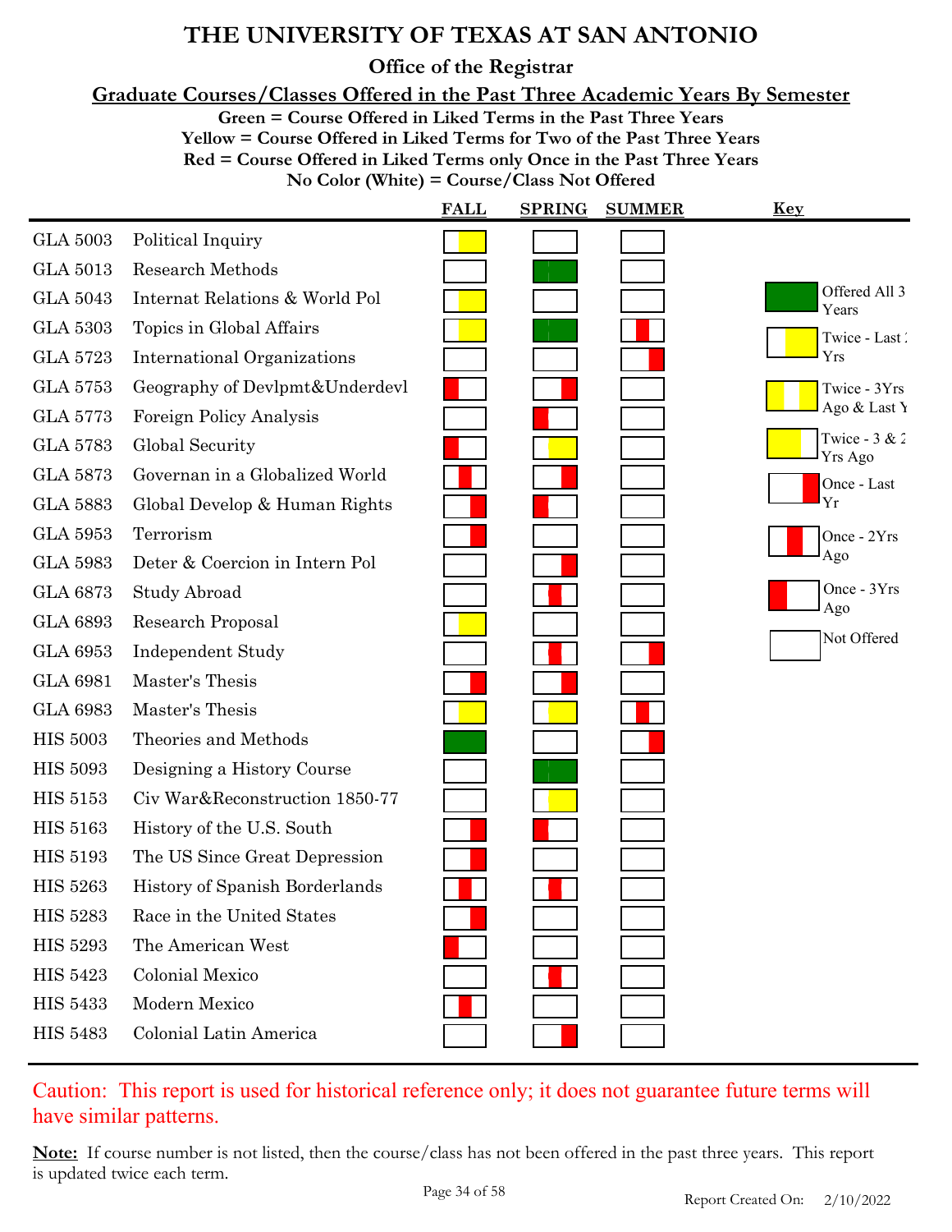# THE UNIVERSITY OF TEXAS AT SAN ANTONIO

## Office of the Registrar

### Graduate Courses/Classes Offered in the Past Three Academic Years By Semester

**Green = Course Offered in Liked Terms in the Past Three Years**
**Yellow = Course Offered in Liked Terms for Two of the Past Three Years**
**Red = Course Offered in Liked Terms only Once in the Past Three Years**
**No Color (White) = Course/Class Not Offered**

| Course | Title | FALL | SPRING | SUMMER |
|---|---|---|---|---|
| GLA 5003 | Political Inquiry | Twice - Last 2 Yrs | Not Offered | Not Offered |
| GLA 5013 | Research Methods | Not Offered | Offered All 3 Years | Not Offered |
| GLA 5043 | Internat Relations & World Pol | Twice - Last 2 Yrs | Not Offered | Not Offered |
| GLA 5303 | Topics in Global Affairs | Twice - Last 2 Yrs | Offered All 3 Years | Once - 2Yrs Ago |
| GLA 5723 | International Organizations | Not Offered | Not Offered | Once - Last Yr |
| GLA 5753 | Geography of Devlpmt&Underdevl | Once - 3Yrs Ago | Once - Last Yr | Not Offered |
| GLA 5773 | Foreign Policy Analysis | Not Offered | Once - 3Yrs Ago | Not Offered |
| GLA 5783 | Global Security | Once - 3Yrs Ago | Twice - Last 2 Yrs | Not Offered |
| GLA 5873 | Governan in a Globalized World | Once - 2Yrs Ago | Once - Last Yr | Not Offered |
| GLA 5883 | Global Develop & Human Rights | Once - Last Yr | Once - 3Yrs Ago | Not Offered |
| GLA 5953 | Terrorism | Once - Last Yr | Not Offered | Not Offered |
| GLA 5983 | Deter & Coercion in Intern Pol | Not Offered | Once - Last Yr | Not Offered |
| GLA 6873 | Study Abroad | Not Offered | Once - 2Yrs Ago | Not Offered |
| GLA 6893 | Research Proposal | Twice - Last 2 Yrs | Not Offered | Not Offered |
| GLA 6953 | Independent Study | Not Offered | Once - 2Yrs Ago | Once - Last Yr |
| GLA 6981 | Master's Thesis | Once - Last Yr | Once - Last Yr | Not Offered |
| GLA 6983 | Master's Thesis | Twice - Last 2 Yrs | Twice - Last 2 Yrs | Once - 2Yrs Ago |
| HIS 5003 | Theories and Methods | Offered All 3 Years | Not Offered | Once - Last Yr |
| HIS 5093 | Designing a History Course | Not Offered | Offered All 3 Years | Not Offered |
| HIS 5153 | Civ War&Reconstruction 1850-77 | Not Offered | Twice - Last 2 Yrs | Not Offered |
| HIS 5163 | History of the U.S. South | Once - Last Yr | Once - 3Yrs Ago | Not Offered |
| HIS 5193 | The US Since Great Depression | Once - Last Yr | Not Offered | Not Offered |
| HIS 5263 | History of Spanish Borderlands | Once - 2Yrs Ago | Once - 2Yrs Ago | Not Offered |
| HIS 5283 | Race in the United States | Once - Last Yr | Not Offered | Not Offered |
| HIS 5293 | The American West | Once - 3Yrs Ago | Not Offered | Not Offered |
| HIS 5423 | Colonial Mexico | Not Offered | Once - 2Yrs Ago | Not Offered |
| HIS 5433 | Modern Mexico | Once - 2Yrs Ago | Not Offered | Not Offered |
| HIS 5483 | Colonial Latin America | Not Offered | Once - Last Yr | Not Offered |

**Key**

- Offered All 3 Years (green)
- Twice - Last 2 Yrs (yellow)
- Twice - 3Yrs Ago & Last Yr (yellow)
- Twice - 3 & 2 Yrs Ago (yellow)
- Once - Last Yr (red)
- Once - 2Yrs Ago (red)
- Once - 3Yrs Ago (red)
- Not Offered (white)

Caution: This report is used for historical reference only; it does not guarantee future terms will have similar patterns.

**Note:** If course number is not listed, then the course/class has not been offered in the past three years. This report is updated twice each term.

Report Created On: 2/10/2022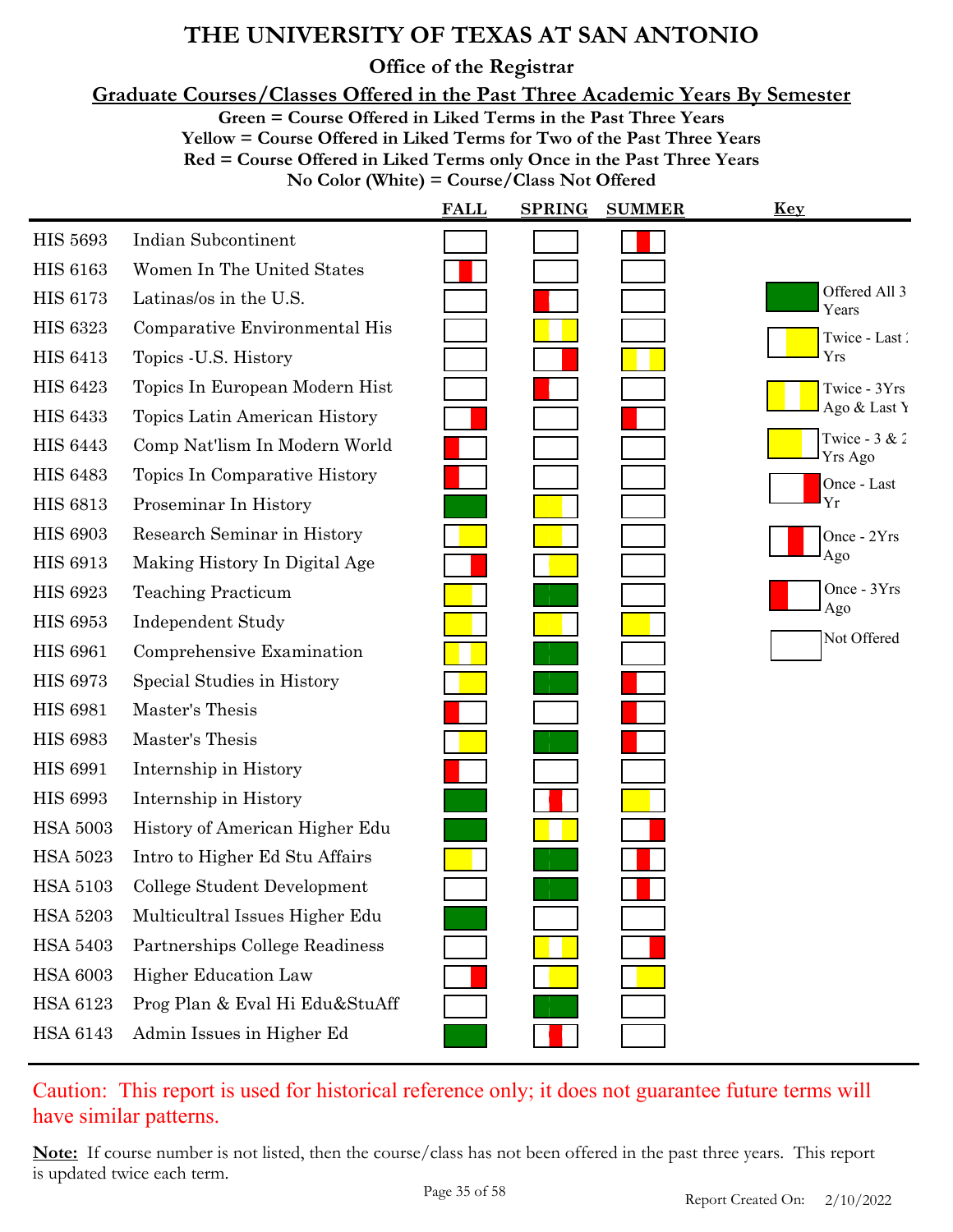# THE UNIVERSITY OF TEXAS AT SAN ANTONIO

## Office of the Registrar

### Graduate Courses/Classes Offered in the Past Three Academic Years By Semester

**Green = Course Offered in Liked Terms in the Past Three Years**
**Yellow = Course Offered in Liked Terms for Two of the Past Three Years**
**Red = Course Offered in Liked Terms only Once in the Past Three Years**
**No Color (White) = Course/Class Not Offered**

| Course | Title | FALL | SPRING | SUMMER |
|---|---|---|---|---|
| HIS 5693 | Indian Subcontinent | Not Offered | Not Offered | Once - 2Yrs Ago |
| HIS 6163 | Women In The United States | Once - 2Yrs Ago | Not Offered | Not Offered |
| HIS 6173 | Latinas/os in the U.S. | Not Offered | Once - 3Yrs Ago | Not Offered |
| HIS 6323 | Comparative Environmental His | Not Offered | Twice - 3Yrs Ago & Last Yr | Not Offered |
| HIS 6413 | Topics -U.S. History | Not Offered | Once - Last Yr | Twice - 3Yrs Ago & Last Yr |
| HIS 6423 | Topics In European Modern Hist | Not Offered | Once - 3Yrs Ago | Not Offered |
| HIS 6433 | Topics Latin American History | Once - Last Yr | Not Offered | Once - 3Yrs Ago |
| HIS 6443 | Comp Nat'lism In Modern World | Once - 3Yrs Ago | Not Offered | Not Offered |
| HIS 6483 | Topics In Comparative History | Once - 3Yrs Ago | Not Offered | Not Offered |
| HIS 6813 | Proseminar In History | Offered All 3 Years | Twice - 3 & 2 Yrs Ago | Not Offered |
| HIS 6903 | Research Seminar in History | Twice - Last 2 Yrs | Twice - 3 & 2 Yrs Ago | Not Offered |
| HIS 6913 | Making History In Digital Age | Once - Last Yr | Twice - Last 2 Yrs | Not Offered |
| HIS 6923 | Teaching Practicum | Twice - 3 & 2 Yrs Ago | Offered All 3 Years | Not Offered |
| HIS 6953 | Independent Study | Twice - 3 & 2 Yrs Ago | Twice - 3 & 2 Yrs Ago | Twice - 3 & 2 Yrs Ago |
| HIS 6961 | Comprehensive Examination | Twice - 3Yrs Ago & Last Yr | Offered All 3 Years | Not Offered |
| HIS 6973 | Special Studies in History | Twice - Last 2 Yrs | Offered All 3 Years | Once - 3Yrs Ago |
| HIS 6981 | Master's Thesis | Once - 3Yrs Ago | Not Offered | Once - 3Yrs Ago |
| HIS 6983 | Master's Thesis | Twice - Last 2 Yrs | Offered All 3 Years | Once - 3Yrs Ago |
| HIS 6991 | Internship in History | Once - 3Yrs Ago | Not Offered | Not Offered |
| HIS 6993 | Internship in History | Offered All 3 Years | Once - 2Yrs Ago | Twice - 3 & 2 Yrs Ago |
| HSA 5003 | History of American Higher Edu | Offered All 3 Years | Twice - 3Yrs Ago & Last Yr | Once - Last Yr |
| HSA 5023 | Intro to Higher Ed Stu Affairs | Twice - 3 & 2 Yrs Ago | Offered All 3 Years | Once - 2Yrs Ago |
| HSA 5103 | College Student Development | Not Offered | Offered All 3 Years | Once - 2Yrs Ago |
| HSA 5203 | Multicultral Issues Higher Edu | Offered All 3 Years | Not Offered | Not Offered |
| HSA 5403 | Partnerships College Readiness | Not Offered | Twice - 3Yrs Ago & Last Yr | Once - Last Yr |
| HSA 6003 | Higher Education Law | Once - Last Yr | Twice - Last 2 Yrs | Twice - Last 2 Yrs |
| HSA 6123 | Prog Plan & Eval Hi Edu&StuAff | Not Offered | Offered All 3 Years | Not Offered |
| HSA 6143 | Admin Issues in Higher Ed | Offered All 3 Years | Once - 2Yrs Ago | Not Offered |

**Key**

- Green: Offered All 3 Years
- White/Yellow: Twice - Last 2 Yrs
- Yellow/White/Yellow: Twice - 3Yrs Ago & Last Yr
- Yellow/White: Twice - 3 & 2 Yrs Ago
- White/Red: Once - Last Yr
- White/Red/White: Once - 2Yrs Ago
- Red/White: Once - 3Yrs Ago
- White: Not Offered

Caution: This report is used for historical reference only; it does not guarantee future terms will have similar patterns.

**Note:** If course number is not listed, then the course/class has not been offered in the past three years. This report is updated twice each term.

Report Created On: 2/10/2022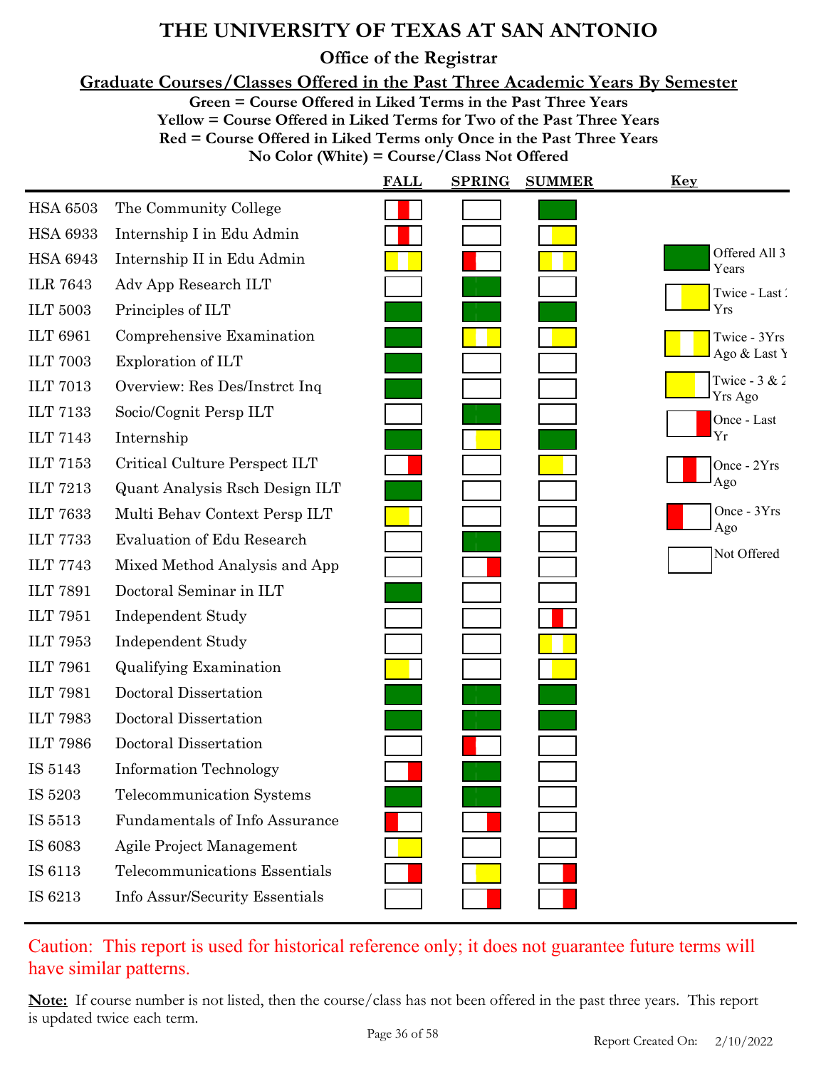# THE UNIVERSITY OF TEXAS AT SAN ANTONIO

## Office of the Registrar

### Graduate Courses/Classes Offered in the Past Three Academic Years By Semester

**Green = Course Offered in Liked Terms in the Past Three Years**
**Yellow = Course Offered in Liked Terms for Two of the Past Three Years**
**Red = Course Offered in Liked Terms only Once in the Past Three Years**
**No Color (White) = Course/Class Not Offered**

| Course | Title | FALL | SPRING | SUMMER |
|---|---|---|---|---|
| HSA 6503 | The Community College | Once - 2Yrs Ago | Not Offered | Offered All 3 Years |
| HSA 6933 | Internship I in Edu Admin | Once - 2Yrs Ago | Not Offered | Twice - Last 2 Yrs |
| HSA 6943 | Internship II in Edu Admin | Twice - 3Yrs Ago & Last Yr | Once - 3Yrs Ago | Twice - 3Yrs Ago & Last Yr |
| ILR 7643 | Adv App Research ILT | Not Offered | Offered All 3 Years | Not Offered |
| ILT 5003 | Principles of ILT | Offered All 3 Years | Offered All 3 Years | Offered All 3 Years |
| ILT 6961 | Comprehensive Examination | Offered All 3 Years | Twice - 3Yrs Ago & Last Yr | Twice - Last 2 Yrs |
| ILT 7003 | Exploration of ILT | Offered All 3 Years | Not Offered | Not Offered |
| ILT 7013 | Overview: Res Des/Instrct Inq | Offered All 3 Years | Not Offered | Not Offered |
| ILT 7133 | Socio/Cognit Persp ILT | Not Offered | Offered All 3 Years | Not Offered |
| ILT 7143 | Internship | Offered All 3 Years | Twice - Last 2 Yrs | Offered All 3 Years |
| ILT 7153 | Critical Culture Perspect ILT | Once - Last Yr | Not Offered | Twice - 3 & 2 Yrs Ago |
| ILT 7213 | Quant Analysis Rsch Design ILT | Offered All 3 Years | Not Offered | Not Offered |
| ILT 7633 | Multi Behav Context Persp ILT | Twice - 3 & 2 Yrs Ago | Not Offered | Not Offered |
| ILT 7733 | Evaluation of Edu Research | Not Offered | Offered All 3 Years | Not Offered |
| ILT 7743 | Mixed Method Analysis and App | Not Offered | Once - Last Yr | Not Offered |
| ILT 7891 | Doctoral Seminar in ILT | Offered All 3 Years | Not Offered | Not Offered |
| ILT 7951 | Independent Study | Not Offered | Not Offered | Once - 2Yrs Ago |
| ILT 7953 | Independent Study | Not Offered | Not Offered | Twice - 3Yrs Ago & Last Yr |
| ILT 7961 | Qualifying Examination | Twice - 3 & 2 Yrs Ago | Not Offered | Twice - Last 2 Yrs |
| ILT 7981 | Doctoral Dissertation | Offered All 3 Years | Offered All 3 Years | Offered All 3 Years |
| ILT 7983 | Doctoral Dissertation | Offered All 3 Years | Offered All 3 Years | Offered All 3 Years |
| ILT 7986 | Doctoral Dissertation | Not Offered | Once - 3Yrs Ago | Not Offered |
| IS 5143 | Information Technology | Once - Last Yr | Offered All 3 Years | Not Offered |
| IS 5203 | Telecommunication Systems | Offered All 3 Years | Offered All 3 Years | Not Offered |
| IS 5513 | Fundamentals of Info Assurance | Once - 3Yrs Ago | Once - Last Yr | Not Offered |
| IS 6083 | Agile Project Management | Twice - Last 2 Yrs | Not Offered | Not Offered |
| IS 6113 | Telecommunications Essentials | Once - Last Yr | Twice - Last 2 Yrs | Once - Last Yr |
| IS 6213 | Info Assur/Security Essentials | Not Offered | Once - Last Yr | Once - Last Yr |

**Key**

- Offered All 3 Years
- Twice - Last 2 Yrs
- Twice - 3Yrs Ago & Last Yr
- Twice - 3 & 2 Yrs Ago
- Once - Last Yr
- Once - 2Yrs Ago
- Once - 3Yrs Ago
- Not Offered

Caution: This report is used for historical reference only; it does not guarantee future terms will have similar patterns.

**Note:** If course number is not listed, then the course/class has not been offered in the past three years. This report is updated twice each term.

Report Created On: 2/10/2022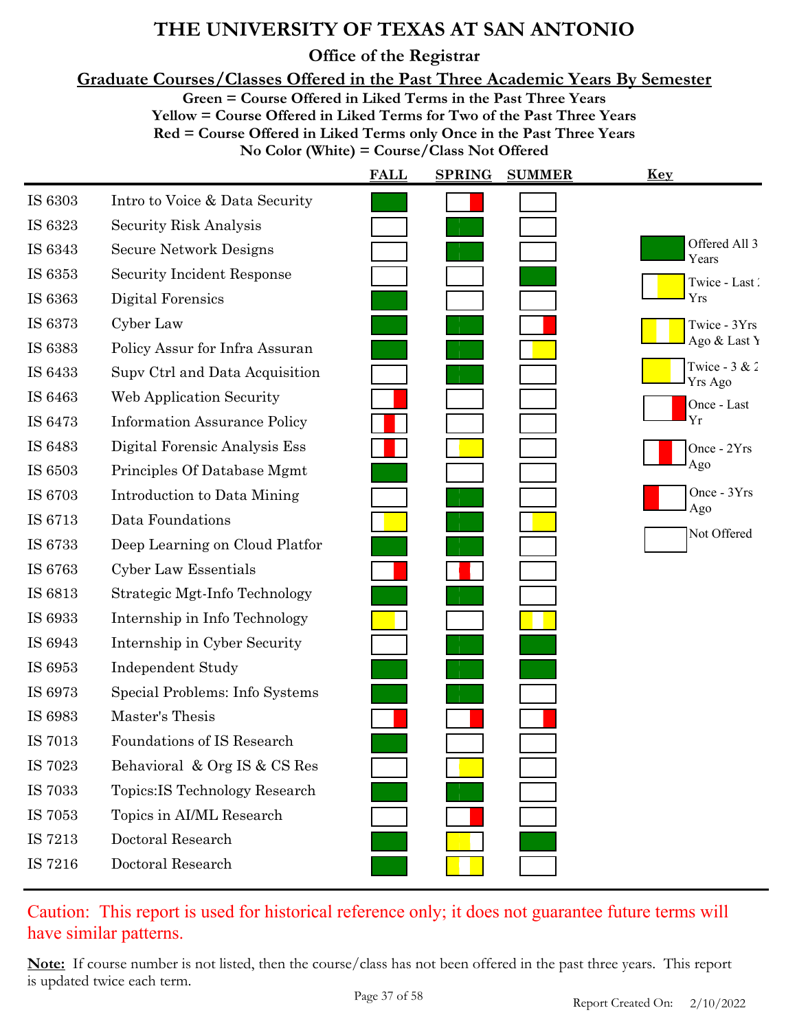# THE UNIVERSITY OF TEXAS AT SAN ANTONIO

## Office of the Registrar

### Graduate Courses/Classes Offered in the Past Three Academic Years By Semester

**Green = Course Offered in Liked Terms in the Past Three Years**
**Yellow = Course Offered in Liked Terms for Two of the Past Three Years**
**Red = Course Offered in Liked Terms only Once in the Past Three Years**
**No Color (White) = Course/Class Not Offered**

| Course | Title | FALL | SPRING | SUMMER |
|---|---|---|---|---|
| IS 6303 | Intro to Voice & Data Security | Offered All 3 Years | Once - Last Yr | Not Offered |
| IS 6323 | Security Risk Analysis | Not Offered | Offered All 3 Years | Not Offered |
| IS 6343 | Secure Network Designs | Not Offered | Offered All 3 Years | Not Offered |
| IS 6353 | Security Incident Response | Not Offered | Not Offered | Offered All 3 Years |
| IS 6363 | Digital Forensics | Offered All 3 Years | Not Offered | Not Offered |
| IS 6373 | Cyber Law | Offered All 3 Years | Offered All 3 Years | Once - Last Yr |
| IS 6383 | Policy Assur for Infra Assuran | Offered All 3 Years | Offered All 3 Years | Twice - Last 2 Yrs |
| IS 6433 | Supv Ctrl and Data Acquisition | Not Offered | Offered All 3 Years | Not Offered |
| IS 6463 | Web Application Security | Once - Last Yr | Not Offered | Not Offered |
| IS 6473 | Information Assurance Policy | Once - 2Yrs Ago | Not Offered | Not Offered |
| IS 6483 | Digital Forensic Analysis Ess | Once - 2Yrs Ago | Twice - Last 2 Yrs | Not Offered |
| IS 6503 | Principles Of Database Mgmt | Offered All 3 Years | Not Offered | Not Offered |
| IS 6703 | Introduction to Data Mining | Not Offered | Offered All 3 Years | Not Offered |
| IS 6713 | Data Foundations | Twice - Last 2 Yrs | Offered All 3 Years | Twice - Last 2 Yrs |
| IS 6733 | Deep Learning on Cloud Platfor | Offered All 3 Years | Offered All 3 Years | Not Offered |
| IS 6763 | Cyber Law Essentials | Once - Last Yr | Once - 2Yrs Ago | Not Offered |
| IS 6813 | Strategic Mgt-Info Technology | Offered All 3 Years | Offered All 3 Years | Not Offered |
| IS 6933 | Internship in Info Technology | Twice - 3 & 2 Yrs Ago | Not Offered | Twice - 3Yrs Ago & Last Yr |
| IS 6943 | Internship in Cyber Security | Not Offered | Offered All 3 Years | Offered All 3 Years |
| IS 6953 | Independent Study | Offered All 3 Years | Offered All 3 Years | Offered All 3 Years |
| IS 6973 | Special Problems: Info Systems | Offered All 3 Years | Offered All 3 Years | Not Offered |
| IS 6983 | Master's Thesis | Once - Last Yr | Once - Last Yr | Once - Last Yr |
| IS 7013 | Foundations of IS Research | Offered All 3 Years | Not Offered | Not Offered |
| IS 7023 | Behavioral & Org IS & CS Res | Not Offered | Twice - Last 2 Yrs | Not Offered |
| IS 7033 | Topics:IS Technology Research | Offered All 3 Years | Offered All 3 Years | Not Offered |
| IS 7053 | Topics in AI/ML Research | Not Offered | Once - Last Yr | Not Offered |
| IS 7213 | Doctoral Research | Offered All 3 Years | Twice - 3 & 2 Yrs Ago | Offered All 3 Years |
| IS 7216 | Doctoral Research | Offered All 3 Years | Twice - 3Yrs Ago & Last Yr | Not Offered |

**Key**

- Offered All 3 Years (green)
- Twice - Last 2 Yrs (yellow)
- Twice - 3Yrs Ago & Last Yr (yellow)
- Twice - 3 & 2 Yrs Ago (yellow)
- Once - Last Yr (red)
- Once - 2Yrs Ago (red)
- Once - 3Yrs Ago (red)
- Not Offered (white)

Caution: This report is used for historical reference only; it does not guarantee future terms will have similar patterns.

**Note:** If course number is not listed, then the course/class has not been offered in the past three years. This report is updated twice each term.

Report Created On: 2/10/2022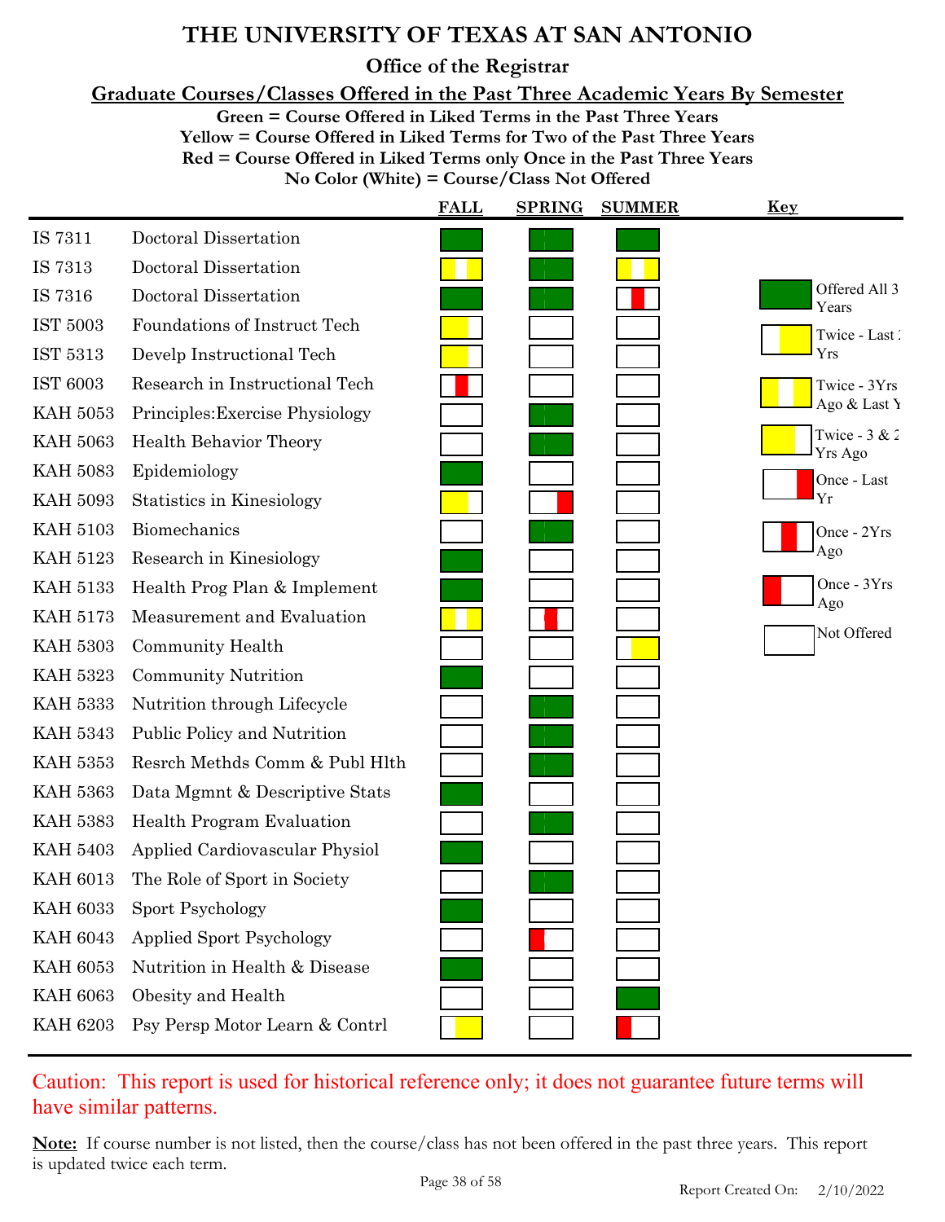# THE UNIVERSITY OF TEXAS AT SAN ANTONIO

## Office of the Registrar

### Graduate Courses/Classes Offered in the Past Three Academic Years By Semester

**Green = Course Offered in Liked Terms in the Past Three Years**
**Yellow = Course Offered in Liked Terms for Two of the Past Three Years**
**Red = Course Offered in Liked Terms only Once in the Past Three Years**
**No Color (White) = Course/Class Not Offered**

| Course | Title | FALL | SPRING | SUMMER |
|---|---|---|---|---|
| IS 7311 | Doctoral Dissertation | Offered All 3 Years | Offered All 3 Years | Offered All 3 Years |
| IS 7313 | Doctoral Dissertation | Twice - 3Yrs Ago & Last Yr | Offered All 3 Years | Twice - 3Yrs Ago & Last Yr |
| IS 7316 | Doctoral Dissertation | Offered All 3 Years | Offered All 3 Years | Once - 2Yrs Ago |
| IST 5003 | Foundations of Instruct Tech | Twice - 3 & 2 Yrs Ago | Not Offered | Not Offered |
| IST 5313 | Develp Instructional Tech | Twice - 3 & 2 Yrs Ago | Not Offered | Not Offered |
| IST 6003 | Research in Instructional Tech | Once - 2Yrs Ago | Not Offered | Not Offered |
| KAH 5053 | Principles:Exercise Physiology | Not Offered | Offered All 3 Years | Not Offered |
| KAH 5063 | Health Behavior Theory | Not Offered | Offered All 3 Years | Not Offered |
| KAH 5083 | Epidemiology | Offered All 3 Years | Not Offered | Not Offered |
| KAH 5093 | Statistics in Kinesiology | Twice - 3 & 2 Yrs Ago | Once - Last Yr | Not Offered |
| KAH 5103 | Biomechanics | Not Offered | Offered All 3 Years | Not Offered |
| KAH 5123 | Research in Kinesiology | Offered All 3 Years | Not Offered | Not Offered |
| KAH 5133 | Health Prog Plan & Implement | Offered All 3 Years | Not Offered | Not Offered |
| KAH 5173 | Measurement and Evaluation | Twice - 3Yrs Ago & Last Yr | Once - 2Yrs Ago | Not Offered |
| KAH 5303 | Community Health | Not Offered | Not Offered | Twice - Last 2 Yrs |
| KAH 5323 | Community Nutrition | Offered All 3 Years | Not Offered | Not Offered |
| KAH 5333 | Nutrition through Lifecycle | Not Offered | Offered All 3 Years | Not Offered |
| KAH 5343 | Public Policy and Nutrition | Not Offered | Offered All 3 Years | Not Offered |
| KAH 5353 | Resrch Methds Comm & Publ Hlth | Not Offered | Offered All 3 Years | Not Offered |
| KAH 5363 | Data Mgmnt & Descriptive Stats | Offered All 3 Years | Not Offered | Not Offered |
| KAH 5383 | Health Program Evaluation | Not Offered | Offered All 3 Years | Not Offered |
| KAH 5403 | Applied Cardiovascular Physiol | Offered All 3 Years | Not Offered | Not Offered |
| KAH 6013 | The Role of Sport in Society | Not Offered | Offered All 3 Years | Not Offered |
| KAH 6033 | Sport Psychology | Offered All 3 Years | Not Offered | Not Offered |
| KAH 6043 | Applied Sport Psychology | Not Offered | Once - 3Yrs Ago | Not Offered |
| KAH 6053 | Nutrition in Health & Disease | Offered All 3 Years | Not Offered | Not Offered |
| KAH 6063 | Obesity and Health | Not Offered | Not Offered | Offered All 3 Years |
| KAH 6203 | Psy Persp Motor Learn & Contrl | Twice - Last 2 Yrs | Not Offered | Once - 3Yrs Ago |

**Key**

- Offered All 3 Years
- Twice - Last 2 Yrs
- Twice - 3Yrs Ago & Last Yr
- Twice - 3 & 2 Yrs Ago
- Once - Last Yr
- Once - 2Yrs Ago
- Once - 3Yrs Ago
- Not Offered

Caution: This report is used for historical reference only; it does not guarantee future terms will have similar patterns.

**Note:** If course number is not listed, then the course/class has not been offered in the past three years. This report is updated twice each term.

Report Created On: 2/10/2022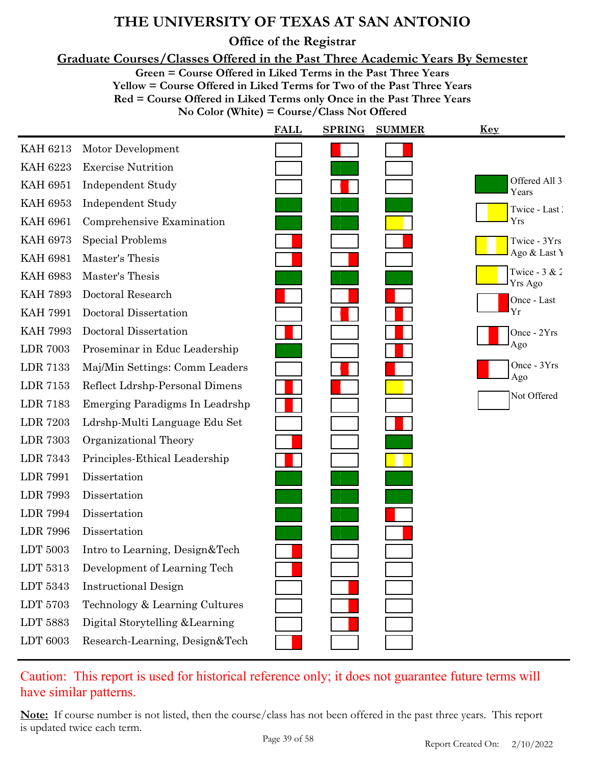# THE UNIVERSITY OF TEXAS AT SAN ANTONIO

## Office of the Registrar

### Graduate Courses/Classes Offered in the Past Three Academic Years By Semester

**Green = Course Offered in Liked Terms in the Past Three Years**
**Yellow = Course Offered in Liked Terms for Two of the Past Three Years**
**Red = Course Offered in Liked Terms only Once in the Past Three Years**
**No Color (White) = Course/Class Not Offered**

| Course | Title | FALL | SPRING | SUMMER |
|---|---|---|---|---|
| KAH 6213 | Motor Development | Not Offered | Once - 3Yrs Ago | Once - Last Yr |
| KAH 6223 | Exercise Nutrition | Not Offered | Offered All 3 Years | Not Offered |
| KAH 6951 | Independent Study | Not Offered | Once - 2Yrs Ago | Not Offered |
| KAH 6953 | Independent Study | Offered All 3 Years | Offered All 3 Years | Offered All 3 Years |
| KAH 6961 | Comprehensive Examination | Offered All 3 Years | Offered All 3 Years | Twice - 3 & 2 Yrs Ago |
| KAH 6973 | Special Problems | Once - Last Yr | Not Offered | Once - Last Yr |
| KAH 6981 | Master's Thesis | Once - Last Yr | Once - Last Yr | Not Offered |
| KAH 6983 | Master's Thesis | Offered All 3 Years | Offered All 3 Years | Offered All 3 Years |
| KAH 7893 | Doctoral Research | Once - 3Yrs Ago | Once - Last Yr | Once - 3Yrs Ago |
| KAH 7991 | Doctoral Dissertation | Not Offered | Once - 2Yrs Ago | Once - 2Yrs Ago |
| KAH 7993 | Doctoral Dissertation | Once - 2Yrs Ago | Not Offered | Once - 2Yrs Ago |
| LDR 7003 | Proseminar in Educ Leadership | Offered All 3 Years | Not Offered | Once - 2Yrs Ago |
| LDR 7133 | Maj/Min Settings: Comm Leaders | Not Offered | Once - 2Yrs Ago | Once - 3Yrs Ago |
| LDR 7153 | Reflect Ldrshp-Personal Dimens | Once - 2Yrs Ago | Once - 3Yrs Ago | Twice - 3 & 2 Yrs Ago |
| LDR 7183 | Emerging Paradigms In Leadrshp | Once - 2Yrs Ago | Not Offered | Not Offered |
| LDR 7203 | Ldrshp-Multi Language Edu Set | Not Offered | Not Offered | Once - 2Yrs Ago |
| LDR 7303 | Organizational Theory | Once - Last Yr | Not Offered | Offered All 3 Years |
| LDR 7343 | Principles-Ethical Leadership | Once - 2Yrs Ago | Not Offered | Twice - 3Yrs Ago & Last Yr |
| LDR 7991 | Dissertation | Offered All 3 Years | Offered All 3 Years | Offered All 3 Years |
| LDR 7993 | Dissertation | Offered All 3 Years | Offered All 3 Years | Offered All 3 Years |
| LDR 7994 | Dissertation | Offered All 3 Years | Offered All 3 Years | Once - 3Yrs Ago |
| LDR 7996 | Dissertation | Offered All 3 Years | Offered All 3 Years | Once - Last Yr |
| LDT 5003 | Intro to Learning, Design&Tech | Once - Last Yr | Not Offered | Not Offered |
| LDT 5313 | Development of Learning Tech | Once - Last Yr | Not Offered | Not Offered |
| LDT 5343 | Instructional Design | Not Offered | Once - Last Yr | Not Offered |
| LDT 5703 | Technology & Learning Cultures | Not Offered | Once - Last Yr | Not Offered |
| LDT 5883 | Digital Storytelling &Learning | Not Offered | Once - Last Yr | Not Offered |
| LDT 6003 | Research-Learning, Design&Tech | Once - Last Yr | Not Offered | Not Offered |

**Key**

- Offered All 3 Years (green)
- Twice - Last 2 Yrs (white/yellow)
- Twice - 3Yrs Ago & Last Yr (yellow/white/yellow)
- Twice - 3 & 2 Yrs Ago (yellow/white)
- Once - Last Yr (red at right)
- Once - 2Yrs Ago (red in middle)
- Once - 3Yrs Ago (red at left)
- Not Offered (white)

Caution: This report is used for historical reference only; it does not guarantee future terms will have similar patterns.

**Note:** If course number is not listed, then the course/class has not been offered in the past three years. This report is updated twice each term.

Report Created On: 2/10/2022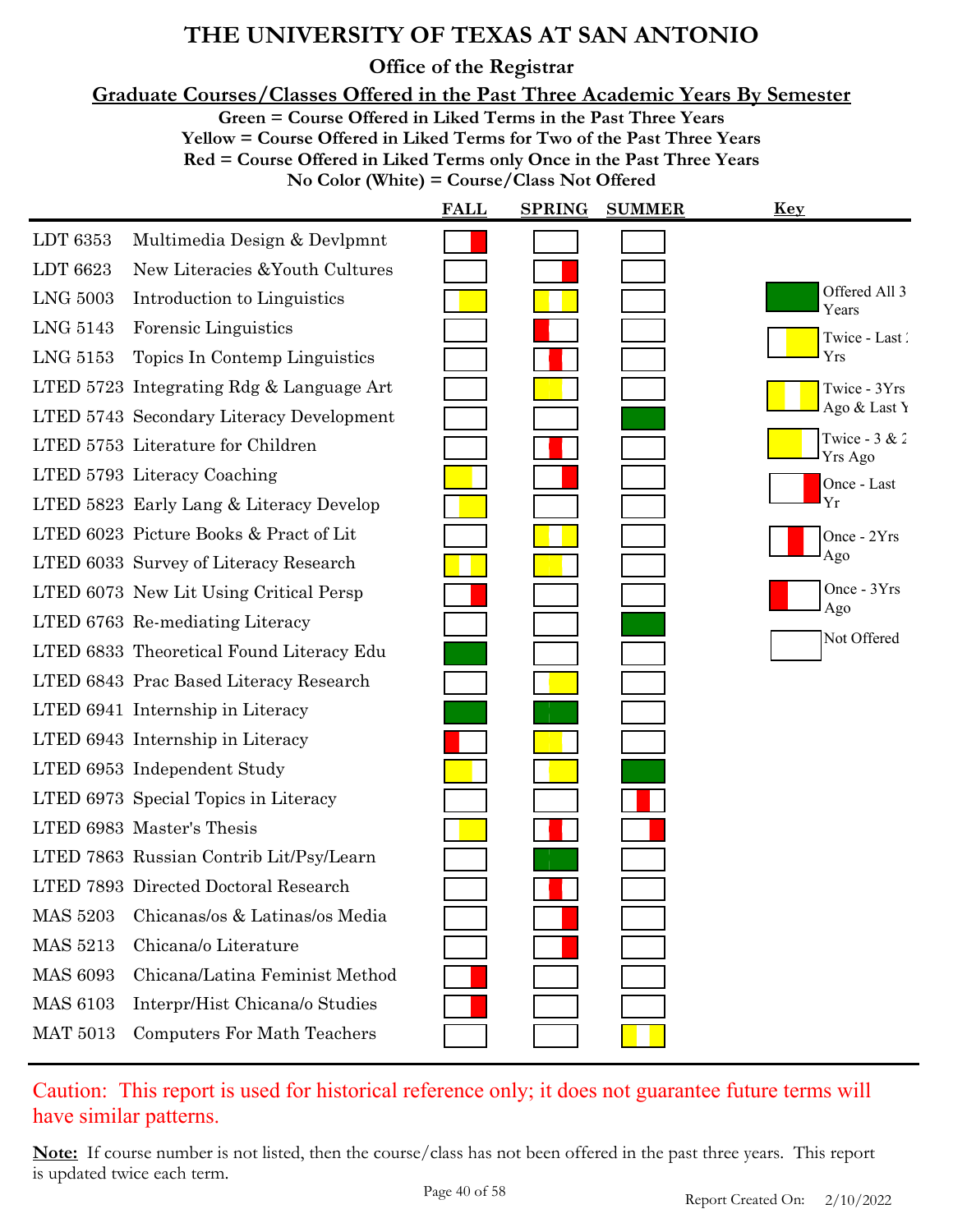# THE UNIVERSITY OF TEXAS AT SAN ANTONIO

## Office of the Registrar

### Graduate Courses/Classes Offered in the Past Three Academic Years By Semester

**Green = Course Offered in Liked Terms in the Past Three Years**
**Yellow = Course Offered in Liked Terms for Two of the Past Three Years**
**Red = Course Offered in Liked Terms only Once in the Past Three Years**
**No Color (White) = Course/Class Not Offered**

| Course | Title | FALL | SPRING | SUMMER |
|---|---|---|---|---|
| LDT 6353 | Multimedia Design & Devlpmnt | Once - Last Yr | Not Offered | Not Offered |
| LDT 6623 | New Literacies &Youth Cultures | Not Offered | Once - Last Yr | Not Offered |
| LNG 5003 | Introduction to Linguistics | Twice - Last 2 Yrs | Twice - 3Yrs Ago & Last Yr | Not Offered |
| LNG 5143 | Forensic Linguistics | Not Offered | Once - 3Yrs Ago | Not Offered |
| LNG 5153 | Topics In Contemp Linguistics | Not Offered | Once - 2Yrs Ago | Not Offered |
| LTED 5723 | Integrating Rdg & Language Art | Not Offered | Twice - 3 & 2 Yrs Ago | Not Offered |
| LTED 5743 | Secondary Literacy Development | Not Offered | Not Offered | Offered All 3 Years |
| LTED 5753 | Literature for Children | Not Offered | Once - 2Yrs Ago | Not Offered |
| LTED 5793 | Literacy Coaching | Twice - 3 & 2 Yrs Ago | Once - Last Yr | Not Offered |
| LTED 5823 | Early Lang & Literacy Develop | Twice - Last 2 Yrs | Not Offered | Not Offered |
| LTED 6023 | Picture Books & Pract of Lit | Not Offered | Twice - 3Yrs Ago & Last Yr | Not Offered |
| LTED 6033 | Survey of Literacy Research | Twice - 3Yrs Ago & Last Yr | Twice - 3 & 2 Yrs Ago | Not Offered |
| LTED 6073 | New Lit Using Critical Persp | Once - Last Yr | Not Offered | Not Offered |
| LTED 6763 | Re-mediating Literacy | Not Offered | Not Offered | Offered All 3 Years |
| LTED 6833 | Theoretical Found Literacy Edu | Offered All 3 Years | Not Offered | Not Offered |
| LTED 6843 | Prac Based Literacy Research | Not Offered | Twice - Last 2 Yrs | Not Offered |
| LTED 6941 | Internship in Literacy | Offered All 3 Years | Offered All 3 Years | Not Offered |
| LTED 6943 | Internship in Literacy | Once - 3Yrs Ago | Twice - 3 & 2 Yrs Ago | Not Offered |
| LTED 6953 | Independent Study | Twice - 3 & 2 Yrs Ago | Twice - Last 2 Yrs | Offered All 3 Years |
| LTED 6973 | Special Topics in Literacy | Not Offered | Not Offered | Once - 2Yrs Ago |
| LTED 6983 | Master's Thesis | Twice - Last 2 Yrs | Once - 2Yrs Ago | Once - Last Yr |
| LTED 7863 | Russian Contrib Lit/Psy/Learn | Not Offered | Offered All 3 Years | Not Offered |
| LTED 7893 | Directed Doctoral Research | Not Offered | Once - 2Yrs Ago | Not Offered |
| MAS 5203 | Chicanas/os & Latinas/os Media | Not Offered | Once - Last Yr | Not Offered |
| MAS 5213 | Chicana/o Literature | Not Offered | Once - Last Yr | Not Offered |
| MAS 6093 | Chicana/Latina Feminist Method | Once - Last Yr | Not Offered | Not Offered |
| MAS 6103 | Interpr/Hist Chicana/o Studies | Once - Last Yr | Not Offered | Not Offered |
| MAT 5013 | Computers For Math Teachers | Not Offered | Not Offered | Twice - 3Yrs Ago & Last Yr |

**Key**

- Offered All 3 Years
- Twice - Last 2 Yrs
- Twice - 3Yrs Ago & Last Yr
- Twice - 3 & 2 Yrs Ago
- Once - Last Yr
- Once - 2Yrs Ago
- Once - 3Yrs Ago
- Not Offered

Caution: This report is used for historical reference only; it does not guarantee future terms will have similar patterns.

**Note:** If course number is not listed, then the course/class has not been offered in the past three years. This report is updated twice each term.

Report Created On: 2/10/2022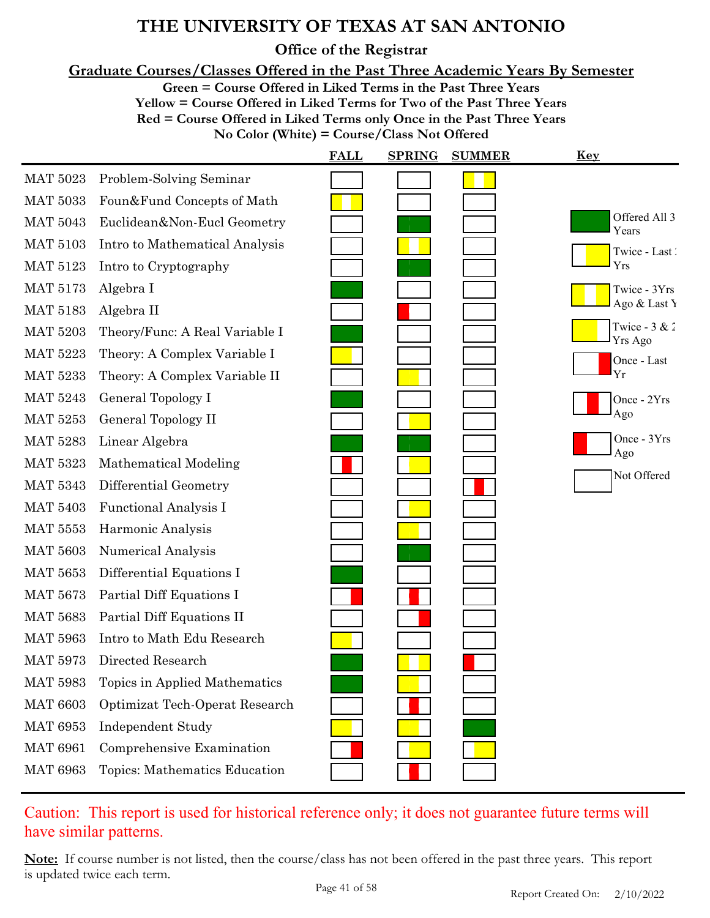# THE UNIVERSITY OF TEXAS AT SAN ANTONIO

## Office of the Registrar

### Graduate Courses/Classes Offered in the Past Three Academic Years By Semester

**Green = Course Offered in Liked Terms in the Past Three Years**
**Yellow = Course Offered in Liked Terms for Two of the Past Three Years**
**Red = Course Offered in Liked Terms only Once in the Past Three Years**
**No Color (White) = Course/Class Not Offered**

| Course | Title | FALL | SPRING | SUMMER |
|---|---|---|---|---|
| MAT 5023 | Problem-Solving Seminar | Not Offered | Not Offered | Twice - 3Yrs Ago & Last Yr |
| MAT 5033 | Foun&Fund Concepts of Math | Twice - 3Yrs Ago & Last Yr | Not Offered | Not Offered |
| MAT 5043 | Euclidean&Non-Eucl Geometry | Not Offered | Offered All 3 Years | Not Offered |
| MAT 5103 | Intro to Mathematical Analysis | Not Offered | Twice - 3Yrs Ago & Last Yr | Not Offered |
| MAT 5123 | Intro to Cryptography | Not Offered | Offered All 3 Years | Not Offered |
| MAT 5173 | Algebra I | Offered All 3 Years | Not Offered | Not Offered |
| MAT 5183 | Algebra II | Not Offered | Once - 3Yrs Ago | Not Offered |
| MAT 5203 | Theory/Func: A Real Variable I | Offered All 3 Years | Not Offered | Not Offered |
| MAT 5223 | Theory: A Complex Variable I | Twice - 3 & 2 Yrs Ago | Not Offered | Not Offered |
| MAT 5233 | Theory: A Complex Variable II | Not Offered | Twice - 3 & 2 Yrs Ago | Not Offered |
| MAT 5243 | General Topology I | Offered All 3 Years | Not Offered | Not Offered |
| MAT 5253 | General Topology II | Not Offered | Twice - Last 2 Yrs | Not Offered |
| MAT 5283 | Linear Algebra | Offered All 3 Years | Offered All 3 Years | Not Offered |
| MAT 5323 | Mathematical Modeling | Once - 2Yrs Ago | Twice - Last 2 Yrs | Not Offered |
| MAT 5343 | Differential Geometry | Not Offered | Not Offered | Once - 2Yrs Ago |
| MAT 5403 | Functional Analysis I | Not Offered | Twice - Last 2 Yrs | Not Offered |
| MAT 5553 | Harmonic Analysis | Not Offered | Twice - 3 & 2 Yrs Ago | Not Offered |
| MAT 5603 | Numerical Analysis | Not Offered | Offered All 3 Years | Not Offered |
| MAT 5653 | Differential Equations I | Offered All 3 Years | Not Offered | Not Offered |
| MAT 5673 | Partial Diff Equations I | Once - Last Yr | Once - 2Yrs Ago | Not Offered |
| MAT 5683 | Partial Diff Equations II | Not Offered | Once - Last Yr | Not Offered |
| MAT 5963 | Intro to Math Edu Research | Twice - 3 & 2 Yrs Ago | Not Offered | Not Offered |
| MAT 5973 | Directed Research | Offered All 3 Years | Twice - 3Yrs Ago & Last Yr | Once - 3Yrs Ago |
| MAT 5983 | Topics in Applied Mathematics | Offered All 3 Years | Twice - 3 & 2 Yrs Ago | Not Offered |
| MAT 6603 | Optimizat Tech-Operat Research | Not Offered | Once - 2Yrs Ago | Not Offered |
| MAT 6953 | Independent Study | Twice - 3 & 2 Yrs Ago | Twice - 3 & 2 Yrs Ago | Offered All 3 Years |
| MAT 6961 | Comprehensive Examination | Once - Last Yr | Twice - Last 2 Yrs | Twice - Last 2 Yrs |
| MAT 6963 | Topics: Mathematics Education | Not Offered | Once - 2Yrs Ago | Not Offered |

**Key**

- Offered All 3 Years
- Twice - Last 2 Yrs
- Twice - 3Yrs Ago & Last Yr
- Twice - 3 & 2 Yrs Ago
- Once - Last Yr
- Once - 2Yrs Ago
- Once - 3Yrs Ago
- Not Offered

Caution: This report is used for historical reference only; it does not guarantee future terms will have similar patterns.

**Note:** If course number is not listed, then the course/class has not been offered in the past three years. This report is updated twice each term.

Report Created On: 2/10/2022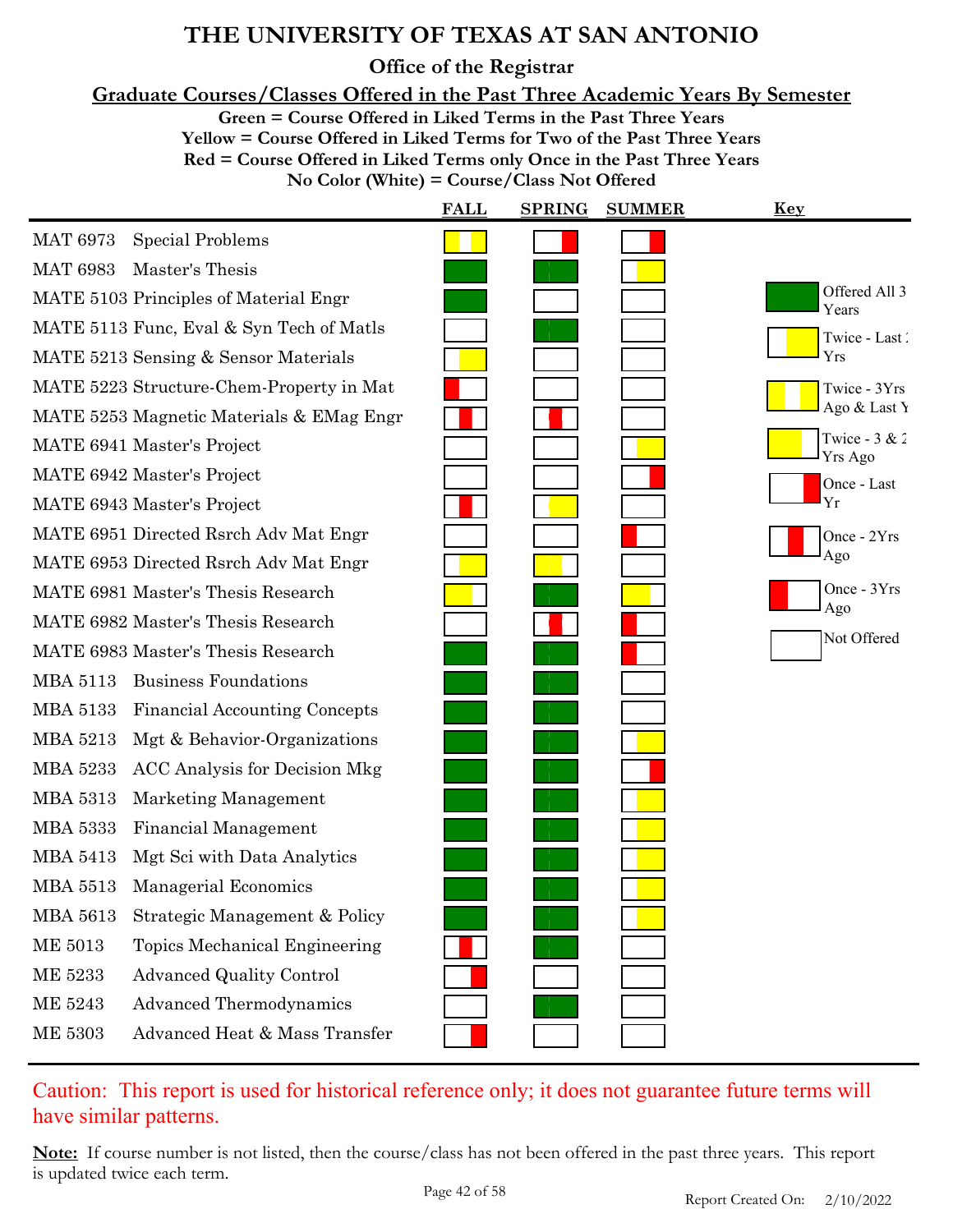# THE UNIVERSITY OF TEXAS AT SAN ANTONIO

## Office of the Registrar

### Graduate Courses/Classes Offered in the Past Three Academic Years By Semester

**Green = Course Offered in Liked Terms in the Past Three Years**
**Yellow = Course Offered in Liked Terms for Two of the Past Three Years**
**Red = Course Offered in Liked Terms only Once in the Past Three Years**
**No Color (White) = Course/Class Not Offered**

| Course | Title | FALL | SPRING | SUMMER |
|---|---|---|---|---|
| MAT 6973 | Special Problems | Twice - 3Yrs Ago & Last Yr | Once - Last Yr | Once - Last Yr |
| MAT 6983 | Master's Thesis | Offered All 3 Years | Offered All 3 Years | Twice - Last 2 Yrs |
| MATE 5103 | Principles of Material Engr | Offered All 3 Years | Not Offered | Not Offered |
| MATE 5113 | Func, Eval & Syn Tech of Matls | Not Offered | Offered All 3 Years | Not Offered |
| MATE 5213 | Sensing & Sensor Materials | Twice - Last 2 Yrs | Not Offered | Not Offered |
| MATE 5223 | Structure-Chem-Property in Mat | Once - 3Yrs Ago | Not Offered | Not Offered |
| MATE 5253 | Magnetic Materials & EMag Engr | Once - 2Yrs Ago | Once - 2Yrs Ago | Not Offered |
| MATE 6941 | Master's Project | Not Offered | Not Offered | Twice - Last 2 Yrs |
| MATE 6942 | Master's Project | Not Offered | Not Offered | Once - Last Yr |
| MATE 6943 | Master's Project | Once - 2Yrs Ago | Twice - Last 2 Yrs | Not Offered |
| MATE 6951 | Directed Rsrch Adv Mat Engr | Not Offered | Not Offered | Once - 3Yrs Ago |
| MATE 6953 | Directed Rsrch Adv Mat Engr | Twice - Last 2 Yrs | Twice - 3 & 2 Yrs Ago | Not Offered |
| MATE 6981 | Master's Thesis Research | Twice - 3 & 2 Yrs Ago | Offered All 3 Years | Twice - 3 & 2 Yrs Ago |
| MATE 6982 | Master's Thesis Research | Not Offered | Once - 2Yrs Ago | Once - 3Yrs Ago |
| MATE 6983 | Master's Thesis Research | Offered All 3 Years | Offered All 3 Years | Once - 3Yrs Ago |
| MBA 5113 | Business Foundations | Offered All 3 Years | Offered All 3 Years | Not Offered |
| MBA 5133 | Financial Accounting Concepts | Offered All 3 Years | Offered All 3 Years | Not Offered |
| MBA 5213 | Mgt & Behavior-Organizations | Offered All 3 Years | Offered All 3 Years | Twice - Last 2 Yrs |
| MBA 5233 | ACC Analysis for Decision Mkg | Offered All 3 Years | Offered All 3 Years | Once - Last Yr |
| MBA 5313 | Marketing Management | Offered All 3 Years | Offered All 3 Years | Twice - Last 2 Yrs |
| MBA 5333 | Financial Management | Offered All 3 Years | Offered All 3 Years | Twice - Last 2 Yrs |
| MBA 5413 | Mgt Sci with Data Analytics | Offered All 3 Years | Offered All 3 Years | Twice - Last 2 Yrs |
| MBA 5513 | Managerial Economics | Offered All 3 Years | Offered All 3 Years | Twice - Last 2 Yrs |
| MBA 5613 | Strategic Management & Policy | Offered All 3 Years | Offered All 3 Years | Twice - Last 2 Yrs |
| ME 5013 | Topics Mechanical Engineering | Once - 2Yrs Ago | Offered All 3 Years | Not Offered |
| ME 5233 | Advanced Quality Control | Once - Last Yr | Not Offered | Not Offered |
| ME 5243 | Advanced Thermodynamics | Not Offered | Offered All 3 Years | Not Offered |
| ME 5303 | Advanced Heat & Mass Transfer | Once - Last Yr | Not Offered | Not Offered |

**Key**

- Offered All 3 Years
- Twice - Last 2 Yrs
- Twice - 3Yrs Ago & Last Yr
- Twice - 3 & 2 Yrs Ago
- Once - Last Yr
- Once - 2Yrs Ago
- Once - 3Yrs Ago
- Not Offered

Caution: This report is used for historical reference only; it does not guarantee future terms will have similar patterns.

**Note:** If course number is not listed, then the course/class has not been offered in the past three years. This report is updated twice each term.

Report Created On: 2/10/2022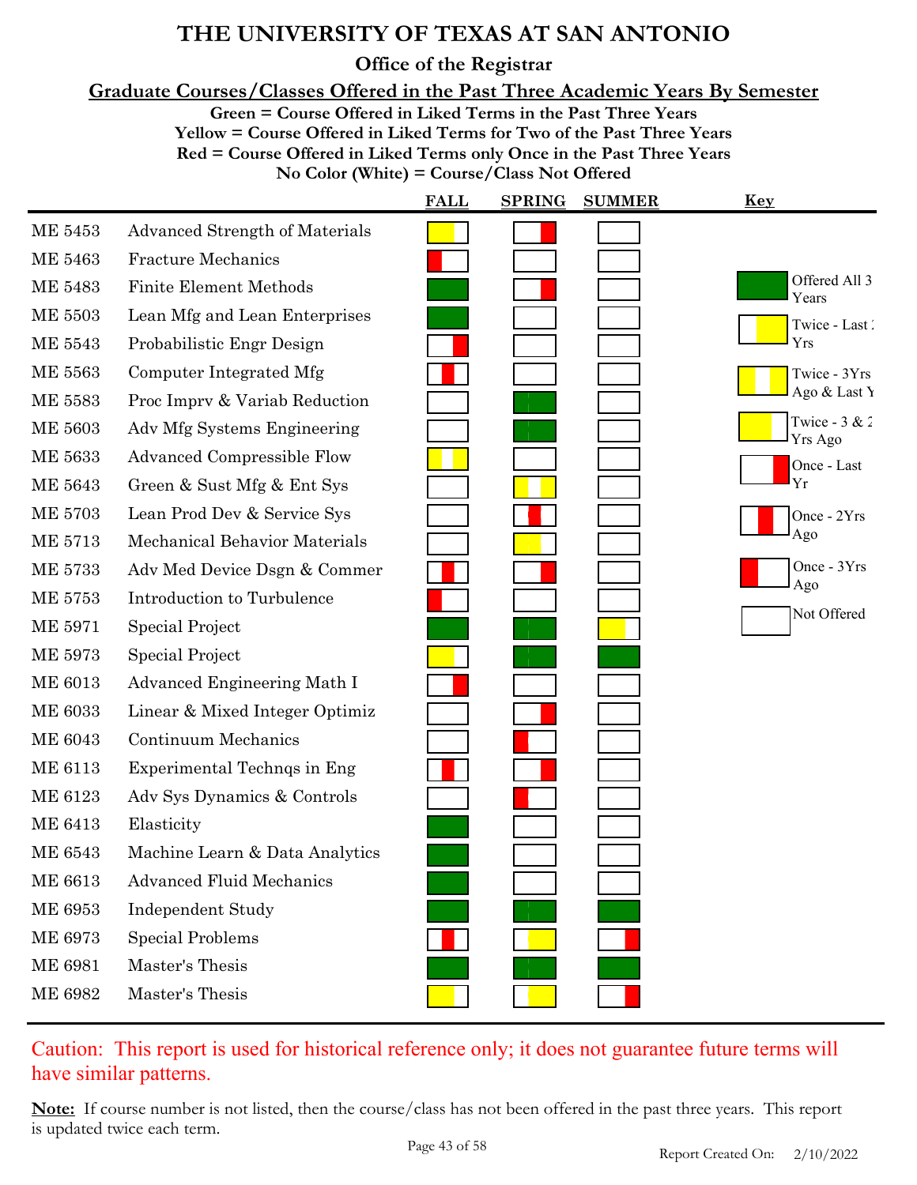# THE UNIVERSITY OF TEXAS AT SAN ANTONIO

## Office of the Registrar

### Graduate Courses/Classes Offered in the Past Three Academic Years By Semester

**Green = Course Offered in Liked Terms in the Past Three Years**
**Yellow = Course Offered in Liked Terms for Two of the Past Three Years**
**Red = Course Offered in Liked Terms only Once in the Past Three Years**
**No Color (White) = Course/Class Not Offered**

| Course | Title | FALL | SPRING | SUMMER |
|---|---|---|---|---|
| ME 5453 | Advanced Strength of Materials | Twice - 3 & 2 Yrs Ago | Once - Last Yr | Not Offered |
| ME 5463 | Fracture Mechanics | Once - 3Yrs Ago | Not Offered | Not Offered |
| ME 5483 | Finite Element Methods | Offered All 3 Years | Once - Last Yr | Not Offered |
| ME 5503 | Lean Mfg and Lean Enterprises | Offered All 3 Years | Not Offered | Not Offered |
| ME 5543 | Probabilistic Engr Design | Once - Last Yr | Not Offered | Not Offered |
| ME 5563 | Computer Integrated Mfg | Once - 2Yrs Ago | Not Offered | Not Offered |
| ME 5583 | Proc Imprv & Variab Reduction | Not Offered | Offered All 3 Years | Not Offered |
| ME 5603 | Adv Mfg Systems Engineering | Not Offered | Offered All 3 Years | Not Offered |
| ME 5633 | Advanced Compressible Flow | Twice - 3Yrs Ago & Last Yr | Not Offered | Not Offered |
| ME 5643 | Green & Sust Mfg & Ent Sys | Not Offered | Twice - 3Yrs Ago & Last Yr | Not Offered |
| ME 5703 | Lean Prod Dev & Service Sys | Not Offered | Once - 2Yrs Ago | Not Offered |
| ME 5713 | Mechanical Behavior Materials | Not Offered | Twice - 3 & 2 Yrs Ago | Not Offered |
| ME 5733 | Adv Med Device Dsgn & Commer | Once - 2Yrs Ago | Once - Last Yr | Not Offered |
| ME 5753 | Introduction to Turbulence | Once - 3Yrs Ago | Not Offered | Not Offered |
| ME 5971 | Special Project | Offered All 3 Years | Offered All 3 Years | Twice - 3 & 2 Yrs Ago |
| ME 5973 | Special Project | Twice - 3 & 2 Yrs Ago | Offered All 3 Years | Offered All 3 Years |
| ME 6013 | Advanced Engineering Math I | Once - Last Yr | Not Offered | Not Offered |
| ME 6033 | Linear & Mixed Integer Optimiz | Not Offered | Once - Last Yr | Not Offered |
| ME 6043 | Continuum Mechanics | Not Offered | Once - 3Yrs Ago | Not Offered |
| ME 6113 | Experimental Technqs in Eng | Once - 2Yrs Ago | Once - Last Yr | Not Offered |
| ME 6123 | Adv Sys Dynamics & Controls | Not Offered | Once - 3Yrs Ago | Not Offered |
| ME 6413 | Elasticity | Offered All 3 Years | Not Offered | Not Offered |
| ME 6543 | Machine Learn & Data Analytics | Offered All 3 Years | Not Offered | Not Offered |
| ME 6613 | Advanced Fluid Mechanics | Offered All 3 Years | Not Offered | Not Offered |
| ME 6953 | Independent Study | Offered All 3 Years | Offered All 3 Years | Offered All 3 Years |
| ME 6973 | Special Problems | Once - 2Yrs Ago | Twice - Last 2 Yrs | Once - Last Yr |
| ME 6981 | Master's Thesis | Offered All 3 Years | Offered All 3 Years | Offered All 3 Years |
| ME 6982 | Master's Thesis | Twice - 3 & 2 Yrs Ago | Twice - Last 2 Yrs | Once - Last Yr |

**Key**

- Green: Offered All 3 Years
- Twice - Last 2 Yrs
- Twice - 3Yrs Ago & Last Yr
- Twice - 3 & 2 Yrs Ago
- Once - Last Yr
- Once - 2Yrs Ago
- Once - 3Yrs Ago
- Not Offered

Caution: This report is used for historical reference only; it does not guarantee future terms will have similar patterns.

**Note:** If course number is not listed, then the course/class has not been offered in the past three years. This report is updated twice each term.

Report Created On: 2/10/2022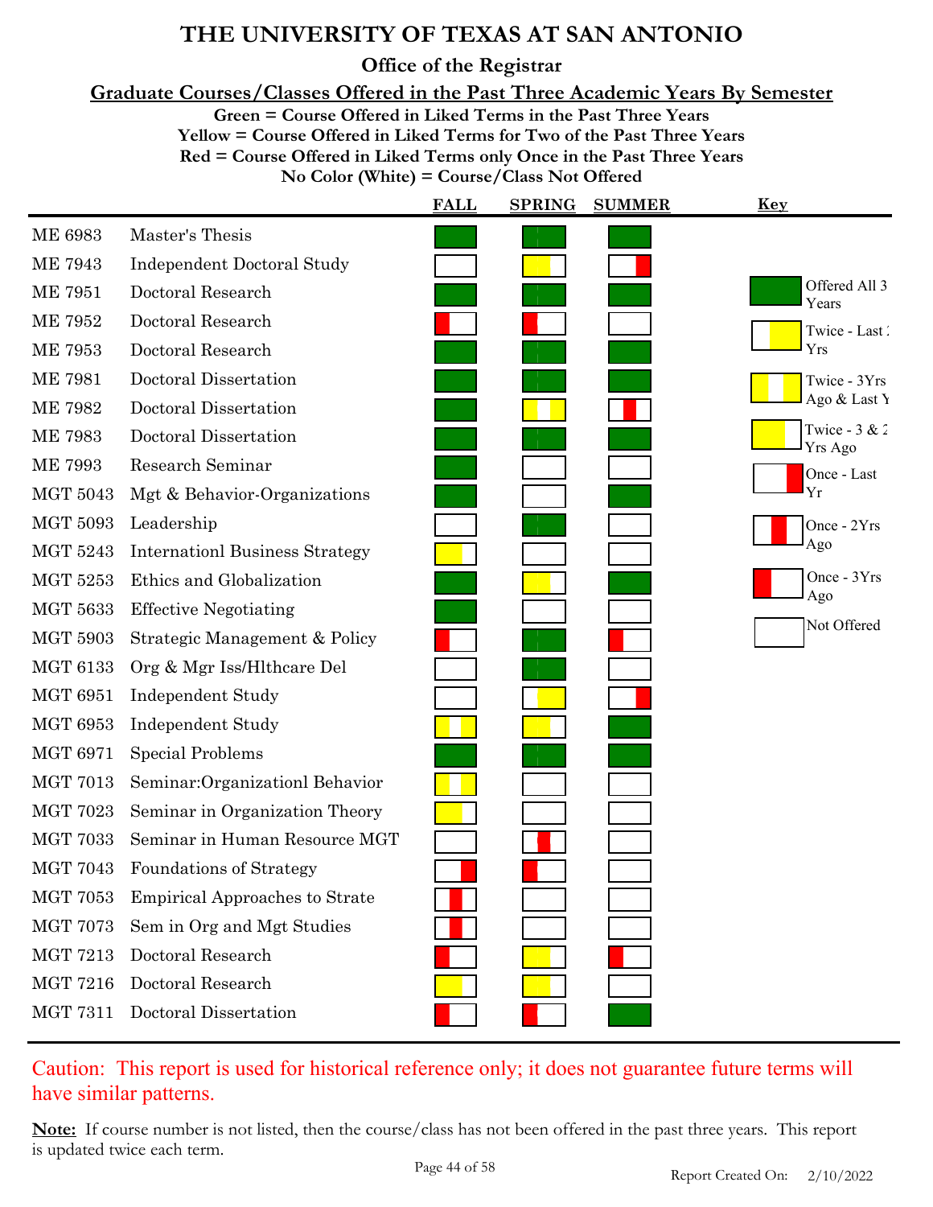# THE UNIVERSITY OF TEXAS AT SAN ANTONIO

## Office of the Registrar

### Graduate Courses/Classes Offered in the Past Three Academic Years By Semester

**Green = Course Offered in Liked Terms in the Past Three Years**
**Yellow = Course Offered in Liked Terms for Two of the Past Three Years**
**Red = Course Offered in Liked Terms only Once in the Past Three Years**
**No Color (White) = Course/Class Not Offered**

| Course | Title | FALL | SPRING | SUMMER |
|---|---|---|---|---|
| ME 6983 | Master's Thesis | Offered All 3 Years | Offered All 3 Years | Offered All 3 Years |
| ME 7943 | Independent Doctoral Study | Not Offered | Twice - 3 & 2 Yrs Ago | Once - Last Yr |
| ME 7951 | Doctoral Research | Offered All 3 Years | Offered All 3 Years | Offered All 3 Years |
| ME 7952 | Doctoral Research | Once - 3Yrs Ago | Once - 3Yrs Ago | Not Offered |
| ME 7953 | Doctoral Research | Offered All 3 Years | Offered All 3 Years | Offered All 3 Years |
| ME 7981 | Doctoral Dissertation | Offered All 3 Years | Offered All 3 Years | Offered All 3 Years |
| ME 7982 | Doctoral Dissertation | Offered All 3 Years | Twice - 3Yrs Ago & Last Yr | Once - 2Yrs Ago |
| ME 7983 | Doctoral Dissertation | Offered All 3 Years | Offered All 3 Years | Offered All 3 Years |
| ME 7993 | Research Seminar | Offered All 3 Years | Not Offered | Not Offered |
| MGT 5043 | Mgt & Behavior-Organizations | Offered All 3 Years | Not Offered | Offered All 3 Years |
| MGT 5093 | Leadership | Not Offered | Offered All 3 Years | Not Offered |
| MGT 5243 | Internationl Business Strategy | Twice - 3 & 2 Yrs Ago | Not Offered | Not Offered |
| MGT 5253 | Ethics and Globalization | Offered All 3 Years | Twice - 3 & 2 Yrs Ago | Offered All 3 Years |
| MGT 5633 | Effective Negotiating | Offered All 3 Years | Not Offered | Not Offered |
| MGT 5903 | Strategic Management & Policy | Once - 3Yrs Ago | Offered All 3 Years | Once - 3Yrs Ago |
| MGT 6133 | Org & Mgr Iss/Hlthcare Del | Not Offered | Offered All 3 Years | Not Offered |
| MGT 6951 | Independent Study | Not Offered | Twice - Last 2 Yrs | Once - Last Yr |
| MGT 6953 | Independent Study | Twice - 3Yrs Ago & Last Yr | Twice - 3 & 2 Yrs Ago | Offered All 3 Years |
| MGT 6971 | Special Problems | Offered All 3 Years | Offered All 3 Years | Offered All 3 Years |
| MGT 7013 | Seminar:Organizationl Behavior | Twice - 3Yrs Ago & Last Yr | Not Offered | Not Offered |
| MGT 7023 | Seminar in Organization Theory | Twice - 3 & 2 Yrs Ago | Not Offered | Not Offered |
| MGT 7033 | Seminar in Human Resource MGT | Not Offered | Once - 2Yrs Ago | Not Offered |
| MGT 7043 | Foundations of Strategy | Once - Last Yr | Once - 3Yrs Ago | Not Offered |
| MGT 7053 | Empirical Approaches to Strate | Once - 2Yrs Ago | Not Offered | Not Offered |
| MGT 7073 | Sem in Org and Mgt Studies | Once - 2Yrs Ago | Not Offered | Not Offered |
| MGT 7213 | Doctoral Research | Once - 3Yrs Ago | Twice - 3 & 2 Yrs Ago | Once - 3Yrs Ago |
| MGT 7216 | Doctoral Research | Twice - 3 & 2 Yrs Ago | Twice - 3 & 2 Yrs Ago | Not Offered |
| MGT 7311 | Doctoral Dissertation | Once - 3Yrs Ago | Once - 3Yrs Ago | Offered All 3 Years |

**Key**

- Offered All 3 Years
- Twice - Last 2 Yrs
- Twice - 3Yrs Ago & Last Yr
- Twice - 3 & 2 Yrs Ago
- Once - Last Yr
- Once - 2Yrs Ago
- Once - 3Yrs Ago
- Not Offered

Caution: This report is used for historical reference only; it does not guarantee future terms will have similar patterns.

**Note:** If course number is not listed, then the course/class has not been offered in the past three years. This report is updated twice each term.

Report Created On: 2/10/2022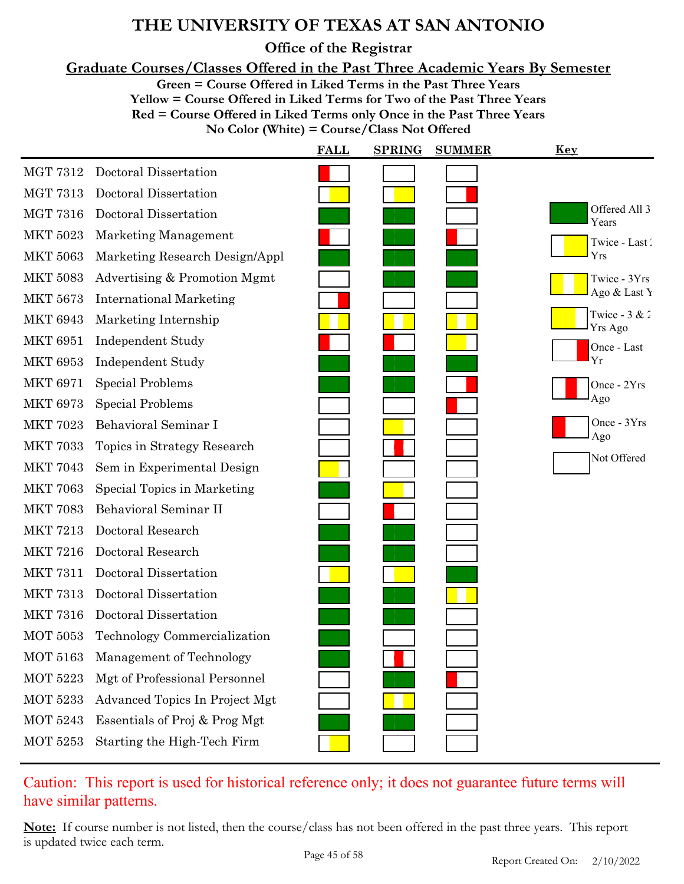# THE UNIVERSITY OF TEXAS AT SAN ANTONIO

## Office of the Registrar

### Graduate Courses/Classes Offered in the Past Three Academic Years By Semester

**Green = Course Offered in Liked Terms in the Past Three Years**
**Yellow = Course Offered in Liked Terms for Two of the Past Three Years**
**Red = Course Offered in Liked Terms only Once in the Past Three Years**
**No Color (White) = Course/Class Not Offered**

| Course | Title | FALL | SPRING | SUMMER |
|---|---|---|---|---|
| MGT 7312 | Doctoral Dissertation | Once - 3Yrs Ago | Not Offered | Not Offered |
| MGT 7313 | Doctoral Dissertation | Twice - Last 2 Yrs | Twice - Last 2 Yrs | Once - Last Yr |
| MGT 7316 | Doctoral Dissertation | Offered All 3 Years | Offered All 3 Years | Not Offered |
| MKT 5023 | Marketing Management | Once - 3Yrs Ago | Offered All 3 Years | Once - 3Yrs Ago |
| MKT 5063 | Marketing Research Design/Appl | Offered All 3 Years | Offered All 3 Years | Offered All 3 Years |
| MKT 5083 | Advertising & Promotion Mgmt | Not Offered | Offered All 3 Years | Offered All 3 Years |
| MKT 5673 | International Marketing | Once - Last Yr | Not Offered | Not Offered |
| MKT 6943 | Marketing Internship | Twice - 3Yrs Ago & Last Yr | Twice - 3Yrs Ago & Last Yr | Twice - 3Yrs Ago & Last Yr |
| MKT 6951 | Independent Study | Once - 3Yrs Ago | Once - 3Yrs Ago | Twice - 3 & 2 Yrs Ago |
| MKT 6953 | Independent Study | Offered All 3 Years | Offered All 3 Years | Offered All 3 Years |
| MKT 6971 | Special Problems | Offered All 3 Years | Offered All 3 Years | Once - Last Yr |
| MKT 6973 | Special Problems | Not Offered | Not Offered | Once - 3Yrs Ago |
| MKT 7023 | Behavioral Seminar I | Not Offered | Twice - 3 & 2 Yrs Ago | Not Offered |
| MKT 7033 | Topics in Strategy Research | Not Offered | Once - 2Yrs Ago | Not Offered |
| MKT 7043 | Sem in Experimental Design | Twice - 3 & 2 Yrs Ago | Not Offered | Not Offered |
| MKT 7063 | Special Topics in Marketing | Offered All 3 Years | Twice - 3 & 2 Yrs Ago | Not Offered |
| MKT 7083 | Behavioral Seminar II | Not Offered | Once - 3Yrs Ago | Not Offered |
| MKT 7213 | Doctoral Research | Offered All 3 Years | Offered All 3 Years | Not Offered |
| MKT 7216 | Doctoral Research | Offered All 3 Years | Offered All 3 Years | Not Offered |
| MKT 7311 | Doctoral Dissertation | Twice - Last 2 Yrs | Twice - Last 2 Yrs | Offered All 3 Years |
| MKT 7313 | Doctoral Dissertation | Offered All 3 Years | Offered All 3 Years | Twice - 3Yrs Ago & Last Yr |
| MKT 7316 | Doctoral Dissertation | Offered All 3 Years | Offered All 3 Years | Not Offered |
| MOT 5053 | Technology Commercialization | Offered All 3 Years | Not Offered | Not Offered |
| MOT 5163 | Management of Technology | Offered All 3 Years | Once - 2Yrs Ago | Not Offered |
| MOT 5223 | Mgt of Professional Personnel | Not Offered | Offered All 3 Years | Once - 3Yrs Ago |
| MOT 5233 | Advanced Topics In Project Mgt | Not Offered | Twice - 3Yrs Ago & Last Yr | Not Offered |
| MOT 5243 | Essentials of Proj & Prog Mgt | Offered All 3 Years | Offered All 3 Years | Not Offered |
| MOT 5253 | Starting the High-Tech Firm | Twice - Last 2 Yrs | Not Offered | Not Offered |

**Key**

- Offered All 3 Years
- Twice - Last 2 Yrs
- Twice - 3Yrs Ago & Last Yr
- Twice - 3 & 2 Yrs Ago
- Once - Last Yr
- Once - 2Yrs Ago
- Once - 3Yrs Ago
- Not Offered

Caution: This report is used for historical reference only; it does not guarantee future terms will have similar patterns.

**Note:** If course number is not listed, then the course/class has not been offered in the past three years. This report is updated twice each term.

Report Created On: 2/10/2022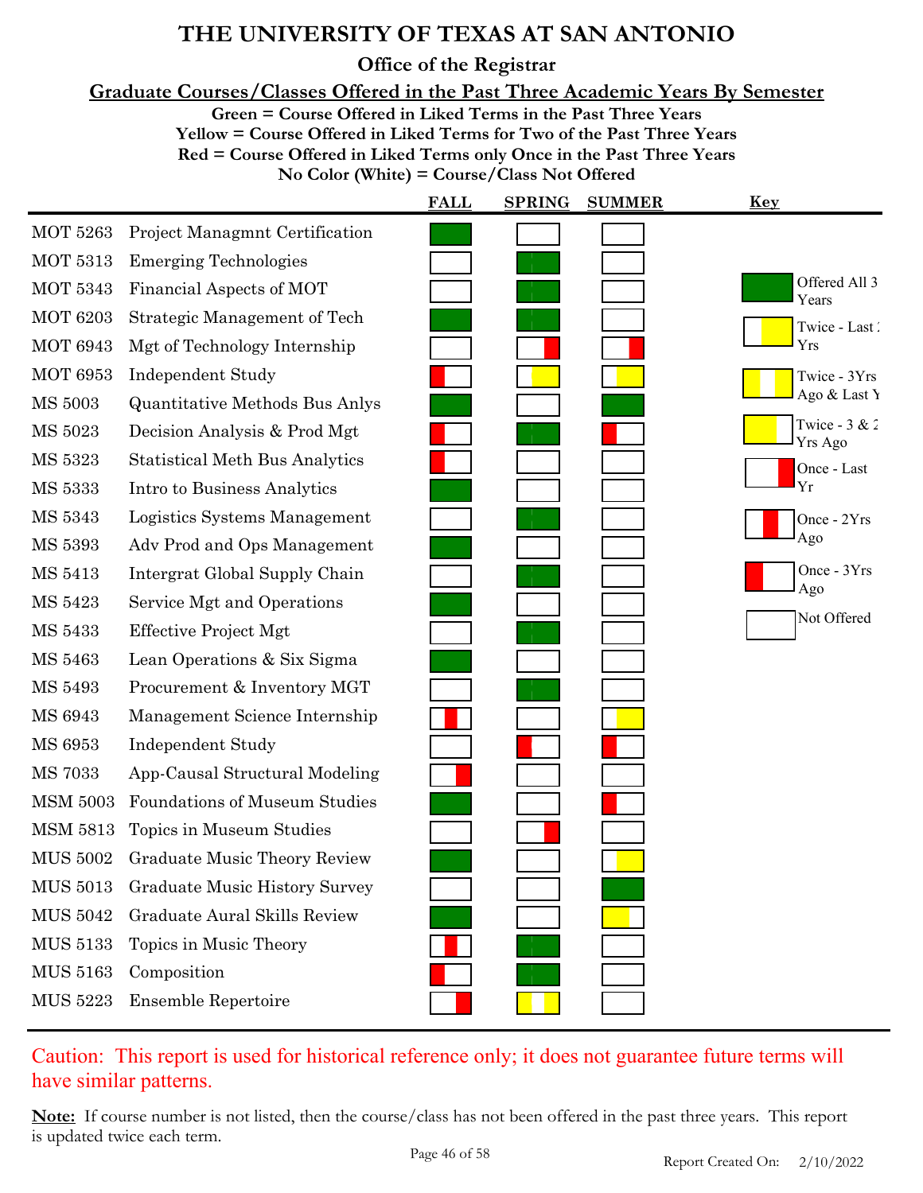# THE UNIVERSITY OF TEXAS AT SAN ANTONIO

## Office of the Registrar

### Graduate Courses/Classes Offered in the Past Three Academic Years By Semester

**Green = Course Offered in Liked Terms in the Past Three Years**
**Yellow = Course Offered in Liked Terms for Two of the Past Three Years**
**Red = Course Offered in Liked Terms only Once in the Past Three Years**
**No Color (White) = Course/Class Not Offered**

| Course | Title | FALL | SPRING | SUMMER |
|---|---|---|---|---|
| MOT 5263 | Project Managmnt Certification | Offered All 3 Years | Not Offered | Not Offered |
| MOT 5313 | Emerging Technologies | Not Offered | Offered All 3 Years | Not Offered |
| MOT 5343 | Financial Aspects of MOT | Not Offered | Offered All 3 Years | Not Offered |
| MOT 6203 | Strategic Management of Tech | Offered All 3 Years | Offered All 3 Years | Not Offered |
| MOT 6943 | Mgt of Technology Internship | Not Offered | Once - Last Yr | Once - Last Yr |
| MOT 6953 | Independent Study | Once - 3Yrs Ago | Twice - Last 2 Yrs | Twice - Last 2 Yrs |
| MS 5003 | Quantitative Methods Bus Anlys | Offered All 3 Years | Not Offered | Offered All 3 Years |
| MS 5023 | Decision Analysis & Prod Mgt | Once - 3Yrs Ago | Offered All 3 Years | Once - 3Yrs Ago |
| MS 5323 | Statistical Meth Bus Analytics | Once - 3Yrs Ago | Not Offered | Not Offered |
| MS 5333 | Intro to Business Analytics | Offered All 3 Years | Not Offered | Not Offered |
| MS 5343 | Logistics Systems Management | Not Offered | Offered All 3 Years | Not Offered |
| MS 5393 | Adv Prod and Ops Management | Offered All 3 Years | Not Offered | Not Offered |
| MS 5413 | Intergrat Global Supply Chain | Not Offered | Offered All 3 Years | Not Offered |
| MS 5423 | Service Mgt and Operations | Offered All 3 Years | Not Offered | Not Offered |
| MS 5433 | Effective Project Mgt | Not Offered | Offered All 3 Years | Not Offered |
| MS 5463 | Lean Operations & Six Sigma | Offered All 3 Years | Not Offered | Not Offered |
| MS 5493 | Procurement & Inventory MGT | Not Offered | Offered All 3 Years | Not Offered |
| MS 6943 | Management Science Internship | Once - 2Yrs Ago | Not Offered | Twice - Last 2 Yrs |
| MS 6953 | Independent Study | Not Offered | Once - 3Yrs Ago | Once - 3Yrs Ago |
| MS 7033 | App-Causal Structural Modeling | Once - Last Yr | Not Offered | Not Offered |
| MSM 5003 | Foundations of Museum Studies | Offered All 3 Years | Not Offered | Once - 3Yrs Ago |
| MSM 5813 | Topics in Museum Studies | Not Offered | Once - Last Yr | Not Offered |
| MUS 5002 | Graduate Music Theory Review | Offered All 3 Years | Not Offered | Twice - Last 2 Yrs |
| MUS 5013 | Graduate Music History Survey | Not Offered | Not Offered | Offered All 3 Years |
| MUS 5042 | Graduate Aural Skills Review | Offered All 3 Years | Not Offered | Twice - 3 & 2 Yrs Ago |
| MUS 5133 | Topics in Music Theory | Once - 2Yrs Ago | Offered All 3 Years | Not Offered |
| MUS 5163 | Composition | Once - 3Yrs Ago | Offered All 3 Years | Not Offered |
| MUS 5223 | Ensemble Repertoire | Once - Last Yr | Twice - 3Yrs Ago & Last Yr | Not Offered |

**Key**

- Offered All 3 Years
- Twice - Last 2 Yrs
- Twice - 3Yrs Ago & Last Yr
- Twice - 3 & 2 Yrs Ago
- Once - Last Yr
- Once - 2Yrs Ago
- Once - 3Yrs Ago
- Not Offered

Caution: This report is used for historical reference only; it does not guarantee future terms will have similar patterns.

**Note:** If course number is not listed, then the course/class has not been offered in the past three years. This report is updated twice each term.

Report Created On: 2/10/2022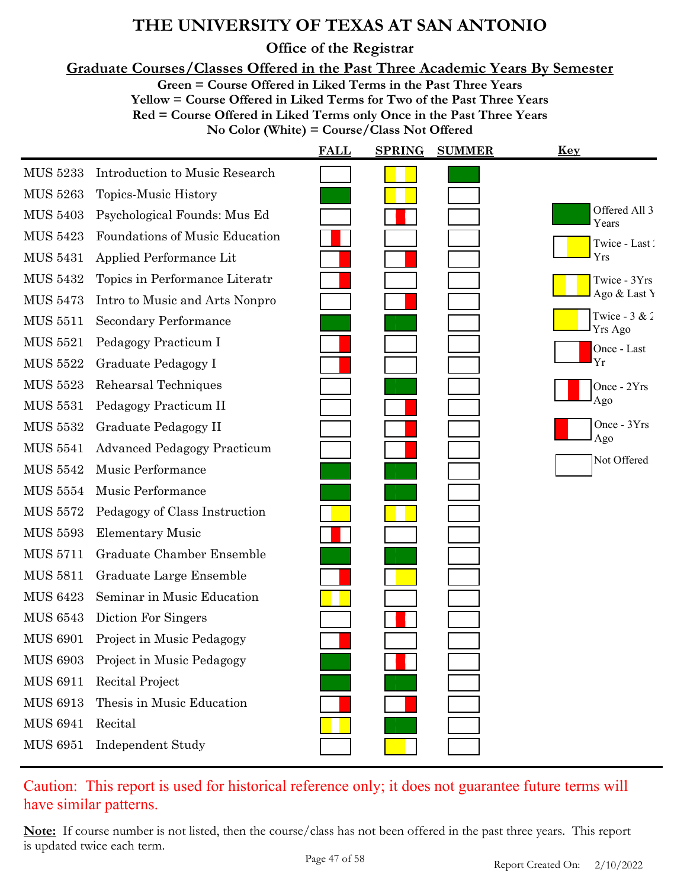# THE UNIVERSITY OF TEXAS AT SAN ANTONIO

## Office of the Registrar

**Graduate Courses/Classes Offered in the Past Three Academic Years By Semester**

**Green = Course Offered in Liked Terms in the Past Three Years**
**Yellow = Course Offered in Liked Terms for Two of the Past Three Years**
**Red = Course Offered in Liked Terms only Once in the Past Three Years**
**No Color (White) = Course/Class Not Offered**

| Course | Title | FALL | SPRING | SUMMER |
|---|---|---|---|---|
| MUS 5233 | Introduction to Music Research | Not Offered | Twice - 3Yrs Ago & Last Yr | Offered All 3 Years |
| MUS 5263 | Topics-Music History | Offered All 3 Years | Twice - 3Yrs Ago & Last Yr | Not Offered |
| MUS 5403 | Psychological Founds: Mus Ed | Not Offered | Once - 2Yrs Ago | Not Offered |
| MUS 5423 | Foundations of Music Education | Once - 2Yrs Ago | Not Offered | Not Offered |
| MUS 5431 | Applied Performance Lit | Once - Last Yr | Once - Last Yr | Not Offered |
| MUS 5432 | Topics in Performance Literatr | Once - Last Yr | Not Offered | Not Offered |
| MUS 5473 | Intro to Music and Arts Nonpro | Not Offered | Once - Last Yr | Not Offered |
| MUS 5511 | Secondary Performance | Offered All 3 Years | Offered All 3 Years | Not Offered |
| MUS 5521 | Pedagogy Practicum I | Once - Last Yr | Not Offered | Not Offered |
| MUS 5522 | Graduate Pedagogy I | Once - Last Yr | Not Offered | Not Offered |
| MUS 5523 | Rehearsal Techniques | Not Offered | Offered All 3 Years | Not Offered |
| MUS 5531 | Pedagogy Practicum II | Not Offered | Once - Last Yr | Not Offered |
| MUS 5532 | Graduate Pedagogy II | Not Offered | Once - Last Yr | Not Offered |
| MUS 5541 | Advanced Pedagogy Practicum | Not Offered | Once - Last Yr | Not Offered |
| MUS 5542 | Music Performance | Offered All 3 Years | Offered All 3 Years | Not Offered |
| MUS 5554 | Music Performance | Offered All 3 Years | Offered All 3 Years | Not Offered |
| MUS 5572 | Pedagogy of Class Instruction | Twice - Last 2 Yrs | Twice - 3Yrs Ago & Last Yr | Not Offered |
| MUS 5593 | Elementary Music | Once - 2Yrs Ago | Not Offered | Not Offered |
| MUS 5711 | Graduate Chamber Ensemble | Offered All 3 Years | Offered All 3 Years | Not Offered |
| MUS 5811 | Graduate Large Ensemble | Once - Last Yr | Twice - Last 2 Yrs | Not Offered |
| MUS 6423 | Seminar in Music Education | Twice - 3Yrs Ago & Last Yr | Not Offered | Not Offered |
| MUS 6543 | Diction For Singers | Not Offered | Once - 2Yrs Ago | Not Offered |
| MUS 6901 | Project in Music Pedagogy | Once - Last Yr | Not Offered | Not Offered |
| MUS 6903 | Project in Music Pedagogy | Offered All 3 Years | Once - 2Yrs Ago | Not Offered |
| MUS 6911 | Recital Project | Offered All 3 Years | Offered All 3 Years | Not Offered |
| MUS 6913 | Thesis in Music Education | Once - Last Yr | Once - Last Yr | Not Offered |
| MUS 6941 | Recital | Twice - 3Yrs Ago & Last Yr | Offered All 3 Years | Not Offered |
| MUS 6951 | Independent Study | Not Offered | Twice - 3 & 2 Yrs Ago | Not Offered |

**Key**

- Offered All 3 Years
- Twice - Last 2 Yrs
- Twice - 3Yrs Ago & Last Yr
- Twice - 3 & 2 Yrs Ago
- Once - Last Yr
- Once - 2Yrs Ago
- Once - 3Yrs Ago
- Not Offered

Caution: This report is used for historical reference only; it does not guarantee future terms will have similar patterns.

**Note:** If course number is not listed, then the course/class has not been offered in the past three years. This report is updated twice each term.

Report Created On: 2/10/2022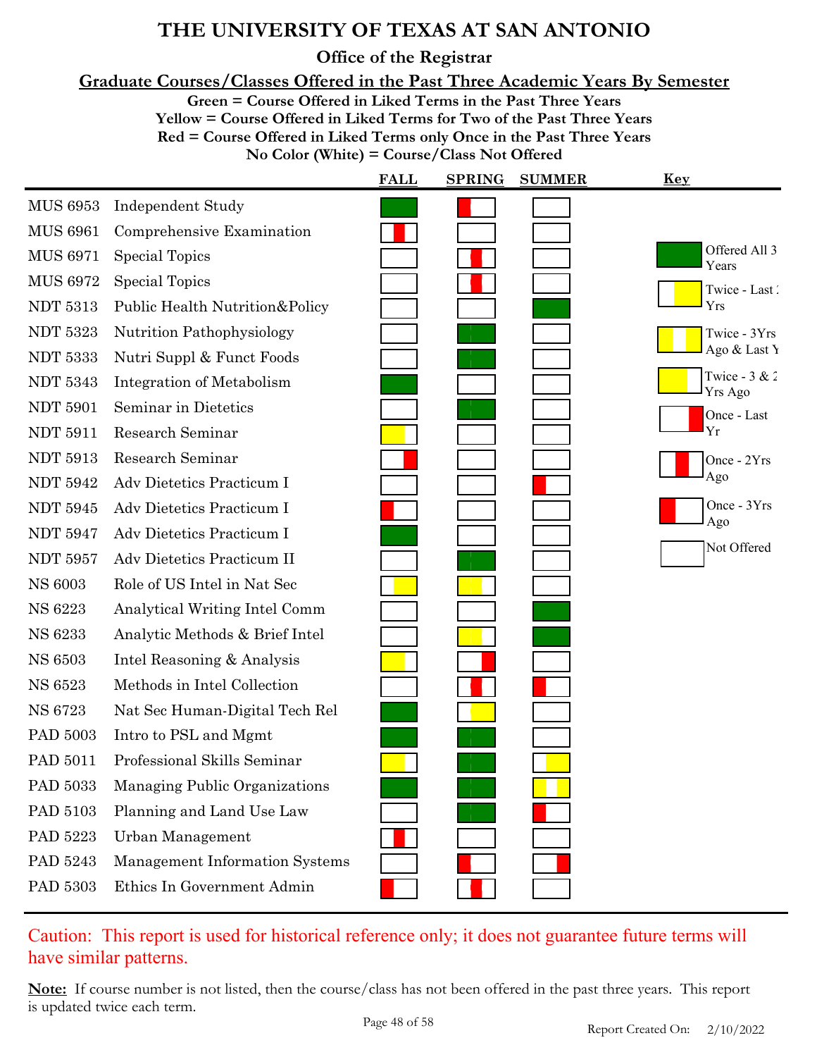# THE UNIVERSITY OF TEXAS AT SAN ANTONIO

## Office of the Registrar

### Graduate Courses/Classes Offered in the Past Three Academic Years By Semester

**Green = Course Offered in Liked Terms in the Past Three Years**
**Yellow = Course Offered in Liked Terms for Two of the Past Three Years**
**Red = Course Offered in Liked Terms only Once in the Past Three Years**
**No Color (White) = Course/Class Not Offered**

| Course | Title | FALL | SPRING | SUMMER |
|---|---|---|---|---|
| MUS 6953 | Independent Study | Offered All 3 Years | Once - 3Yrs Ago | Not Offered |
| MUS 6961 | Comprehensive Examination | Once - 2Yrs Ago | Not Offered | Not Offered |
| MUS 6971 | Special Topics | Not Offered | Once - 2Yrs Ago | Not Offered |
| MUS 6972 | Special Topics | Not Offered | Once - 2Yrs Ago | Not Offered |
| NDT 5313 | Public Health Nutrition&Policy | Not Offered | Not Offered | Offered All 3 Years |
| NDT 5323 | Nutrition Pathophysiology | Not Offered | Offered All 3 Years | Not Offered |
| NDT 5333 | Nutri Suppl & Funct Foods | Not Offered | Offered All 3 Years | Not Offered |
| NDT 5343 | Integration of Metabolism | Offered All 3 Years | Not Offered | Not Offered |
| NDT 5901 | Seminar in Dietetics | Not Offered | Offered All 3 Years | Not Offered |
| NDT 5911 | Research Seminar | Twice - 3 & 2 Yrs Ago | Not Offered | Not Offered |
| NDT 5913 | Research Seminar | Once - Last Yr | Not Offered | Not Offered |
| NDT 5942 | Adv Dietetics Practicum I | Not Offered | Not Offered | Once - 3Yrs Ago |
| NDT 5945 | Adv Dietetics Practicum I | Once - 3Yrs Ago | Not Offered | Not Offered |
| NDT 5947 | Adv Dietetics Practicum I | Offered All 3 Years | Not Offered | Not Offered |
| NDT 5957 | Adv Dietetics Practicum II | Not Offered | Offered All 3 Years | Not Offered |
| NS 6003 | Role of US Intel in Nat Sec | Twice - Last 2 Yrs | Twice - 3 & 2 Yrs Ago | Not Offered |
| NS 6223 | Analytical Writing Intel Comm | Not Offered | Not Offered | Offered All 3 Years |
| NS 6233 | Analytic Methods & Brief Intel | Not Offered | Twice - 3 & 2 Yrs Ago | Offered All 3 Years |
| NS 6503 | Intel Reasoning & Analysis | Twice - 3 & 2 Yrs Ago | Once - Last Yr | Not Offered |
| NS 6523 | Methods in Intel Collection | Not Offered | Once - 2Yrs Ago | Once - 3Yrs Ago |
| NS 6723 | Nat Sec Human-Digital Tech Rel | Offered All 3 Years | Twice - Last 2 Yrs | Not Offered |
| PAD 5003 | Intro to PSL and Mgmt | Offered All 3 Years | Offered All 3 Years | Not Offered |
| PAD 5011 | Professional Skills Seminar | Twice - 3 & 2 Yrs Ago | Offered All 3 Years | Twice - Last 2 Yrs |
| PAD 5033 | Managing Public Organizations | Offered All 3 Years | Offered All 3 Years | Twice - 3Yrs Ago & Last Yr |
| PAD 5103 | Planning and Land Use Law | Not Offered | Offered All 3 Years | Once - 3Yrs Ago |
| PAD 5223 | Urban Management | Once - 2Yrs Ago | Not Offered | Not Offered |
| PAD 5243 | Management Information Systems | Not Offered | Once - 3Yrs Ago | Once - Last Yr |
| PAD 5303 | Ethics In Government Admin | Once - 3Yrs Ago | Once - 2Yrs Ago | Not Offered |

**Key**

- Offered All 3 Years (green)
- Twice - Last 2 Yrs (yellow)
- Twice - 3Yrs Ago & Last Yr (yellow)
- Twice - 3 & 2 Yrs Ago (yellow)
- Once - Last Yr (red)
- Once - 2Yrs Ago (red)
- Once - 3Yrs Ago (red)
- Not Offered (white)

Caution: This report is used for historical reference only; it does not guarantee future terms will have similar patterns.

**Note:** If course number is not listed, then the course/class has not been offered in the past three years. This report is updated twice each term.

Report Created On: 2/10/2022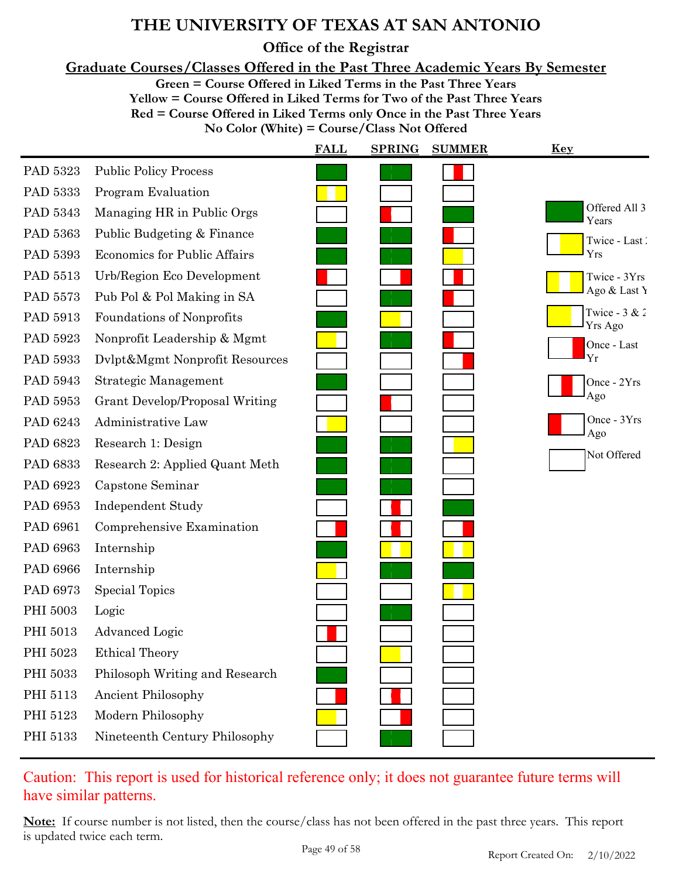# THE UNIVERSITY OF TEXAS AT SAN ANTONIO

## Office of the Registrar

### Graduate Courses/Classes Offered in the Past Three Academic Years By Semester

**Green = Course Offered in Liked Terms in the Past Three Years**
**Yellow = Course Offered in Liked Terms for Two of the Past Three Years**
**Red = Course Offered in Liked Terms only Once in the Past Three Years**
**No Color (White) = Course/Class Not Offered**

| Course | Title | FALL | SPRING | SUMMER |
|---|---|---|---|---|
| PAD 5323 | Public Policy Process | Offered All 3 Years | Offered All 3 Years | Once - 2Yrs Ago |
| PAD 5333 | Program Evaluation | Twice - 3Yrs Ago & Last Yr | Not Offered | Not Offered |
| PAD 5343 | Managing HR in Public Orgs | Not Offered | Once - 3Yrs Ago | Offered All 3 Years |
| PAD 5363 | Public Budgeting & Finance | Offered All 3 Years | Offered All 3 Years | Once - 3Yrs Ago |
| PAD 5393 | Economics for Public Affairs | Offered All 3 Years | Offered All 3 Years | Twice - 3 & 2 Yrs Ago |
| PAD 5513 | Urb/Region Eco Development | Once - 3Yrs Ago | Once - Last Yr | Once - 2Yrs Ago |
| PAD 5573 | Pub Pol & Pol Making in SA | Not Offered | Offered All 3 Years | Once - 3Yrs Ago |
| PAD 5913 | Foundations of Nonprofits | Offered All 3 Years | Twice - 3 & 2 Yrs Ago | Not Offered |
| PAD 5923 | Nonprofit Leadership & Mgmt | Twice - 3 & 2 Yrs Ago | Offered All 3 Years | Once - 3Yrs Ago |
| PAD 5933 | Dvlpt&Mgmt Nonprofit Resources | Not Offered | Not Offered | Once - Last Yr |
| PAD 5943 | Strategic Management | Offered All 3 Years | Not Offered | Not Offered |
| PAD 5953 | Grant Develop/Proposal Writing | Not Offered | Once - 3Yrs Ago | Not Offered |
| PAD 6243 | Administrative Law | Twice - Last 2 Yrs | Not Offered | Not Offered |
| PAD 6823 | Research 1: Design | Offered All 3 Years | Offered All 3 Years | Twice - Last 2 Yrs |
| PAD 6833 | Research 2: Applied Quant Meth | Offered All 3 Years | Offered All 3 Years | Not Offered |
| PAD 6923 | Capstone Seminar | Offered All 3 Years | Offered All 3 Years | Not Offered |
| PAD 6953 | Independent Study | Not Offered | Once - 2Yrs Ago | Offered All 3 Years |
| PAD 6961 | Comprehensive Examination | Once - Last Yr | Once - 2Yrs Ago | Once - Last Yr |
| PAD 6963 | Internship | Offered All 3 Years | Twice - 3Yrs Ago & Last Yr | Twice - 3Yrs Ago & Last Yr |
| PAD 6966 | Internship | Twice - 3 & 2 Yrs Ago | Offered All 3 Years | Offered All 3 Years |
| PAD 6973 | Special Topics | Not Offered | Not Offered | Twice - 3Yrs Ago & Last Yr |
| PHI 5003 | Logic | Not Offered | Offered All 3 Years | Not Offered |
| PHI 5013 | Advanced Logic | Once - 2Yrs Ago | Not Offered | Not Offered |
| PHI 5023 | Ethical Theory | Not Offered | Twice - 3 & 2 Yrs Ago | Not Offered |
| PHI 5033 | Philosoph Writing and Research | Offered All 3 Years | Not Offered | Not Offered |
| PHI 5113 | Ancient Philosophy | Once - Last Yr | Once - 2Yrs Ago | Not Offered |
| PHI 5123 | Modern Philosophy | Twice - 3 & 2 Yrs Ago | Once - Last Yr | Not Offered |
| PHI 5133 | Nineteenth Century Philosophy | Not Offered | Offered All 3 Years | Not Offered |

**Key**

- Offered All 3 Years
- Twice - Last 2 Yrs
- Twice - 3Yrs Ago & Last Yr
- Twice - 3 & 2 Yrs Ago
- Once - Last Yr
- Once - 2Yrs Ago
- Once - 3Yrs Ago
- Not Offered

Caution: This report is used for historical reference only; it does not guarantee future terms will have similar patterns.

**Note:** If course number is not listed, then the course/class has not been offered in the past three years. This report is updated twice each term.

Report Created On: 2/10/2022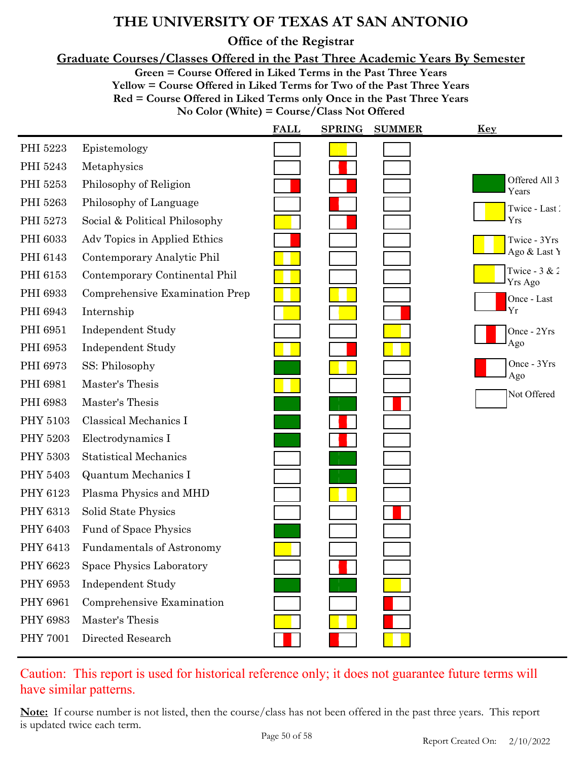# THE UNIVERSITY OF TEXAS AT SAN ANTONIO

## Office of the Registrar

### Graduate Courses/Classes Offered in the Past Three Academic Years By Semester

**Green = Course Offered in Liked Terms in the Past Three Years**
**Yellow = Course Offered in Liked Terms for Two of the Past Three Years**
**Red = Course Offered in Liked Terms only Once in the Past Three Years**
**No Color (White) = Course/Class Not Offered**

| Course | Title | FALL | SPRING | SUMMER |
|---|---|---|---|---|
| PHI 5223 | Epistemology | Not Offered | Twice - 3 & 2 Yrs Ago | Not Offered |
| PHI 5243 | Metaphysics | Not Offered | Once - 2Yrs Ago | Not Offered |
| PHI 5253 | Philosophy of Religion | Once - Last Yr | Once - Last Yr | Not Offered |
| PHI 5263 | Philosophy of Language | Not Offered | Once - 3Yrs Ago | Not Offered |
| PHI 5273 | Social & Political Philosophy | Twice - 3 & 2 Yrs Ago | Once - Last Yr | Not Offered |
| PHI 6033 | Adv Topics in Applied Ethics | Once - Last Yr | Not Offered | Not Offered |
| PHI 6143 | Contemporary Analytic Phil | Twice - 3Yrs Ago & Last Yr | Not Offered | Not Offered |
| PHI 6153 | Contemporary Continental Phil | Twice - 3Yrs Ago & Last Yr | Not Offered | Not Offered |
| PHI 6933 | Comprehensive Examination Prep | Twice - 3Yrs Ago & Last Yr | Twice - 3Yrs Ago & Last Yr | Not Offered |
| PHI 6943 | Internship | Twice - Last 2 Yrs | Twice - Last 2 Yrs | Once - Last Yr |
| PHI 6951 | Independent Study | Not Offered | Not Offered | Twice - 3 & 2 Yrs Ago |
| PHI 6953 | Independent Study | Twice - 3Yrs Ago & Last Yr | Once - Last Yr | Twice - 3Yrs Ago & Last Yr |
| PHI 6973 | SS: Philosophy | Offered All 3 Years | Twice - 3Yrs Ago & Last Yr | Not Offered |
| PHI 6981 | Master's Thesis | Twice - 3Yrs Ago & Last Yr | Not Offered | Not Offered |
| PHI 6983 | Master's Thesis | Offered All 3 Years | Offered All 3 Years | Once - 2Yrs Ago |
| PHY 5103 | Classical Mechanics I | Offered All 3 Years | Once - 2Yrs Ago | Not Offered |
| PHY 5203 | Electrodynamics I | Offered All 3 Years | Once - 2Yrs Ago | Not Offered |
| PHY 5303 | Statistical Mechanics | Not Offered | Offered All 3 Years | Not Offered |
| PHY 5403 | Quantum Mechanics I | Not Offered | Offered All 3 Years | Not Offered |
| PHY 6123 | Plasma Physics and MHD | Not Offered | Twice - 3Yrs Ago & Last Yr | Not Offered |
| PHY 6313 | Solid State Physics | Not Offered | Not Offered | Once - 2Yrs Ago |
| PHY 6403 | Fund of Space Physics | Offered All 3 Years | Not Offered | Not Offered |
| PHY 6413 | Fundamentals of Astronomy | Twice - 3 & 2 Yrs Ago | Not Offered | Not Offered |
| PHY 6623 | Space Physics Laboratory | Not Offered | Once - 2Yrs Ago | Not Offered |
| PHY 6953 | Independent Study | Offered All 3 Years | Offered All 3 Years | Twice - 3 & 2 Yrs Ago |
| PHY 6961 | Comprehensive Examination | Not Offered | Not Offered | Once - 3Yrs Ago |
| PHY 6983 | Master's Thesis | Twice - 3 & 2 Yrs Ago | Twice - 3Yrs Ago & Last Yr | Once - 3Yrs Ago |
| PHY 7001 | Directed Research | Once - 2Yrs Ago | Once - 3Yrs Ago | Twice - 3Yrs Ago & Last Yr |

**Key**

- Green: Offered All 3 Years
- Twice - Last 2 Yrs
- Twice - 3Yrs Ago & Last Yr
- Twice - 3 & 2 Yrs Ago
- Once - Last Yr
- Once - 2Yrs Ago
- Once - 3Yrs Ago
- Not Offered

Caution: This report is used for historical reference only; it does not guarantee future terms will have similar patterns.

**Note:** If course number is not listed, then the course/class has not been offered in the past three years. This report is updated twice each term.

Report Created On: 2/10/2022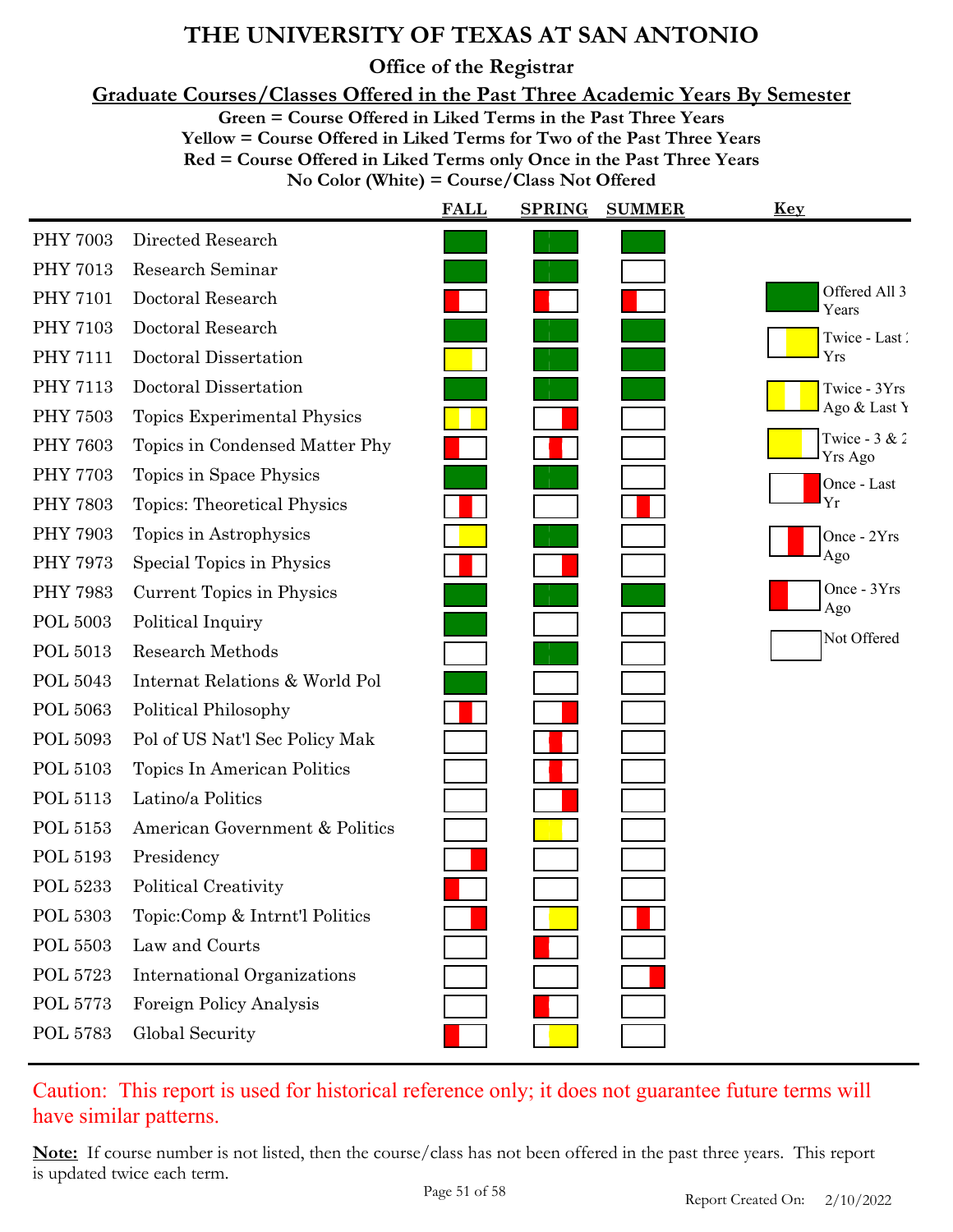# THE UNIVERSITY OF TEXAS AT SAN ANTONIO

## Office of the Registrar

### Graduate Courses/Classes Offered in the Past Three Academic Years By Semester

**Green = Course Offered in Liked Terms in the Past Three Years**
**Yellow = Course Offered in Liked Terms for Two of the Past Three Years**
**Red = Course Offered in Liked Terms only Once in the Past Three Years**
**No Color (White) = Course/Class Not Offered**

| Course | Title | FALL | SPRING | SUMMER |
|---|---|---|---|---|
| PHY 7003 | Directed Research | Offered All 3 Years | Offered All 3 Years | Offered All 3 Years |
| PHY 7013 | Research Seminar | Offered All 3 Years | Offered All 3 Years | Not Offered |
| PHY 7101 | Doctoral Research | Once - 3Yrs Ago | Once - 3Yrs Ago | Once - 3Yrs Ago |
| PHY 7103 | Doctoral Research | Offered All 3 Years | Offered All 3 Years | Offered All 3 Years |
| PHY 7111 | Doctoral Dissertation | Twice - 3 & 2 Yrs Ago | Offered All 3 Years | Offered All 3 Years |
| PHY 7113 | Doctoral Dissertation | Offered All 3 Years | Offered All 3 Years | Offered All 3 Years |
| PHY 7503 | Topics Experimental Physics | Twice - 3Yrs Ago & Last Yr | Once - Last Yr | Not Offered |
| PHY 7603 | Topics in Condensed Matter Phy | Once - 3Yrs Ago | Once - 2Yrs Ago | Not Offered |
| PHY 7703 | Topics in Space Physics | Offered All 3 Years | Offered All 3 Years | Not Offered |
| PHY 7803 | Topics: Theoretical Physics | Once - 2Yrs Ago | Not Offered | Once - 2Yrs Ago |
| PHY 7903 | Topics in Astrophysics | Twice - Last 2 Yrs | Offered All 3 Years | Not Offered |
| PHY 7973 | Special Topics in Physics | Once - 2Yrs Ago | Once - Last Yr | Not Offered |
| PHY 7983 | Current Topics in Physics | Offered All 3 Years | Offered All 3 Years | Offered All 3 Years |
| POL 5003 | Political Inquiry | Offered All 3 Years | Not Offered | Not Offered |
| POL 5013 | Research Methods | Not Offered | Offered All 3 Years | Not Offered |
| POL 5043 | Internat Relations & World Pol | Offered All 3 Years | Not Offered | Not Offered |
| POL 5063 | Political Philosophy | Once - 2Yrs Ago | Once - Last Yr | Not Offered |
| POL 5093 | Pol of US Nat'l Sec Policy Mak | Not Offered | Once - 2Yrs Ago | Not Offered |
| POL 5103 | Topics In American Politics | Not Offered | Once - 2Yrs Ago | Not Offered |
| POL 5113 | Latino/a Politics | Not Offered | Once - Last Yr | Not Offered |
| POL 5153 | American Government & Politics | Not Offered | Twice - 3 & 2 Yrs Ago | Not Offered |
| POL 5193 | Presidency | Once - Last Yr | Not Offered | Not Offered |
| POL 5233 | Political Creativity | Once - 3Yrs Ago | Not Offered | Not Offered |
| POL 5303 | Topic:Comp & Intrnt'l Politics | Once - Last Yr | Twice - Last 2 Yrs | Once - 2Yrs Ago |
| POL 5503 | Law and Courts | Not Offered | Once - 3Yrs Ago | Not Offered |
| POL 5723 | International Organizations | Not Offered | Not Offered | Once - Last Yr |
| POL 5773 | Foreign Policy Analysis | Not Offered | Once - 3Yrs Ago | Not Offered |
| POL 5783 | Global Security | Once - 3Yrs Ago | Twice - Last 2 Yrs | Not Offered |

**Key**

- Offered All 3 Years
- Twice - Last 2 Yrs
- Twice - 3Yrs Ago & Last Yr
- Twice - 3 & 2 Yrs Ago
- Once - Last Yr
- Once - 2Yrs Ago
- Once - 3Yrs Ago
- Not Offered

Caution: This report is used for historical reference only; it does not guarantee future terms will have similar patterns.

**Note:** If course number is not listed, then the course/class has not been offered in the past three years. This report is updated twice each term.

Report Created On: 2/10/2022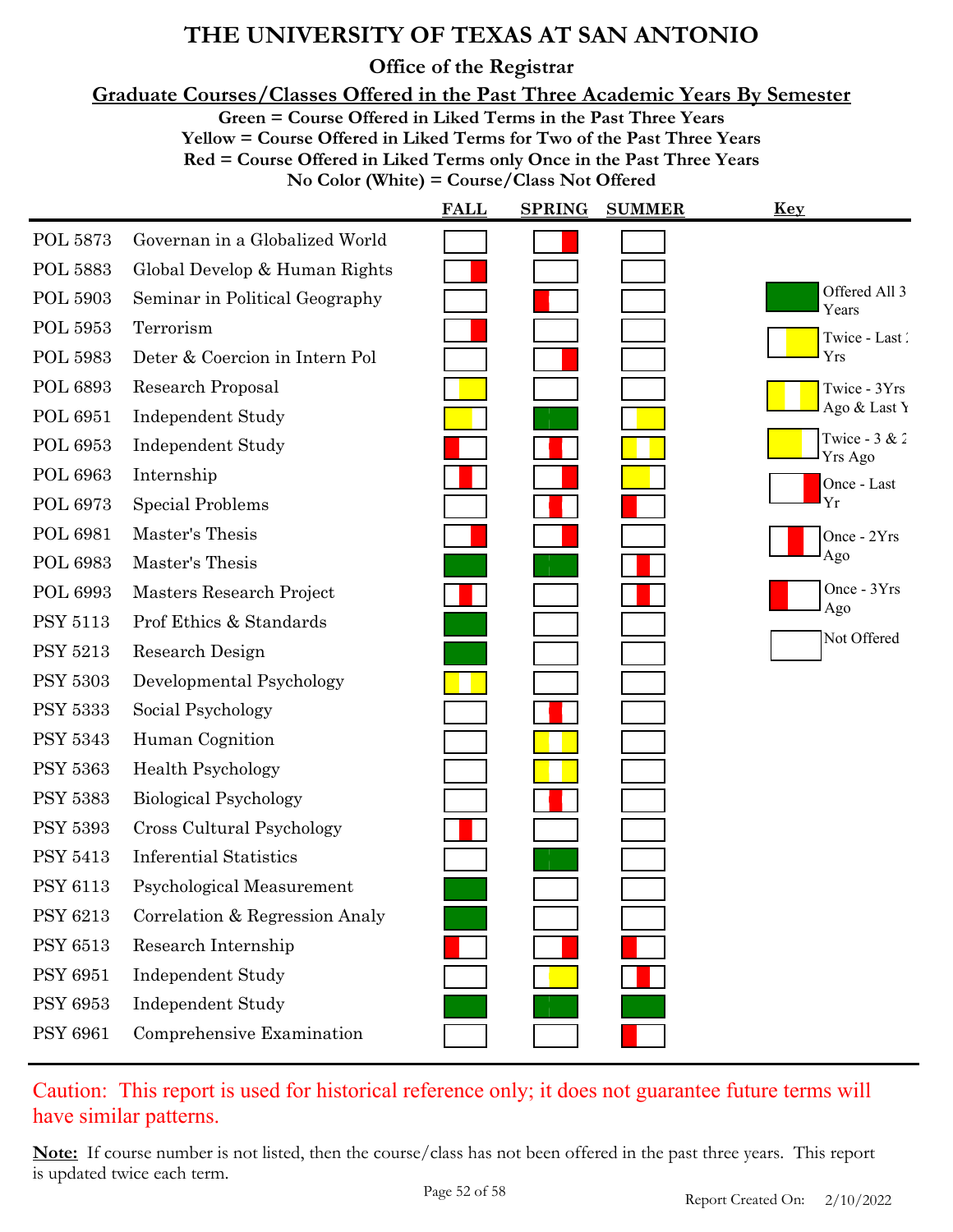# THE UNIVERSITY OF TEXAS AT SAN ANTONIO

## Office of the Registrar

### Graduate Courses/Classes Offered in the Past Three Academic Years By Semester

**Green = Course Offered in Liked Terms in the Past Three Years**
**Yellow = Course Offered in Liked Terms for Two of the Past Three Years**
**Red = Course Offered in Liked Terms only Once in the Past Three Years**
**No Color (White) = Course/Class Not Offered**

| Course | Title | FALL | SPRING | SUMMER |
|---|---|---|---|---|
| POL 5873 | Governan in a Globalized World | Not Offered | Once - Last Yr | Not Offered |
| POL 5883 | Global Develop & Human Rights | Once - Last Yr | Not Offered | Not Offered |
| POL 5903 | Seminar in Political Geography | Not Offered | Once - 3Yrs Ago | Not Offered |
| POL 5953 | Terrorism | Once - Last Yr | Not Offered | Not Offered |
| POL 5983 | Deter & Coercion in Intern Pol | Not Offered | Once - Last Yr | Not Offered |
| POL 6893 | Research Proposal | Twice - Last 2 Yrs | Not Offered | Not Offered |
| POL 6951 | Independent Study | Twice - 3 & 2 Yrs Ago | Offered All 3 Years | Twice - Last 2 Yrs |
| POL 6953 | Independent Study | Once - 3Yrs Ago | Once - 2Yrs Ago | Twice - 3Yrs Ago & Last Yr |
| POL 6963 | Internship | Once - 2Yrs Ago | Once - Last Yr | Twice - 3 & 2 Yrs Ago |
| POL 6973 | Special Problems | Not Offered | Once - 2Yrs Ago | Once - 3Yrs Ago |
| POL 6981 | Master's Thesis | Once - Last Yr | Once - Last Yr | Not Offered |
| POL 6983 | Master's Thesis | Offered All 3 Years | Offered All 3 Years | Once - 2Yrs Ago |
| POL 6993 | Masters Research Project | Once - 2Yrs Ago | Not Offered | Once - 2Yrs Ago |
| PSY 5113 | Prof Ethics & Standards | Offered All 3 Years | Not Offered | Not Offered |
| PSY 5213 | Research Design | Offered All 3 Years | Not Offered | Not Offered |
| PSY 5303 | Developmental Psychology | Twice - 3Yrs Ago & Last Yr | Not Offered | Not Offered |
| PSY 5333 | Social Psychology | Not Offered | Once - 2Yrs Ago | Not Offered |
| PSY 5343 | Human Cognition | Not Offered | Twice - 3Yrs Ago & Last Yr | Not Offered |
| PSY 5363 | Health Psychology | Not Offered | Twice - 3Yrs Ago & Last Yr | Not Offered |
| PSY 5383 | Biological Psychology | Not Offered | Once - 2Yrs Ago | Not Offered |
| PSY 5393 | Cross Cultural Psychology | Once - 2Yrs Ago | Not Offered | Not Offered |
| PSY 5413 | Inferential Statistics | Not Offered | Offered All 3 Years | Not Offered |
| PSY 6113 | Psychological Measurement | Offered All 3 Years | Not Offered | Not Offered |
| PSY 6213 | Correlation & Regression Analy | Offered All 3 Years | Not Offered | Not Offered |
| PSY 6513 | Research Internship | Once - 3Yrs Ago | Once - Last Yr | Once - 3Yrs Ago |
| PSY 6951 | Independent Study | Not Offered | Twice - Last 2 Yrs | Once - 2Yrs Ago |
| PSY 6953 | Independent Study | Offered All 3 Years | Offered All 3 Years | Offered All 3 Years |
| PSY 6961 | Comprehensive Examination | Not Offered | Not Offered | Once - 3Yrs Ago |

**Key**

- Offered All 3 Years
- Twice - Last 2 Yrs
- Twice - 3Yrs Ago & Last Yr
- Twice - 3 & 2 Yrs Ago
- Once - Last Yr
- Once - 2Yrs Ago
- Once - 3Yrs Ago
- Not Offered

Caution: This report is used for historical reference only; it does not guarantee future terms will have similar patterns.

**Note:** If course number is not listed, then the course/class has not been offered in the past three years. This report is updated twice each term.

Report Created On: 2/10/2022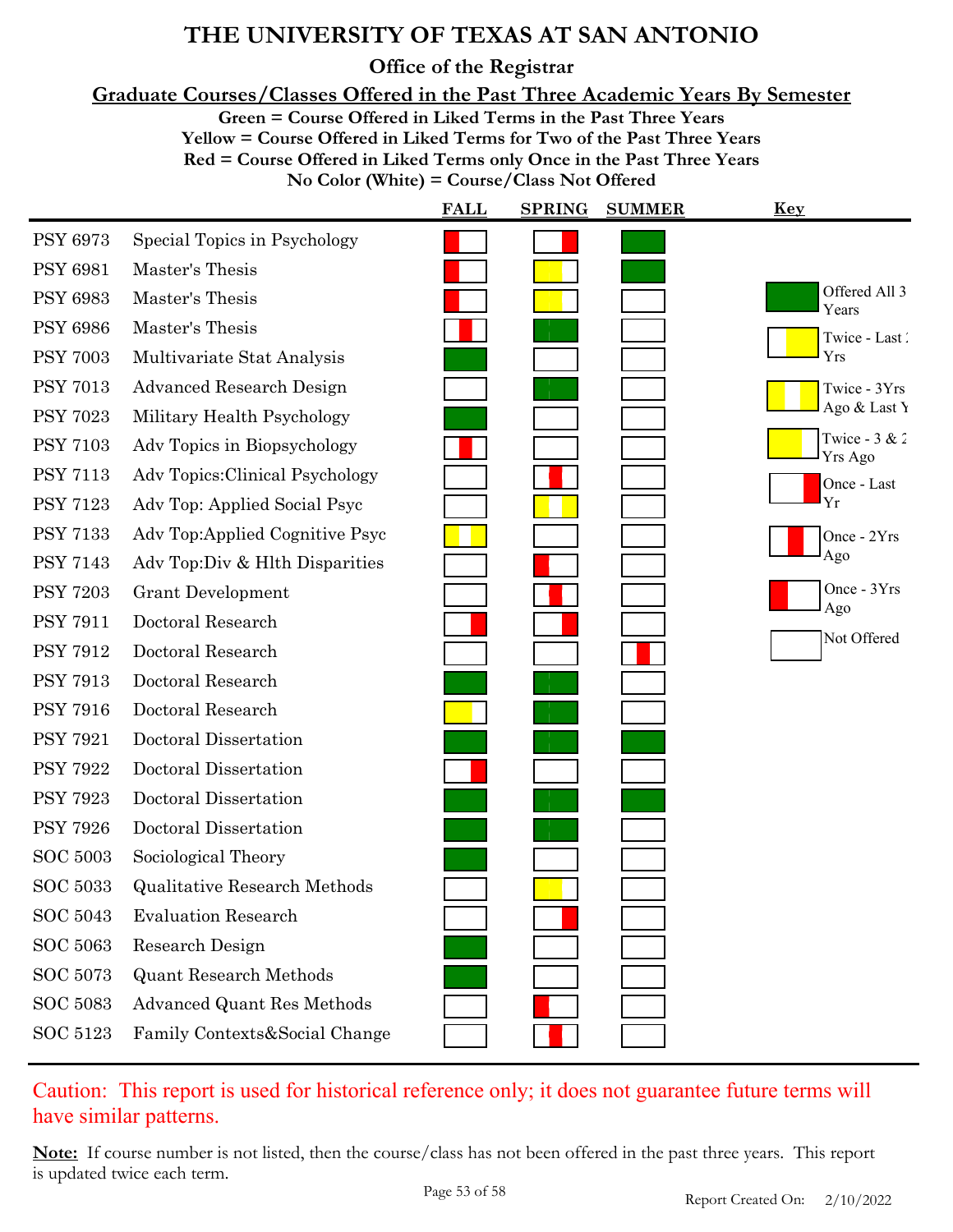# THE UNIVERSITY OF TEXAS AT SAN ANTONIO

## Office of the Registrar

### Graduate Courses/Classes Offered in the Past Three Academic Years By Semester

**Green = Course Offered in Liked Terms in the Past Three Years**
**Yellow = Course Offered in Liked Terms for Two of the Past Three Years**
**Red = Course Offered in Liked Terms only Once in the Past Three Years**
**No Color (White) = Course/Class Not Offered**

| Course | Title | FALL | SPRING | SUMMER |
|---|---|---|---|---|
| PSY 6973 | Special Topics in Psychology | Once - 3Yrs Ago | Once - Last Yr | Offered All 3 Years |
| PSY 6981 | Master's Thesis | Once - 3Yrs Ago | Twice - 3 & 2 Yrs Ago | Offered All 3 Years |
| PSY 6983 | Master's Thesis | Once - 3Yrs Ago | Twice - 3 & 2 Yrs Ago | Not Offered |
| PSY 6986 | Master's Thesis | Once - 2Yrs Ago | Offered All 3 Years | Not Offered |
| PSY 7003 | Multivariate Stat Analysis | Offered All 3 Years | Not Offered | Not Offered |
| PSY 7013 | Advanced Research Design | Not Offered | Offered All 3 Years | Not Offered |
| PSY 7023 | Military Health Psychology | Offered All 3 Years | Not Offered | Not Offered |
| PSY 7103 | Adv Topics in Biopsychology | Once - 2Yrs Ago | Not Offered | Not Offered |
| PSY 7113 | Adv Topics:Clinical Psychology | Not Offered | Once - 2Yrs Ago | Not Offered |
| PSY 7123 | Adv Top: Applied Social Psyc | Not Offered | Twice - 3Yrs Ago & Last Yr | Not Offered |
| PSY 7133 | Adv Top:Applied Cognitive Psyc | Twice - 3Yrs Ago & Last Yr | Not Offered | Not Offered |
| PSY 7143 | Adv Top:Div & Hlth Disparities | Not Offered | Once - 3Yrs Ago | Not Offered |
| PSY 7203 | Grant Development | Not Offered | Once - 2Yrs Ago | Not Offered |
| PSY 7911 | Doctoral Research | Once - Last Yr | Once - Last Yr | Not Offered |
| PSY 7912 | Doctoral Research | Not Offered | Not Offered | Once - 2Yrs Ago |
| PSY 7913 | Doctoral Research | Offered All 3 Years | Offered All 3 Years | Not Offered |
| PSY 7916 | Doctoral Research | Twice - 3 & 2 Yrs Ago | Offered All 3 Years | Not Offered |
| PSY 7921 | Doctoral Dissertation | Offered All 3 Years | Offered All 3 Years | Offered All 3 Years |
| PSY 7922 | Doctoral Dissertation | Once - Last Yr | Not Offered | Not Offered |
| PSY 7923 | Doctoral Dissertation | Offered All 3 Years | Offered All 3 Years | Offered All 3 Years |
| PSY 7926 | Doctoral Dissertation | Offered All 3 Years | Offered All 3 Years | Not Offered |
| SOC 5003 | Sociological Theory | Offered All 3 Years | Not Offered | Not Offered |
| SOC 5033 | Qualitative Research Methods | Not Offered | Twice - 3 & 2 Yrs Ago | Not Offered |
| SOC 5043 | Evaluation Research | Not Offered | Once - Last Yr | Not Offered |
| SOC 5063 | Research Design | Offered All 3 Years | Not Offered | Not Offered |
| SOC 5073 | Quant Research Methods | Offered All 3 Years | Not Offered | Not Offered |
| SOC 5083 | Advanced Quant Res Methods | Not Offered | Once - 3Yrs Ago | Not Offered |
| SOC 5123 | Family Contexts&Social Change | Not Offered | Once - 2Yrs Ago | Not Offered |

**Key**

- Offered All 3 Years
- Twice - Last 2 Yrs
- Twice - 3Yrs Ago & Last Yr
- Twice - 3 & 2 Yrs Ago
- Once - Last Yr
- Once - 2Yrs Ago
- Once - 3Yrs Ago
- Not Offered

Caution: This report is used for historical reference only; it does not guarantee future terms will have similar patterns.

**Note:** If course number is not listed, then the course/class has not been offered in the past three years. This report is updated twice each term.

Report Created On: 2/10/2022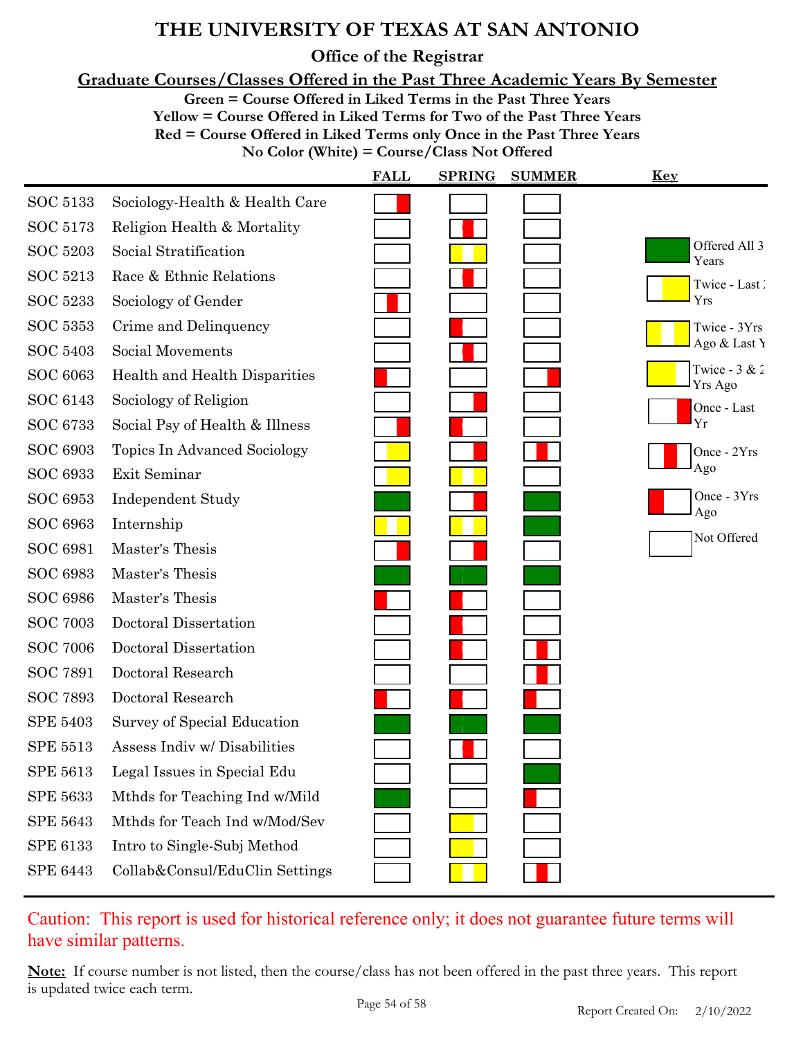# THE UNIVERSITY OF TEXAS AT SAN ANTONIO

## Office of the Registrar

### Graduate Courses/Classes Offered in the Past Three Academic Years By Semester

**Green = Course Offered in Liked Terms in the Past Three Years**
**Yellow = Course Offered in Liked Terms for Two of the Past Three Years**
**Red = Course Offered in Liked Terms only Once in the Past Three Years**
**No Color (White) = Course/Class Not Offered**

| Course | Title | FALL | SPRING | SUMMER |
|---|---|---|---|---|
| SOC 5133 | Sociology-Health & Health Care | Once - Last Yr | Not Offered | Not Offered |
| SOC 5173 | Religion Health & Mortality | Not Offered | Once - 2Yrs Ago | Not Offered |
| SOC 5203 | Social Stratification | Not Offered | Twice - 3Yrs Ago & Last Yr | Not Offered |
| SOC 5213 | Race & Ethnic Relations | Not Offered | Once - 2Yrs Ago | Not Offered |
| SOC 5233 | Sociology of Gender | Once - 2Yrs Ago | Not Offered | Not Offered |
| SOC 5353 | Crime and Delinquency | Not Offered | Once - 3Yrs Ago | Not Offered |
| SOC 5403 | Social Movements | Not Offered | Once - 2Yrs Ago | Not Offered |
| SOC 6063 | Health and Health Disparities | Once - 3Yrs Ago | Not Offered | Once - Last Yr |
| SOC 6143 | Sociology of Religion | Not Offered | Once - Last Yr | Not Offered |
| SOC 6733 | Social Psy of Health & Illness | Once - Last Yr | Once - 3Yrs Ago | Not Offered |
| SOC 6903 | Topics In Advanced Sociology | Twice - Last 2 Yrs | Once - Last Yr | Once - 2Yrs Ago |
| SOC 6933 | Exit Seminar | Twice - Last 2 Yrs | Twice - 3Yrs Ago & Last Yr | Not Offered |
| SOC 6953 | Independent Study | Offered All 3 Years | Once - Last Yr | Offered All 3 Years |
| SOC 6963 | Internship | Twice - 3Yrs Ago & Last Yr | Twice - 3Yrs Ago & Last Yr | Offered All 3 Years |
| SOC 6981 | Master's Thesis | Once - Last Yr | Once - Last Yr | Not Offered |
| SOC 6983 | Master's Thesis | Offered All 3 Years | Offered All 3 Years | Offered All 3 Years |
| SOC 6986 | Master's Thesis | Once - 3Yrs Ago | Once - 3Yrs Ago | Not Offered |
| SOC 7003 | Doctoral Dissertation | Not Offered | Once - 3Yrs Ago | Not Offered |
| SOC 7006 | Doctoral Dissertation | Not Offered | Once - 3Yrs Ago | Once - 2Yrs Ago |
| SOC 7891 | Doctoral Research | Not Offered | Not Offered | Once - 2Yrs Ago |
| SOC 7893 | Doctoral Research | Once - 3Yrs Ago | Once - 3Yrs Ago | Once - 3Yrs Ago |
| SPE 5403 | Survey of Special Education | Offered All 3 Years | Offered All 3 Years | Offered All 3 Years |
| SPE 5513 | Assess Indiv w/ Disabilities | Not Offered | Once - 2Yrs Ago | Not Offered |
| SPE 5613 | Legal Issues in Special Edu | Not Offered | Not Offered | Offered All 3 Years |
| SPE 5633 | Mthds for Teaching Ind w/Mild | Offered All 3 Years | Not Offered | Once - 3Yrs Ago |
| SPE 5643 | Mthds for Teach Ind w/Mod/Sev | Not Offered | Twice - 3 & 2 Yrs Ago | Not Offered |
| SPE 6133 | Intro to Single-Subj Method | Not Offered | Twice - 3 & 2 Yrs Ago | Not Offered |
| SPE 6443 | Collab&Consul/EduClin Settings | Not Offered | Twice - 3Yrs Ago & Last Yr | Once - 2Yrs Ago |

**Key**

- Offered All 3 Years
- Twice - Last 2 Yrs
- Twice - 3Yrs Ago & Last Yr
- Twice - 3 & 2 Yrs Ago
- Once - Last Yr
- Once - 2Yrs Ago
- Once - 3Yrs Ago
- Not Offered

Caution: This report is used for historical reference only; it does not guarantee future terms will have similar patterns.

**Note:** If course number is not listed, then the course/class has not been offered in the past three years. This report is updated twice each term.

Report Created On: 2/10/2022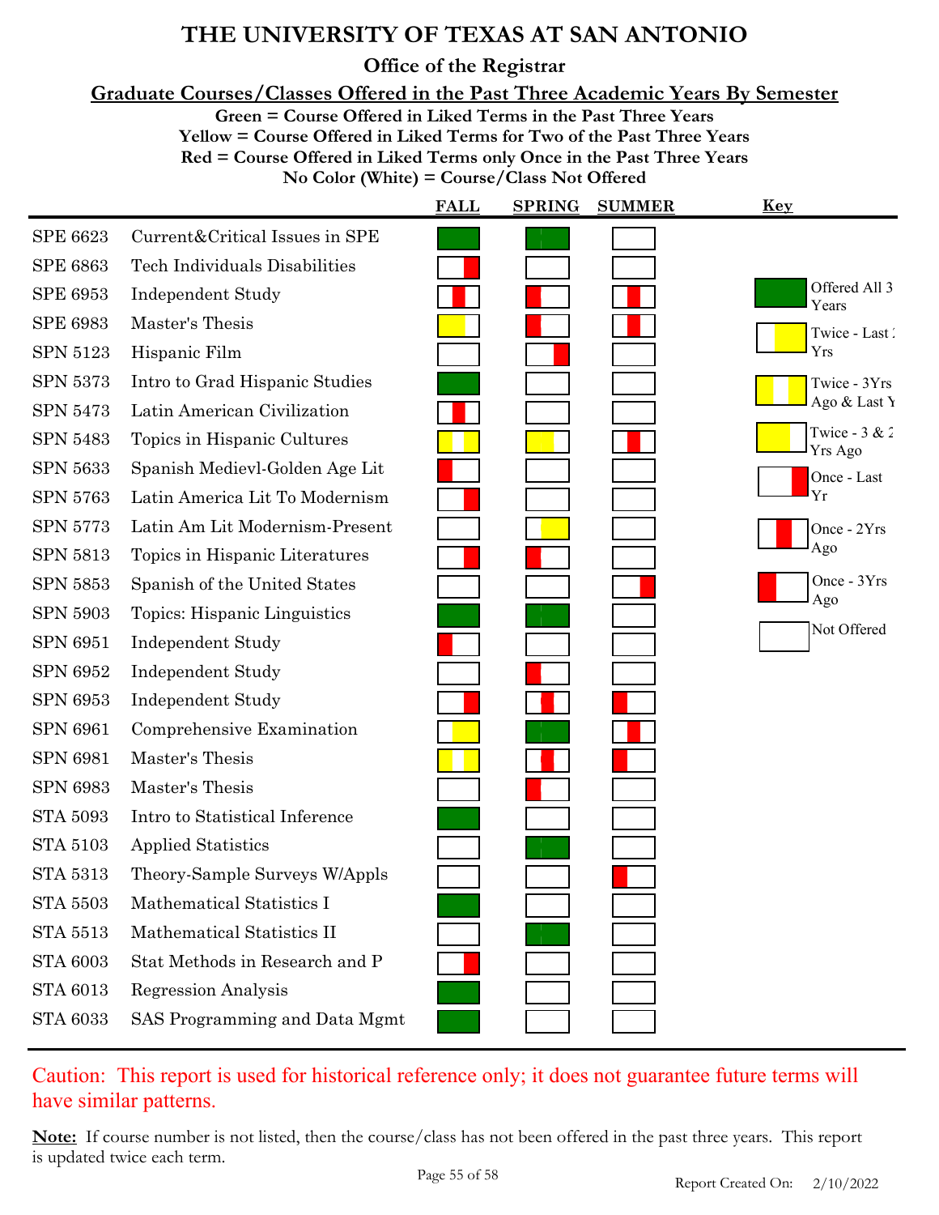# THE UNIVERSITY OF TEXAS AT SAN ANTONIO

## Office of the Registrar

### Graduate Courses/Classes Offered in the Past Three Academic Years By Semester

**Green = Course Offered in Liked Terms in the Past Three Years**
**Yellow = Course Offered in Liked Terms for Two of the Past Three Years**
**Red = Course Offered in Liked Terms only Once in the Past Three Years**
**No Color (White) = Course/Class Not Offered**

| Course | Title | FALL | SPRING | SUMMER |
|---|---|---|---|---|
| SPE 6623 | Current&Critical Issues in SPE | Offered All 3 Years | Offered All 3 Years | Not Offered |
| SPE 6863 | Tech Individuals Disabilities | Once - Last Yr | Not Offered | Not Offered |
| SPE 6953 | Independent Study | Once - 2Yrs Ago | Once - 3Yrs Ago | Once - 2Yrs Ago |
| SPE 6983 | Master's Thesis | Twice - 3 & 2 Yrs Ago | Once - 3Yrs Ago | Once - 2Yrs Ago |
| SPN 5123 | Hispanic Film | Not Offered | Once - Last Yr | Not Offered |
| SPN 5373 | Intro to Grad Hispanic Studies | Offered All 3 Years | Not Offered | Not Offered |
| SPN 5473 | Latin American Civilization | Once - 2Yrs Ago | Not Offered | Not Offered |
| SPN 5483 | Topics in Hispanic Cultures | Twice - 3Yrs Ago & Last Yr | Twice - 3 & 2 Yrs Ago | Once - 2Yrs Ago |
| SPN 5633 | Spanish Medievl-Golden Age Lit | Once - 3Yrs Ago | Not Offered | Not Offered |
| SPN 5763 | Latin America Lit To Modernism | Once - Last Yr | Not Offered | Not Offered |
| SPN 5773 | Latin Am Lit Modernism-Present | Not Offered | Twice - Last 2 Yrs | Not Offered |
| SPN 5813 | Topics in Hispanic Literatures | Once - Last Yr | Once - 3Yrs Ago | Not Offered |
| SPN 5853 | Spanish of the United States | Not Offered | Not Offered | Once - Last Yr |
| SPN 5903 | Topics: Hispanic Linguistics | Offered All 3 Years | Offered All 3 Years | Not Offered |
| SPN 6951 | Independent Study | Once - 3Yrs Ago | Not Offered | Not Offered |
| SPN 6952 | Independent Study | Not Offered | Once - 3Yrs Ago | Not Offered |
| SPN 6953 | Independent Study | Once - Last Yr | Once - 2Yrs Ago | Once - 3Yrs Ago |
| SPN 6961 | Comprehensive Examination | Twice - Last 2 Yrs | Offered All 3 Years | Once - 2Yrs Ago |
| SPN 6981 | Master's Thesis | Twice - 3Yrs Ago & Last Yr | Once - 2Yrs Ago | Once - 3Yrs Ago |
| SPN 6983 | Master's Thesis | Not Offered | Once - 3Yrs Ago | Not Offered |
| STA 5093 | Intro to Statistical Inference | Offered All 3 Years | Not Offered | Not Offered |
| STA 5103 | Applied Statistics | Not Offered | Offered All 3 Years | Not Offered |
| STA 5313 | Theory-Sample Surveys W/Appls | Not Offered | Not Offered | Once - 3Yrs Ago |
| STA 5503 | Mathematical Statistics I | Offered All 3 Years | Not Offered | Not Offered |
| STA 5513 | Mathematical Statistics II | Not Offered | Offered All 3 Years | Not Offered |
| STA 6003 | Stat Methods in Research and P | Once - Last Yr | Not Offered | Not Offered |
| STA 6013 | Regression Analysis | Offered All 3 Years | Not Offered | Not Offered |
| STA 6033 | SAS Programming and Data Mgmt | Offered All 3 Years | Not Offered | Not Offered |

**Key**

- Offered All 3 Years
- Twice - Last 2 Yrs
- Twice - 3Yrs Ago & Last Yr
- Twice - 3 & 2 Yrs Ago
- Once - Last Yr
- Once - 2Yrs Ago
- Once - 3Yrs Ago
- Not Offered

Caution: This report is used for historical reference only; it does not guarantee future terms will have similar patterns.

**Note:** If course number is not listed, then the course/class has not been offered in the past three years. This report is updated twice each term.

Report Created On: 2/10/2022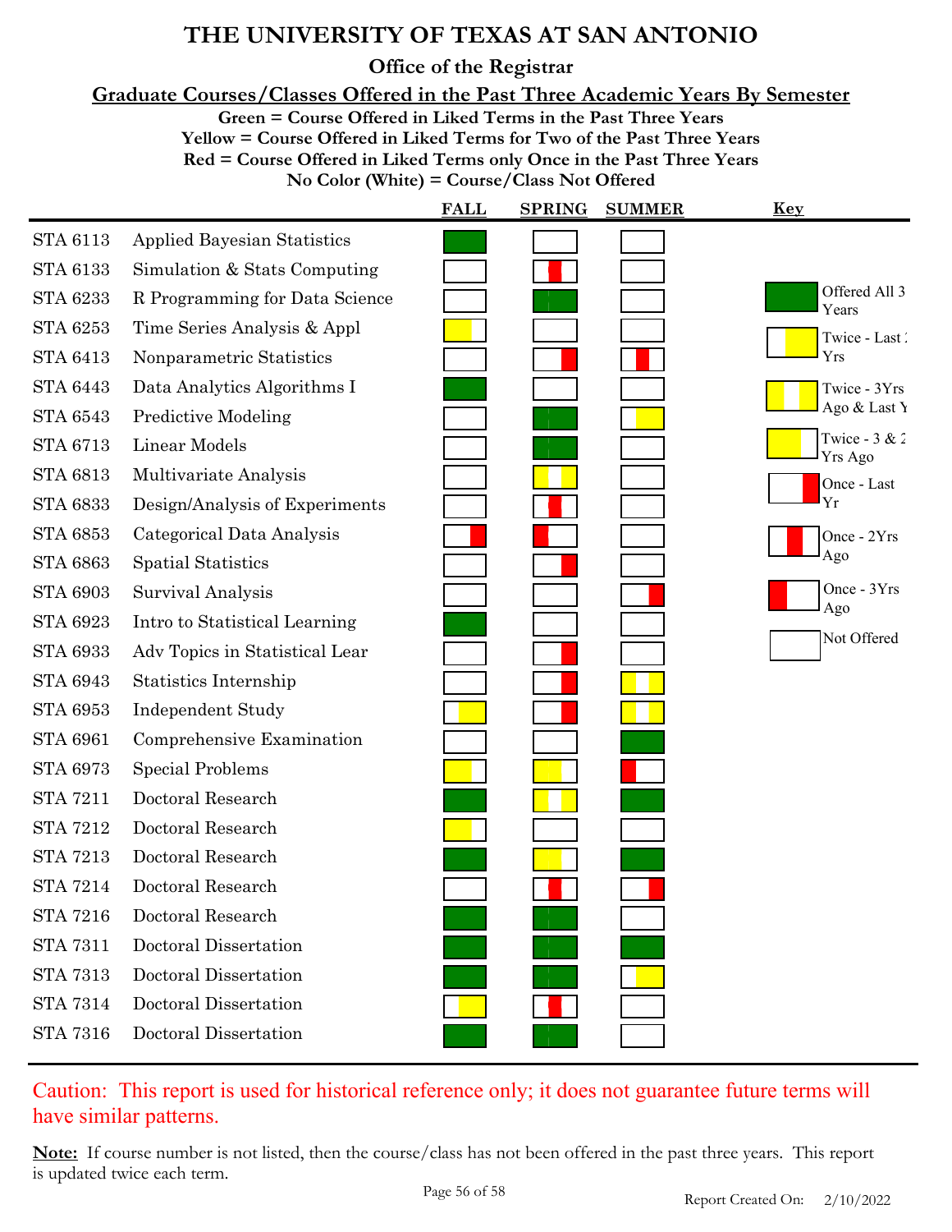# THE UNIVERSITY OF TEXAS AT SAN ANTONIO

## Office of the Registrar

### Graduate Courses/Classes Offered in the Past Three Academic Years By Semester

**Green = Course Offered in Liked Terms in the Past Three Years**
**Yellow = Course Offered in Liked Terms for Two of the Past Three Years**
**Red = Course Offered in Liked Terms only Once in the Past Three Years**
**No Color (White) = Course/Class Not Offered**

| Course | Title | FALL | SPRING | SUMMER |
|---|---|---|---|---|
| STA 6113 | Applied Bayesian Statistics | Offered All 3 Years | Not Offered | Not Offered |
| STA 6133 | Simulation & Stats Computing | Not Offered | Once - 2Yrs Ago | Not Offered |
| STA 6233 | R Programming for Data Science | Not Offered | Offered All 3 Years | Not Offered |
| STA 6253 | Time Series Analysis & Appl | Twice - 3 & 2 Yrs Ago | Not Offered | Not Offered |
| STA 6413 | Nonparametric Statistics | Not Offered | Once - Last Yr | Once - 2Yrs Ago |
| STA 6443 | Data Analytics Algorithms I | Offered All 3 Years | Not Offered | Not Offered |
| STA 6543 | Predictive Modeling | Not Offered | Offered All 3 Years | Twice - Last 2 Yrs |
| STA 6713 | Linear Models | Not Offered | Offered All 3 Years | Not Offered |
| STA 6813 | Multivariate Analysis | Not Offered | Twice - 3Yrs Ago & Last Yr | Not Offered |
| STA 6833 | Design/Analysis of Experiments | Not Offered | Once - 2Yrs Ago | Not Offered |
| STA 6853 | Categorical Data Analysis | Once - Last Yr | Once - 3Yrs Ago | Not Offered |
| STA 6863 | Spatial Statistics | Not Offered | Once - Last Yr | Not Offered |
| STA 6903 | Survival Analysis | Not Offered | Not Offered | Once - Last Yr |
| STA 6923 | Intro to Statistical Learning | Offered All 3 Years | Not Offered | Not Offered |
| STA 6933 | Adv Topics in Statistical Lear | Not Offered | Once - Last Yr | Not Offered |
| STA 6943 | Statistics Internship | Not Offered | Once - Last Yr | Twice - 3Yrs Ago & Last Yr |
| STA 6953 | Independent Study | Twice - Last 2 Yrs | Once - Last Yr | Twice - 3Yrs Ago & Last Yr |
| STA 6961 | Comprehensive Examination | Not Offered | Not Offered | Offered All 3 Years |
| STA 6973 | Special Problems | Twice - 3 & 2 Yrs Ago | Twice - 3 & 2 Yrs Ago | Once - 3Yrs Ago |
| STA 7211 | Doctoral Research | Offered All 3 Years | Twice - 3Yrs Ago & Last Yr | Offered All 3 Years |
| STA 7212 | Doctoral Research | Twice - 3 & 2 Yrs Ago | Not Offered | Not Offered |
| STA 7213 | Doctoral Research | Offered All 3 Years | Twice - 3 & 2 Yrs Ago | Offered All 3 Years |
| STA 7214 | Doctoral Research | Not Offered | Once - 2Yrs Ago | Once - Last Yr |
| STA 7216 | Doctoral Research | Offered All 3 Years | Offered All 3 Years | Not Offered |
| STA 7311 | Doctoral Dissertation | Offered All 3 Years | Offered All 3 Years | Offered All 3 Years |
| STA 7313 | Doctoral Dissertation | Offered All 3 Years | Offered All 3 Years | Twice - Last 2 Yrs |
| STA 7314 | Doctoral Dissertation | Twice - Last 2 Yrs | Once - 2Yrs Ago | Not Offered |
| STA 7316 | Doctoral Dissertation | Offered All 3 Years | Offered All 3 Years | Not Offered |

**Key**

- Offered All 3 Years
- Twice - Last 2 Yrs
- Twice - 3Yrs Ago & Last Yr
- Twice - 3 & 2 Yrs Ago
- Once - Last Yr
- Once - 2Yrs Ago
- Once - 3Yrs Ago
- Not Offered

Caution: This report is used for historical reference only; it does not guarantee future terms will have similar patterns.

**Note:** If course number is not listed, then the course/class has not been offered in the past three years. This report is updated twice each term.

Report Created On: 2/10/2022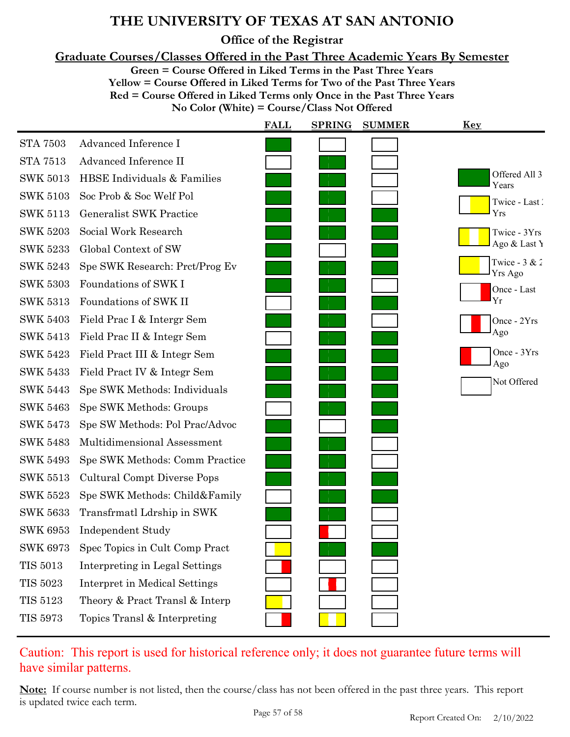# THE UNIVERSITY OF TEXAS AT SAN ANTONIO

## Office of the Registrar

### Graduate Courses/Classes Offered in the Past Three Academic Years By Semester

**Green = Course Offered in Liked Terms in the Past Three Years**
**Yellow = Course Offered in Liked Terms for Two of the Past Three Years**
**Red = Course Offered in Liked Terms only Once in the Past Three Years**
**No Color (White) = Course/Class Not Offered**

| Course | Title | FALL | SPRING | SUMMER |
|---|---|---|---|---|
| STA 7503 | Advanced Inference I | Offered All 3 Years | Not Offered | Not Offered |
| STA 7513 | Advanced Inference II | Not Offered | Offered All 3 Years | Not Offered |
| SWK 5013 | HBSE Individuals & Families | Offered All 3 Years | Offered All 3 Years | Not Offered |
| SWK 5103 | Soc Prob & Soc Welf Pol | Offered All 3 Years | Offered All 3 Years | Not Offered |
| SWK 5113 | Generalist SWK Practice | Offered All 3 Years | Offered All 3 Years | Offered All 3 Years |
| SWK 5203 | Social Work Research | Offered All 3 Years | Offered All 3 Years | Offered All 3 Years |
| SWK 5233 | Global Context of SW | Offered All 3 Years | Not Offered | Offered All 3 Years |
| SWK 5243 | Spe SWK Research: Prct/Prog Ev | Offered All 3 Years | Offered All 3 Years | Offered All 3 Years |
| SWK 5303 | Foundations of SWK I | Offered All 3 Years | Offered All 3 Years | Not Offered |
| SWK 5313 | Foundations of SWK II | Not Offered | Offered All 3 Years | Offered All 3 Years |
| SWK 5403 | Field Prac I & Intergr Sem | Offered All 3 Years | Offered All 3 Years | Not Offered |
| SWK 5413 | Field Prac II & Integr Sem | Not Offered | Offered All 3 Years | Offered All 3 Years |
| SWK 5423 | Field Pract III & Integr Sem | Offered All 3 Years | Offered All 3 Years | Offered All 3 Years |
| SWK 5433 | Field Pract IV & Integr Sem | Offered All 3 Years | Offered All 3 Years | Offered All 3 Years |
| SWK 5443 | Spe SWK Methods: Individuals | Offered All 3 Years | Offered All 3 Years | Offered All 3 Years |
| SWK 5463 | Spe SWK Methods: Groups | Not Offered | Offered All 3 Years | Offered All 3 Years |
| SWK 5473 | Spe SW Methods: Pol Prac/Advoc | Offered All 3 Years | Not Offered | Offered All 3 Years |
| SWK 5483 | Multidimensional Assessment | Offered All 3 Years | Offered All 3 Years | Not Offered |
| SWK 5493 | Spe SWK Methods: Comm Practice | Offered All 3 Years | Offered All 3 Years | Not Offered |
| SWK 5513 | Cultural Compt Diverse Pops | Offered All 3 Years | Offered All 3 Years | Offered All 3 Years |
| SWK 5523 | Spe SWK Methods: Child&Family | Not Offered | Offered All 3 Years | Offered All 3 Years |
| SWK 5633 | Transfrmatl Ldrship in SWK | Offered All 3 Years | Offered All 3 Years | Not Offered |
| SWK 6953 | Independent Study | Not Offered | Once - 3Yrs Ago | Not Offered |
| SWK 6973 | Spec Topics in Cult Comp Pract | Twice - Last 2 Yrs | Offered All 3 Years | Offered All 3 Years |
| TIS 5013 | Interpreting in Legal Settings | Once - Last Yr | Not Offered | Not Offered |
| TIS 5023 | Interpret in Medical Settings | Not Offered | Once - 2Yrs Ago | Not Offered |
| TIS 5123 | Theory & Pract Transl & Interp | Twice - 3 & 2 Yrs Ago | Not Offered | Not Offered |
| TIS 5973 | Topics Transl & Interpreting | Once - Last Yr | Twice - 3Yrs Ago & Last Yr | Not Offered |

**Key**

- Offered All 3 Years
- Twice - Last 2 Yrs
- Twice - 3Yrs Ago & Last Yr
- Twice - 3 & 2 Yrs Ago
- Once - Last Yr
- Once - 2Yrs Ago
- Once - 3Yrs Ago
- Not Offered

Caution: This report is used for historical reference only; it does not guarantee future terms will have similar patterns.

**Note:** If course number is not listed, then the course/class has not been offered in the past three years. This report is updated twice each term.

Report Created On: 2/10/2022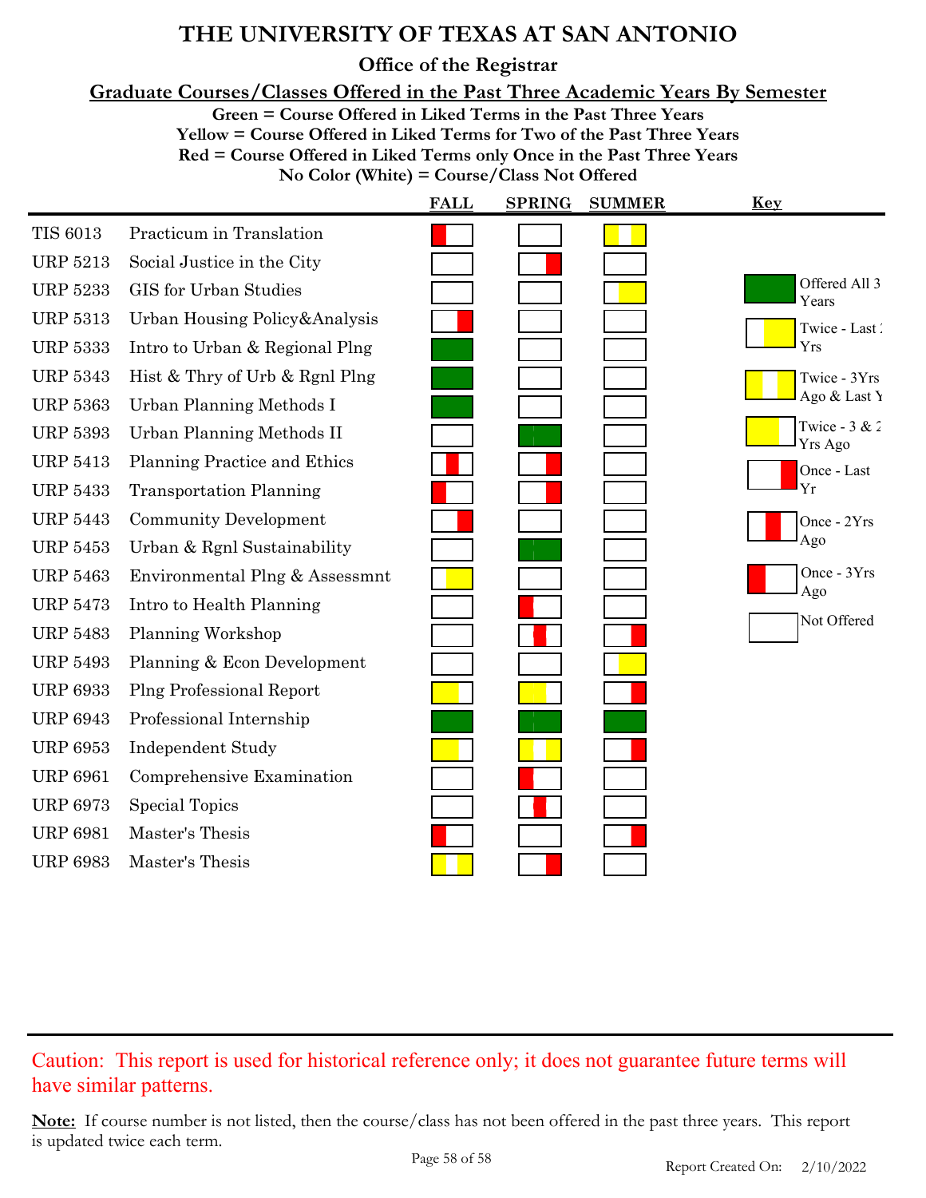# THE UNIVERSITY OF TEXAS AT SAN ANTONIO

## Office of the Registrar

**Graduate Courses/Classes Offered in the Past Three Academic Years By Semester**

**Green = Course Offered in Liked Terms in the Past Three Years**
**Yellow = Course Offered in Liked Terms for Two of the Past Three Years**
**Red = Course Offered in Liked Terms only Once in the Past Three Years**
**No Color (White) = Course/Class Not Offered**

| | | FALL | SPRING | SUMMER |
|---|---|---|---|---|
| TIS 6013 | Practicum in Translation | Once - 3Yrs Ago | Not Offered | Twice - 3Yrs Ago & Last Yr |
| URP 5213 | Social Justice in the City | Not Offered | Once - Last Yr | Not Offered |
| URP 5233 | GIS for Urban Studies | Not Offered | Not Offered | Twice - Last 2 Yrs |
| URP 5313 | Urban Housing Policy&Analysis | Once - Last Yr | Not Offered | Not Offered |
| URP 5333 | Intro to Urban & Regional Plng | Offered All 3 Years | Not Offered | Not Offered |
| URP 5343 | Hist & Thry of Urb & Rgnl Plng | Offered All 3 Years | Not Offered | Not Offered |
| URP 5363 | Urban Planning Methods I | Offered All 3 Years | Not Offered | Not Offered |
| URP 5393 | Urban Planning Methods II | Not Offered | Offered All 3 Years | Not Offered |
| URP 5413 | Planning Practice and Ethics | Once - 2Yrs Ago | Once - Last Yr | Not Offered |
| URP 5433 | Transportation Planning | Once - 3Yrs Ago | Once - Last Yr | Not Offered |
| URP 5443 | Community Development | Once - Last Yr | Not Offered | Not Offered |
| URP 5453 | Urban & Rgnl Sustainability | Not Offered | Offered All 3 Years | Not Offered |
| URP 5463 | Environmental Plng & Assessmnt | Twice - Last 2 Yrs | Not Offered | Not Offered |
| URP 5473 | Intro to Health Planning | Not Offered | Once - 3Yrs Ago | Not Offered |
| URP 5483 | Planning Workshop | Not Offered | Once - 2Yrs Ago | Once - Last Yr |
| URP 5493 | Planning & Econ Development | Not Offered | Not Offered | Twice - Last 2 Yrs |
| URP 6933 | Plng Professional Report | Twice - 3 & 2 Yrs Ago | Twice - 3 & 2 Yrs Ago | Once - Last Yr |
| URP 6943 | Professional Internship | Offered All 3 Years | Offered All 3 Years | Offered All 3 Years |
| URP 6953 | Independent Study | Twice - 3 & 2 Yrs Ago | Twice - 3Yrs Ago & Last Yr | Once - Last Yr |
| URP 6961 | Comprehensive Examination | Not Offered | Once - 3Yrs Ago | Not Offered |
| URP 6973 | Special Topics | Not Offered | Once - 2Yrs Ago | Not Offered |
| URP 6981 | Master's Thesis | Once - 3Yrs Ago | Not Offered | Once - Last Yr |
| URP 6983 | Master's Thesis | Twice - 3Yrs Ago & Last Yr | Once - Last Yr | Not Offered |

**Key**

- Offered All 3 Years
- Twice - Last 2 Yrs
- Twice - 3Yrs Ago & Last Yr
- Twice - 3 & 2 Yrs Ago
- Once - Last Yr
- Once - 2Yrs Ago
- Once - 3Yrs Ago
- Not Offered

Caution: This report is used for historical reference only; it does not guarantee future terms will have similar patterns.

**Note:** If course number is not listed, then the course/class has not been offered in the past three years. This report is updated twice each term.

Report Created On: 2/10/2022